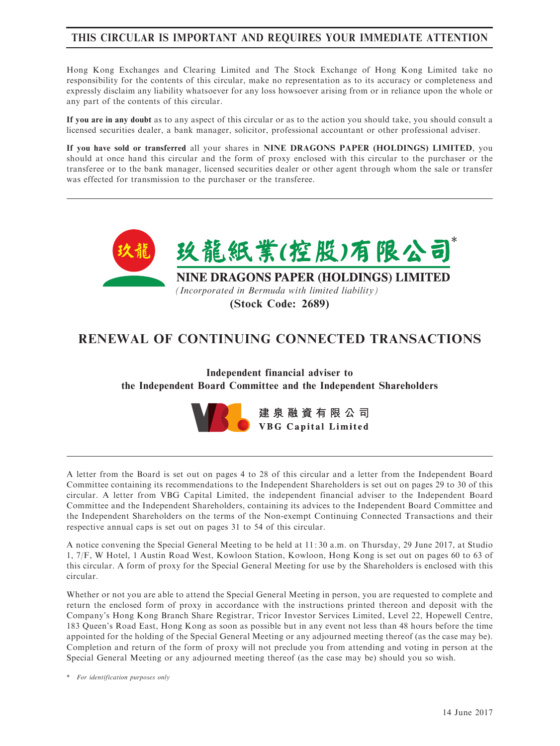# THIS CIRCULAR IS IMPORTANT AND REQUIRES YOUR IMMEDIATE ATTENTION

Hong Kong Exchanges and Clearing Limited and The Stock Exchange of Hong Kong Limited take no responsibility for the contents of this circular, make no representation as to its accuracy or completeness and expressly disclaim any liability whatsoever for any loss howsoever arising from or in reliance upon the whole or any part of the contents of this circular.

**If you are in any doubt** as to any aspect of this circular or as to the action you should take, you should consult a licensed securities dealer, a bank manager, solicitor, professional accountant or other professional adviser.

**If you have sold or transferred** all your shares in **NINE DRAGONS PAPER (HOLDINGS) LIMITED**, you should at once hand this circular and the form of proxy enclosed with this circular to the purchaser or the transferee or to the bank manager, licensed securities dealer or other agent through whom the sale or transfer was effected for transmission to the purchaser or the transferee.

玖龍紙業(控股)有限公司*

**NINE DRAGONS PAPER (HOLDINGS) LIMITED**

*(Incorporated in Bermuda with limited liability)*

**(Stock Code: 2689)**

## RENEWAL OF CONTINUING CONNECTED TRANSACTIONS

**Independent financial adviser to the Independent Board Committee and the Independent Shareholders**

**建泉融資有限公司**
**VBG Capital Limited**

A letter from the Board is set out on pages 4 to 28 of this circular and a letter from the Independent Board Committee containing its recommendations to the Independent Shareholders is set out on pages 29 to 30 of this circular. A letter from VBG Capital Limited, the independent financial adviser to the Independent Board Committee and the Independent Shareholders, containing its advices to the Independent Board Committee and the Independent Shareholders on the terms of the Non-exempt Continuing Connected Transactions and their respective annual caps is set out on pages 31 to 54 of this circular.

A notice convening the Special General Meeting to be held at 11:30 a.m. on Thursday, 29 June 2017, at Studio 1, 7/F, W Hotel, 1 Austin Road West, Kowloon Station, Kowloon, Hong Kong is set out on pages 60 to 63 of this circular. A form of proxy for the Special General Meeting for use by the Shareholders is enclosed with this circular.

Whether or not you are able to attend the Special General Meeting in person, you are requested to complete and return the enclosed form of proxy in accordance with the instructions printed thereon and deposit with the Company's Hong Kong Branch Share Registrar, Tricor Investor Services Limited, Level 22, Hopewell Centre, 183 Queen's Road East, Hong Kong as soon as possible but in any event not less than 48 hours before the time appointed for the holding of the Special General Meeting or any adjourned meeting thereof (as the case may be). Completion and return of the form of proxy will not preclude you from attending and voting in person at the Special General Meeting or any adjourned meeting thereof (as the case may be) should you so wish.

\* *For identification purposes only*

14 June 2017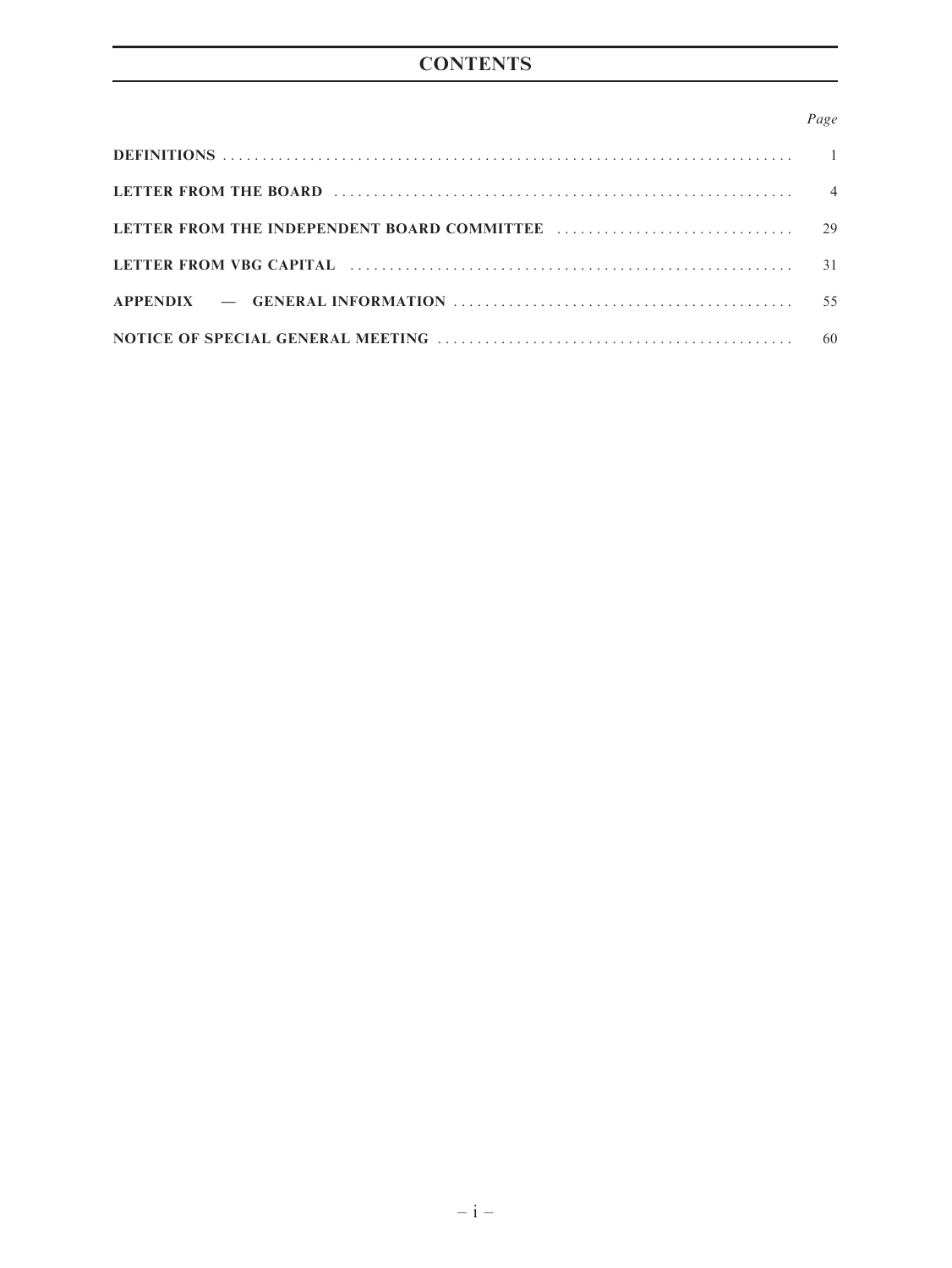# CONTENTS

| | Page |
|---|---|
| **DEFINITIONS** | 1 |
| **LETTER FROM THE BOARD** | 4 |
| **LETTER FROM THE INDEPENDENT BOARD COMMITTEE** | 29 |
| **LETTER FROM VBG CAPITAL** | 31 |
| **APPENDIX — GENERAL INFORMATION** | 55 |
| **NOTICE OF SPECIAL GENERAL MEETING** | 60 |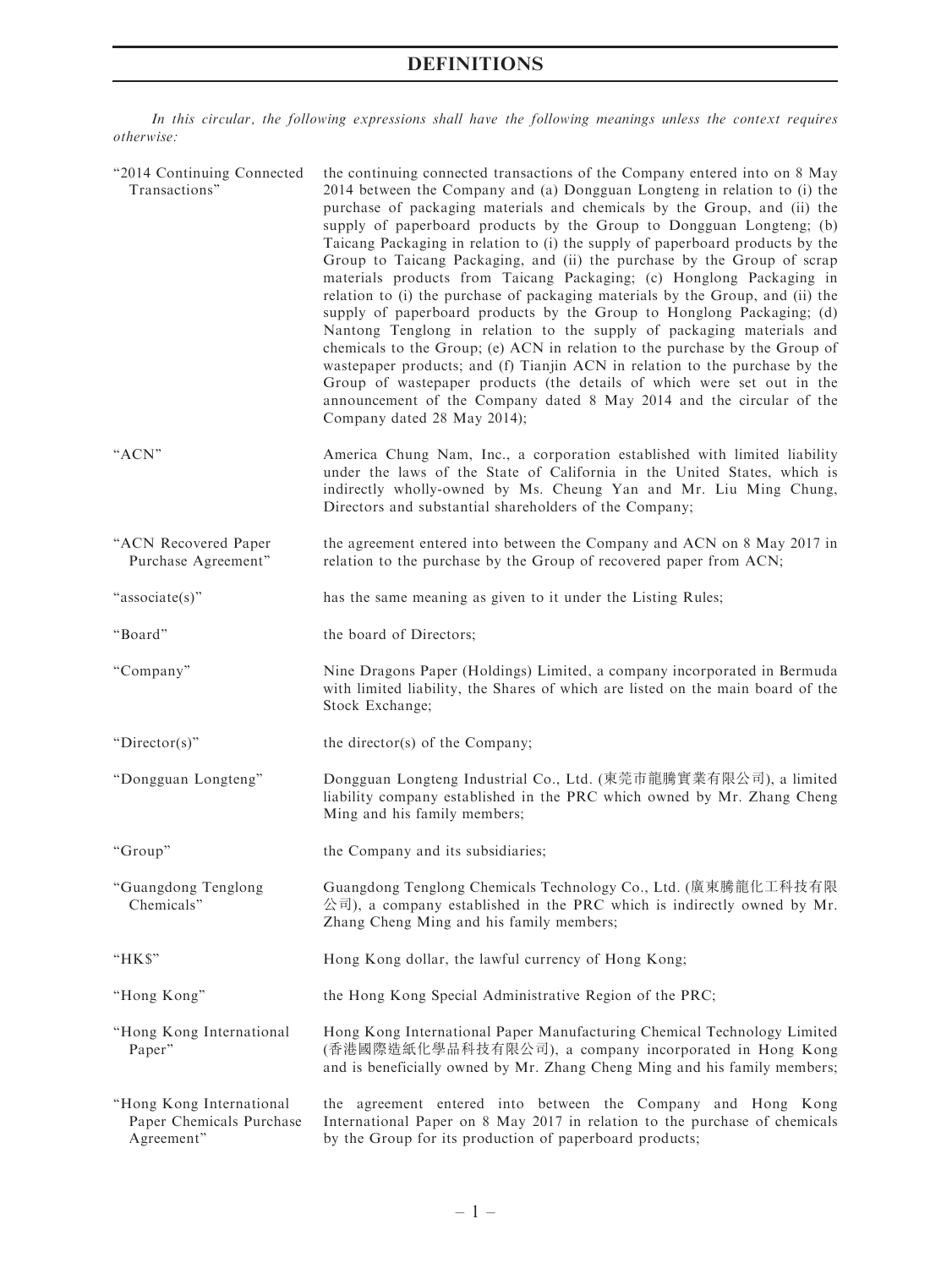# DEFINITIONS

*In this circular, the following expressions shall have the following meanings unless the context requires otherwise:*

| | |
|---|---|
| "2014 Continuing Connected Transactions" | the continuing connected transactions of the Company entered into on 8 May 2014 between the Company and (a) Dongguan Longteng in relation to (i) the purchase of packaging materials and chemicals by the Group, and (ii) the supply of paperboard products by the Group to Dongguan Longteng; (b) Taicang Packaging in relation to (i) the supply of paperboard products by the Group to Taicang Packaging, and (ii) the purchase by the Group of scrap materials products from Taicang Packaging; (c) Honglong Packaging in relation to (i) the purchase of packaging materials by the Group, and (ii) the supply of paperboard products by the Group to Honglong Packaging; (d) Nantong Tenglong in relation to the supply of packaging materials and chemicals to the Group; (e) ACN in relation to the purchase by the Group of wastepaper products; and (f) Tianjin ACN in relation to the purchase by the Group of wastepaper products (the details of which were set out in the announcement of the Company dated 8 May 2014 and the circular of the Company dated 28 May 2014); |
| "ACN" | America Chung Nam, Inc., a corporation established with limited liability under the laws of the State of California in the United States, which is indirectly wholly-owned by Ms. Cheung Yan and Mr. Liu Ming Chung, Directors and substantial shareholders of the Company; |
| "ACN Recovered Paper Purchase Agreement" | the agreement entered into between the Company and ACN on 8 May 2017 in relation to the purchase by the Group of recovered paper from ACN; |
| "associate(s)" | has the same meaning as given to it under the Listing Rules; |
| "Board" | the board of Directors; |
| "Company" | Nine Dragons Paper (Holdings) Limited, a company incorporated in Bermuda with limited liability, the Shares of which are listed on the main board of the Stock Exchange; |
| "Director(s)" | the director(s) of the Company; |
| "Dongguan Longteng" | Dongguan Longteng Industrial Co., Ltd. (東莞市龍騰實業有限公司), a limited liability company established in the PRC which owned by Mr. Zhang Cheng Ming and his family members; |
| "Group" | the Company and its subsidiaries; |
| "Guangdong Tenglong Chemicals" | Guangdong Tenglong Chemicals Technology Co., Ltd. (廣東騰龍化工科技有限公司), a company established in the PRC which is indirectly owned by Mr. Zhang Cheng Ming and his family members; |
| "HK$" | Hong Kong dollar, the lawful currency of Hong Kong; |
| "Hong Kong" | the Hong Kong Special Administrative Region of the PRC; |
| "Hong Kong International Paper" | Hong Kong International Paper Manufacturing Chemical Technology Limited (香港國際造紙化學品科技有限公司), a company incorporated in Hong Kong and is beneficially owned by Mr. Zhang Cheng Ming and his family members; |
| "Hong Kong International Paper Chemicals Purchase Agreement" | the agreement entered into between the Company and Hong Kong International Paper on 8 May 2017 in relation to the purchase of chemicals by the Group for its production of paperboard products; |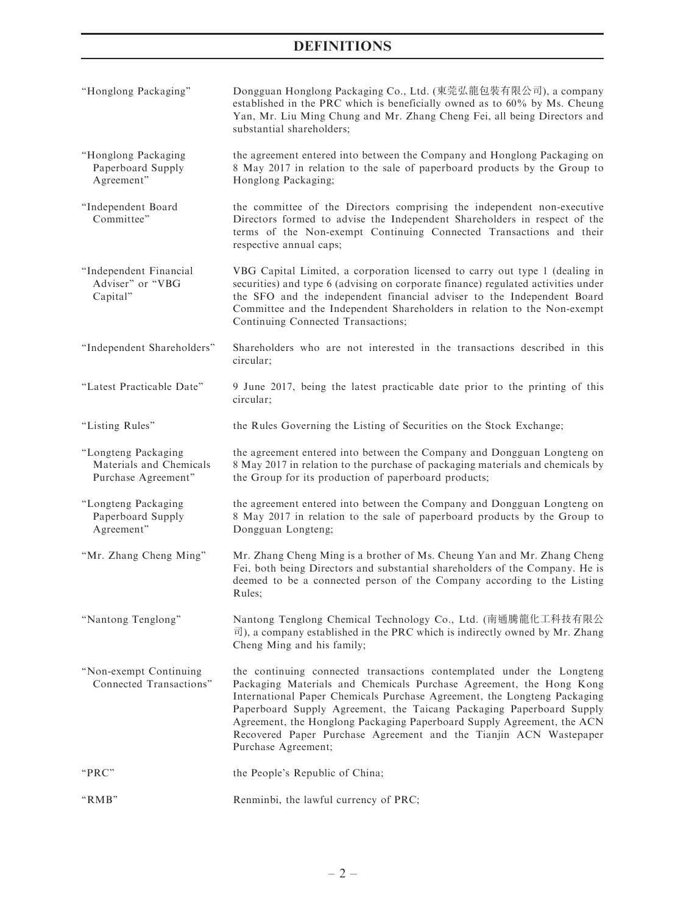# DEFINITIONS

| | |
|---|---|
| "Honglong Packaging" | Dongguan Honglong Packaging Co., Ltd. (東莞弘龍包裝有限公司), a company established in the PRC which is beneficially owned as to 60% by Ms. Cheung Yan, Mr. Liu Ming Chung and Mr. Zhang Cheng Fei, all being Directors and substantial shareholders; |
| "Honglong Packaging Paperboard Supply Agreement" | the agreement entered into between the Company and Honglong Packaging on 8 May 2017 in relation to the sale of paperboard products by the Group to Honglong Packaging; |
| "Independent Board Committee" | the committee of the Directors comprising the independent non-executive Directors formed to advise the Independent Shareholders in respect of the terms of the Non-exempt Continuing Connected Transactions and their respective annual caps; |
| "Independent Financial Adviser" or "VBG Capital" | VBG Capital Limited, a corporation licensed to carry out type 1 (dealing in securities) and type 6 (advising on corporate finance) regulated activities under the SFO and the independent financial adviser to the Independent Board Committee and the Independent Shareholders in relation to the Non-exempt Continuing Connected Transactions; |
| "Independent Shareholders" | Shareholders who are not interested in the transactions described in this circular; |
| "Latest Practicable Date" | 9 June 2017, being the latest practicable date prior to the printing of this circular; |
| "Listing Rules" | the Rules Governing the Listing of Securities on the Stock Exchange; |
| "Longteng Packaging Materials and Chemicals Purchase Agreement" | the agreement entered into between the Company and Dongguan Longteng on 8 May 2017 in relation to the purchase of packaging materials and chemicals by the Group for its production of paperboard products; |
| "Longteng Packaging Paperboard Supply Agreement" | the agreement entered into between the Company and Dongguan Longteng on 8 May 2017 in relation to the sale of paperboard products by the Group to Dongguan Longteng; |
| "Mr. Zhang Cheng Ming" | Mr. Zhang Cheng Ming is a brother of Ms. Cheung Yan and Mr. Zhang Cheng Fei, both being Directors and substantial shareholders of the Company. He is deemed to be a connected person of the Company according to the Listing Rules; |
| "Nantong Tenglong" | Nantong Tenglong Chemical Technology Co., Ltd. (南通騰龍化工科技有限公司), a company established in the PRC which is indirectly owned by Mr. Zhang Cheng Ming and his family; |
| "Non-exempt Continuing Connected Transactions" | the continuing connected transactions contemplated under the Longteng Packaging Materials and Chemicals Purchase Agreement, the Hong Kong International Paper Chemicals Purchase Agreement, the Longteng Packaging Paperboard Supply Agreement, the Taicang Packaging Paperboard Supply Agreement, the Honglong Packaging Paperboard Supply Agreement, the ACN Recovered Paper Purchase Agreement and the Tianjin ACN Wastepaper Purchase Agreement; |
| "PRC" | the People's Republic of China; |
| "RMB" | Renminbi, the lawful currency of PRC; |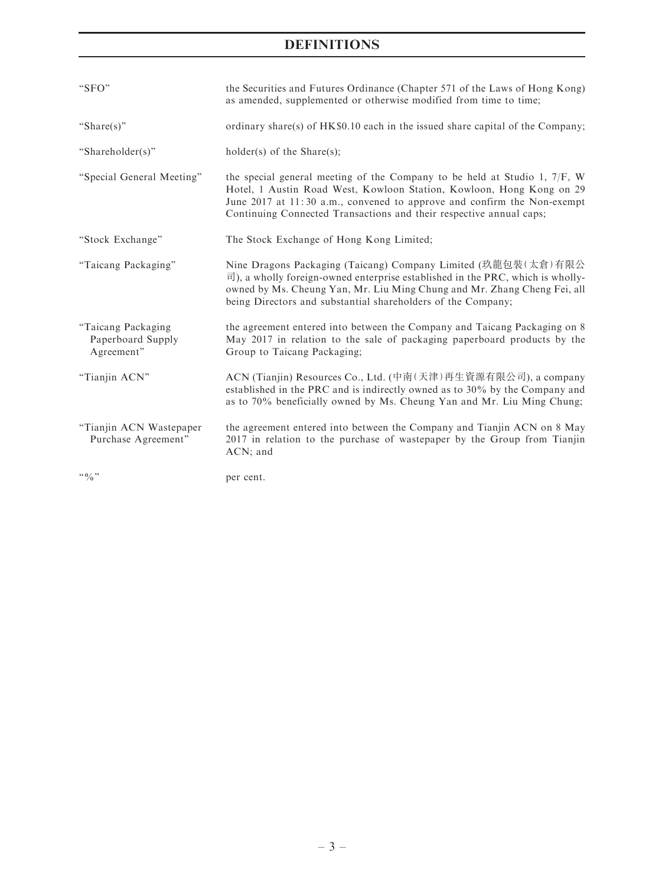# DEFINITIONS

| | |
|---|---|
| "SFO" | the Securities and Futures Ordinance (Chapter 571 of the Laws of Hong Kong) as amended, supplemented or otherwise modified from time to time; |
| "Share(s)" | ordinary share(s) of HK$0.10 each in the issued share capital of the Company; |
| "Shareholder(s)" | holder(s) of the Share(s); |
| "Special General Meeting" | the special general meeting of the Company to be held at Studio 1, 7/F, W Hotel, 1 Austin Road West, Kowloon Station, Kowloon, Hong Kong on 29 June 2017 at 11:30 a.m., convened to approve and confirm the Non-exempt Continuing Connected Transactions and their respective annual caps; |
| "Stock Exchange" | The Stock Exchange of Hong Kong Limited; |
| "Taicang Packaging" | Nine Dragons Packaging (Taicang) Company Limited (玖龍包裝(太倉)有限公司), a wholly foreign-owned enterprise established in the PRC, which is wholly-owned by Ms. Cheung Yan, Mr. Liu Ming Chung and Mr. Zhang Cheng Fei, all being Directors and substantial shareholders of the Company; |
| "Taicang Packaging Paperboard Supply Agreement" | the agreement entered into between the Company and Taicang Packaging on 8 May 2017 in relation to the sale of packaging paperboard products by the Group to Taicang Packaging; |
| "Tianjin ACN" | ACN (Tianjin) Resources Co., Ltd. (中南(天津)再生資源有限公司), a company established in the PRC and is indirectly owned as to 30% by the Company and as to 70% beneficially owned by Ms. Cheung Yan and Mr. Liu Ming Chung; |
| "Tianjin ACN Wastepaper Purchase Agreement" | the agreement entered into between the Company and Tianjin ACN on 8 May 2017 in relation to the purchase of wastepaper by the Group from Tianjin ACN; and |
| "%" | per cent. |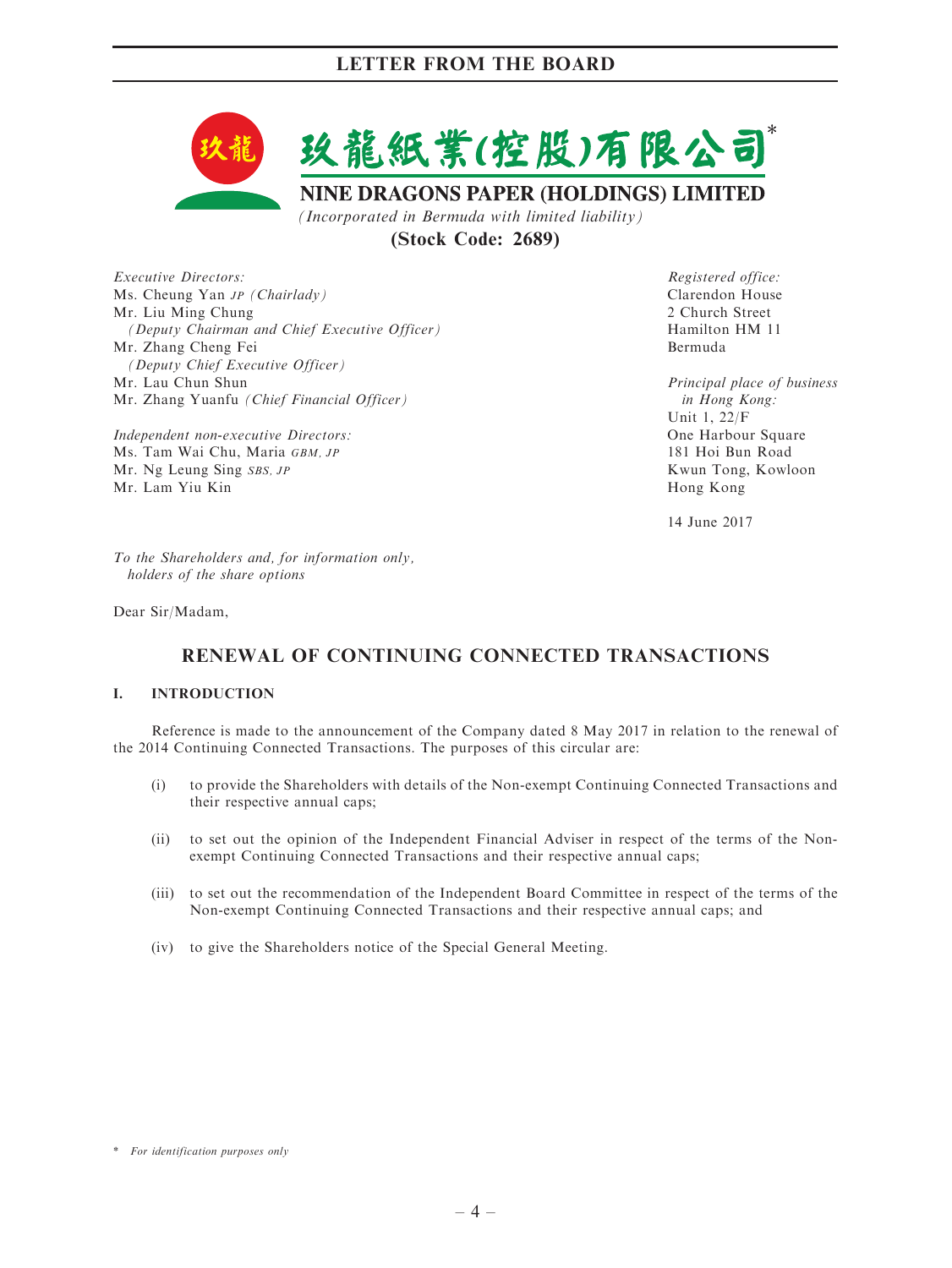玖龍紙業(控股)有限公司*

**NINE DRAGONS PAPER (HOLDINGS) LIMITED**

*(Incorporated in Bermuda with limited liability)*

**(Stock Code: 2689)**

*Executive Directors:*
Ms. Cheung Yan *JP (Chairlady)*
Mr. Liu Ming Chung
*(Deputy Chairman and Chief Executive Officer)*
Mr. Zhang Cheng Fei
*(Deputy Chief Executive Officer)*
Mr. Lau Chun Shun
Mr. Zhang Yuanfu *(Chief Financial Officer)*

*Independent non-executive Directors:*
Ms. Tam Wai Chu, Maria *GBM, JP*
Mr. Ng Leung Sing *SBS, JP*
Mr. Lam Yiu Kin

*Registered office:*
Clarendon House
2 Church Street
Hamilton HM 11
Bermuda

*Principal place of business in Hong Kong:*
Unit 1, 22/F
One Harbour Square
181 Hoi Bun Road
Kwun Tong, Kowloon
Hong Kong

14 June 2017

*To the Shareholders and, for information only, holders of the share options*

Dear Sir/Madam,

## RENEWAL OF CONTINUING CONNECTED TRANSACTIONS

### I. INTRODUCTION

Reference is made to the announcement of the Company dated 8 May 2017 in relation to the renewal of the 2014 Continuing Connected Transactions. The purposes of this circular are:

(i) to provide the Shareholders with details of the Non-exempt Continuing Connected Transactions and their respective annual caps;

(ii) to set out the opinion of the Independent Financial Adviser in respect of the terms of the Non-exempt Continuing Connected Transactions and their respective annual caps;

(iii) to set out the recommendation of the Independent Board Committee in respect of the terms of the Non-exempt Continuing Connected Transactions and their respective annual caps; and

(iv) to give the Shareholders notice of the Special General Meeting.

\* *For identification purposes only*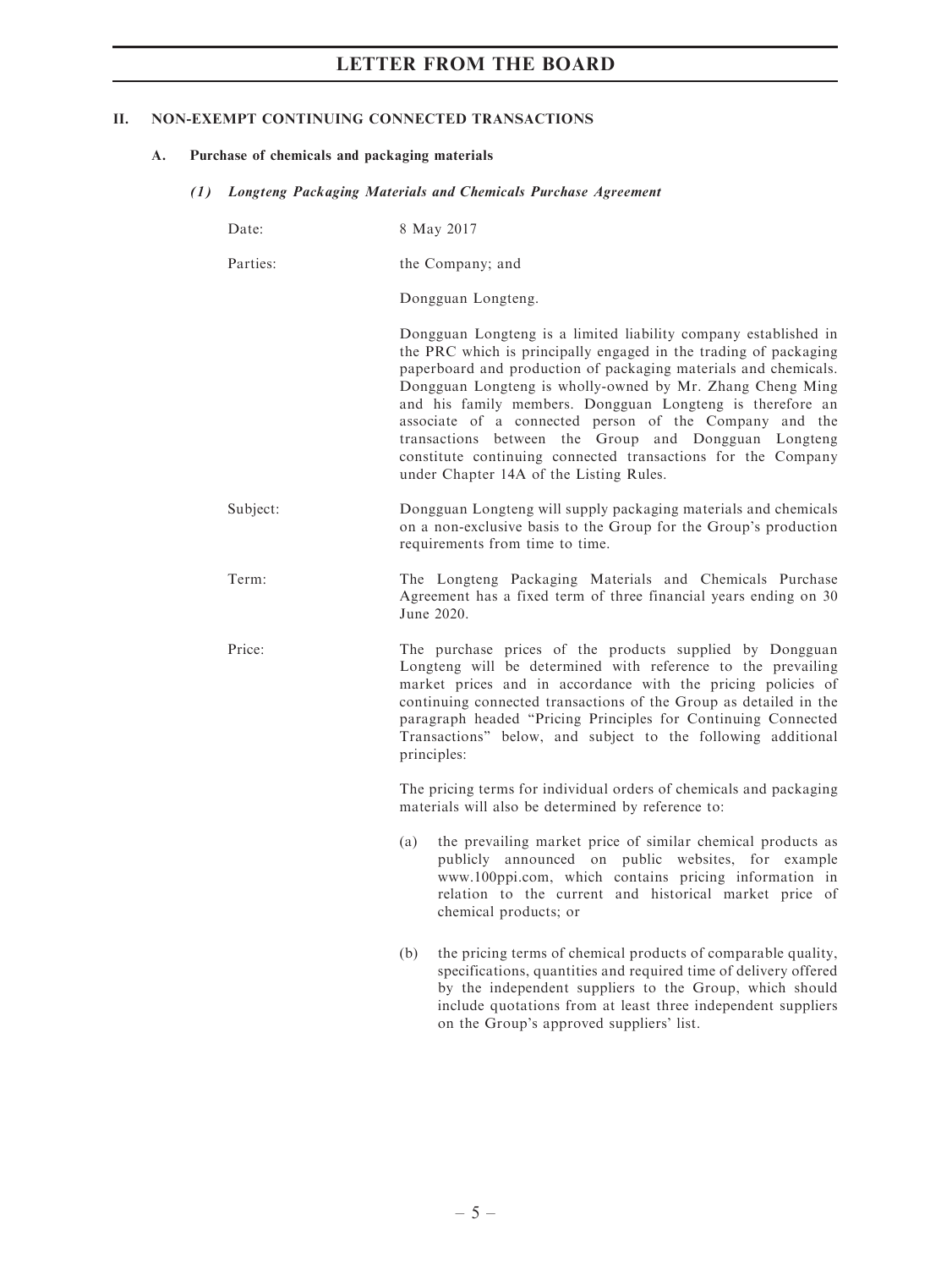## II. NON-EXEMPT CONTINUING CONNECTED TRANSACTIONS

### A. Purchase of chemicals and packaging materials

#### *(1) Longteng Packaging Materials and Chemicals Purchase Agreement*

Date: 8 May 2017

Parties: the Company; and

Dongguan Longteng.

Dongguan Longteng is a limited liability company established in the PRC which is principally engaged in the trading of packaging paperboard and production of packaging materials and chemicals. Dongguan Longteng is wholly-owned by Mr. Zhang Cheng Ming and his family members. Dongguan Longteng is therefore an associate of a connected person of the Company and the transactions between the Group and Dongguan Longteng constitute continuing connected transactions for the Company under Chapter 14A of the Listing Rules.

Subject: Dongguan Longteng will supply packaging materials and chemicals on a non-exclusive basis to the Group for the Group's production requirements from time to time.

Term: The Longteng Packaging Materials and Chemicals Purchase Agreement has a fixed term of three financial years ending on 30 June 2020.

Price: The purchase prices of the products supplied by Dongguan Longteng will be determined with reference to the prevailing market prices and in accordance with the pricing policies of continuing connected transactions of the Group as detailed in the paragraph headed "Pricing Principles for Continuing Connected Transactions" below, and subject to the following additional principles:

The pricing terms for individual orders of chemicals and packaging materials will also be determined by reference to:

(a) the prevailing market price of similar chemical products as publicly announced on public websites, for example www.100ppi.com, which contains pricing information in relation to the current and historical market price of chemical products; or

(b) the pricing terms of chemical products of comparable quality, specifications, quantities and required time of delivery offered by the independent suppliers to the Group, which should include quotations from at least three independent suppliers on the Group's approved suppliers' list.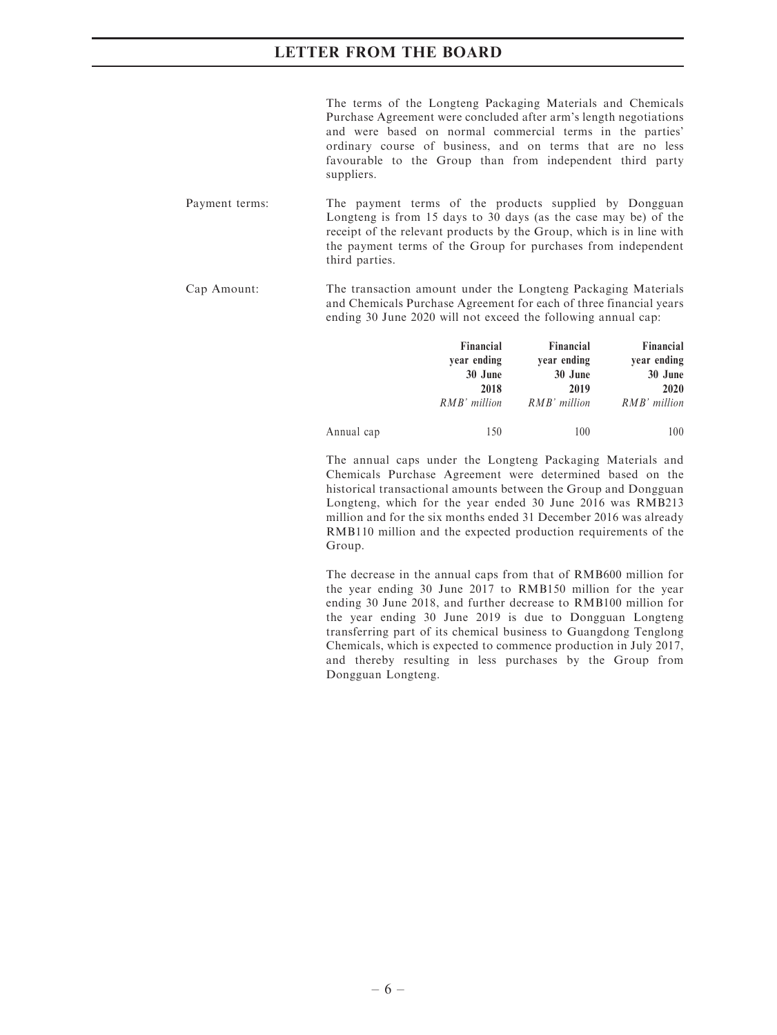The terms of the Longteng Packaging Materials and Chemicals Purchase Agreement were concluded after arm's length negotiations and were based on normal commercial terms in the parties' ordinary course of business, and on terms that are no less favourable to the Group than from independent third party suppliers.

Payment terms: The payment terms of the products supplied by Dongguan Longteng is from 15 days to 30 days (as the case may be) of the receipt of the relevant products by the Group, which is in line with the payment terms of the Group for purchases from independent third parties.

Cap Amount: The transaction amount under the Longteng Packaging Materials and Chemicals Purchase Agreement for each of three financial years ending 30 June 2020 will not exceed the following annual cap:

| | **Financial year ending 30 June 2018** | **Financial year ending 30 June 2019** | **Financial year ending 30 June 2020** |
|---|---|---|---|
| | *RMB' million* | *RMB' million* | *RMB' million* |
| Annual cap | 150 | 100 | 100 |

The annual caps under the Longteng Packaging Materials and Chemicals Purchase Agreement were determined based on the historical transactional amounts between the Group and Dongguan Longteng, which for the year ended 30 June 2016 was RMB213 million and for the six months ended 31 December 2016 was already RMB110 million and the expected production requirements of the Group.

The decrease in the annual caps from that of RMB600 million for the year ending 30 June 2017 to RMB150 million for the year ending 30 June 2018, and further decrease to RMB100 million for the year ending 30 June 2019 is due to Dongguan Longteng transferring part of its chemical business to Guangdong Tenglong Chemicals, which is expected to commence production in July 2017, and thereby resulting in less purchases by the Group from Dongguan Longteng.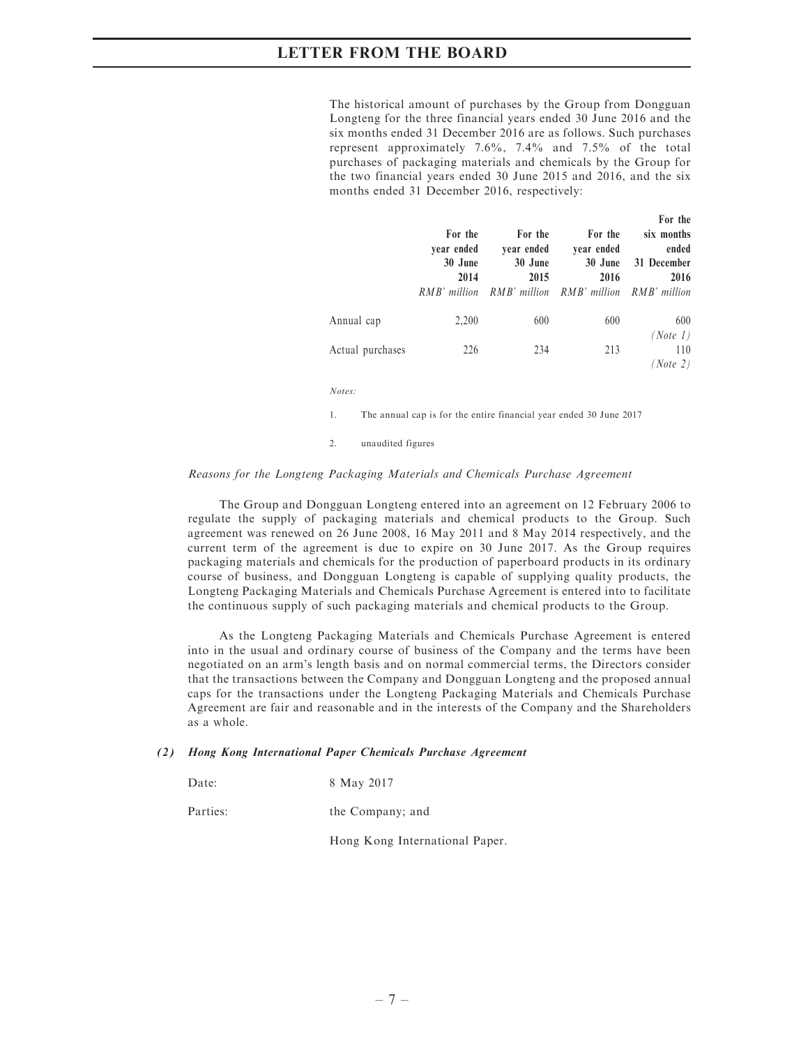The historical amount of purchases by the Group from Dongguan Longteng for the three financial years ended 30 June 2016 and the six months ended 31 December 2016 are as follows. Such purchases represent approximately 7.6%, 7.4% and 7.5% of the total purchases of packaging materials and chemicals by the Group for the two financial years ended 30 June 2015 and 2016, and the six months ended 31 December 2016, respectively:

| | For the year ended 30 June 2014 | For the year ended 30 June 2015 | For the year ended 30 June 2016 | For the six months ended 31 December 2016 |
|---|---|---|---|---|
| | *RMB' million* | *RMB' million* | *RMB' million* | *RMB' million* |
| Annual cap | 2,200 | 600 | 600 | 600 *(Note 1)* |
| Actual purchases | 226 | 234 | 213 | 110 *(Note 2)* |

*Notes:*

1. The annual cap is for the entire financial year ended 30 June 2017

2. unaudited figures

*Reasons for the Longteng Packaging Materials and Chemicals Purchase Agreement*

The Group and Dongguan Longteng entered into an agreement on 12 February 2006 to regulate the supply of packaging materials and chemical products to the Group. Such agreement was renewed on 26 June 2008, 16 May 2011 and 8 May 2014 respectively, and the current term of the agreement is due to expire on 30 June 2017. As the Group requires packaging materials and chemicals for the production of paperboard products in its ordinary course of business, and Dongguan Longteng is capable of supplying quality products, the Longteng Packaging Materials and Chemicals Purchase Agreement is entered into to facilitate the continuous supply of such packaging materials and chemical products to the Group.

As the Longteng Packaging Materials and Chemicals Purchase Agreement is entered into in the usual and ordinary course of business of the Company and the terms have been negotiated on an arm's length basis and on normal commercial terms, the Directors consider that the transactions between the Company and Dongguan Longteng and the proposed annual caps for the transactions under the Longteng Packaging Materials and Chemicals Purchase Agreement are fair and reasonable and in the interests of the Company and the Shareholders as a whole.

***(2) Hong Kong International Paper Chemicals Purchase Agreement***

Date: 8 May 2017

Parties: the Company; and

Hong Kong International Paper.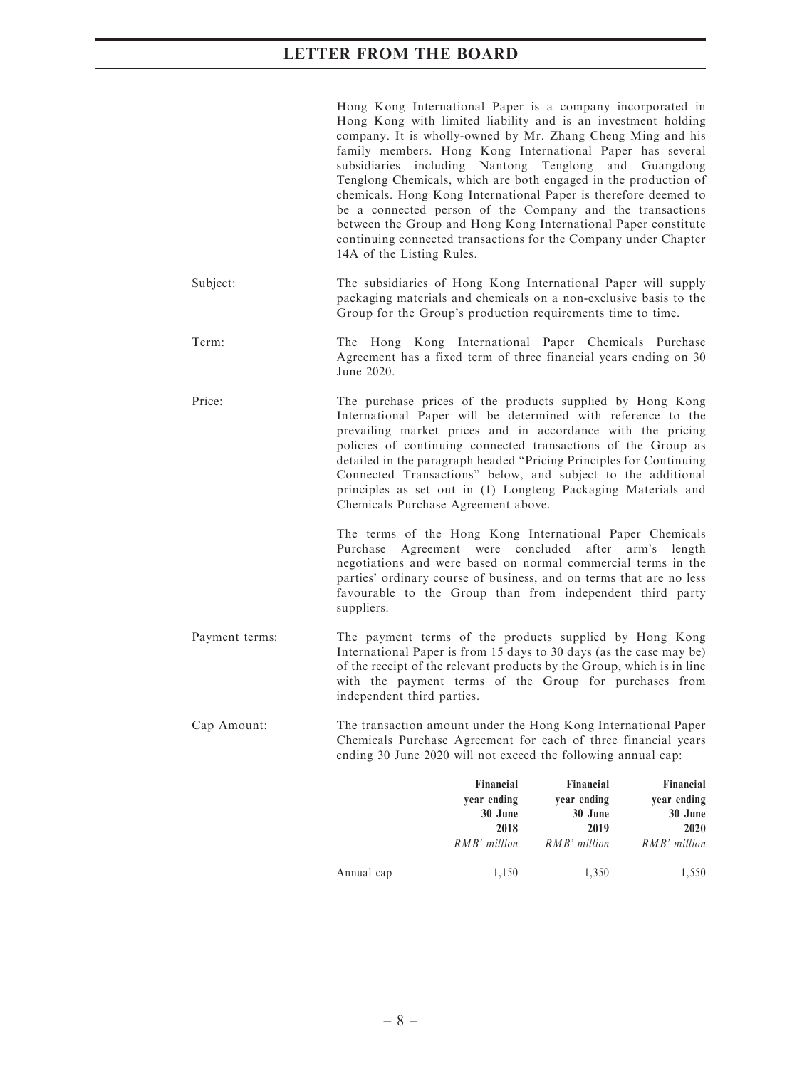Hong Kong International Paper is a company incorporated in Hong Kong with limited liability and is an investment holding company. It is wholly-owned by Mr. Zhang Cheng Ming and his family members. Hong Kong International Paper has several subsidiaries including Nantong Tenglong and Guangdong Tenglong Chemicals, which are both engaged in the production of chemicals. Hong Kong International Paper is therefore deemed to be a connected person of the Company and the transactions between the Group and Hong Kong International Paper constitute continuing connected transactions for the Company under Chapter 14A of the Listing Rules.

Subject: The subsidiaries of Hong Kong International Paper will supply packaging materials and chemicals on a non-exclusive basis to the Group for the Group's production requirements time to time.

Term: The Hong Kong International Paper Chemicals Purchase Agreement has a fixed term of three financial years ending on 30 June 2020.

Price: The purchase prices of the products supplied by Hong Kong International Paper will be determined with reference to the prevailing market prices and in accordance with the pricing policies of continuing connected transactions of the Group as detailed in the paragraph headed "Pricing Principles for Continuing Connected Transactions" below, and subject to the additional principles as set out in (1) Longteng Packaging Materials and Chemicals Purchase Agreement above.

The terms of the Hong Kong International Paper Chemicals Purchase Agreement were concluded after arm's length negotiations and were based on normal commercial terms in the parties' ordinary course of business, and on terms that are no less favourable to the Group than from independent third party suppliers.

Payment terms: The payment terms of the products supplied by Hong Kong International Paper is from 15 days to 30 days (as the case may be) of the receipt of the relevant products by the Group, which is in line with the payment terms of the Group for purchases from independent third parties.

Cap Amount: The transaction amount under the Hong Kong International Paper Chemicals Purchase Agreement for each of three financial years ending 30 June 2020 will not exceed the following annual cap:

| | Financial year ending 30 June 2018 | Financial year ending 30 June 2019 | Financial year ending 30 June 2020 |
|---|---|---|---|
| | *RMB' million* | *RMB' million* | *RMB' million* |
| Annual cap | 1,150 | 1,350 | 1,550 |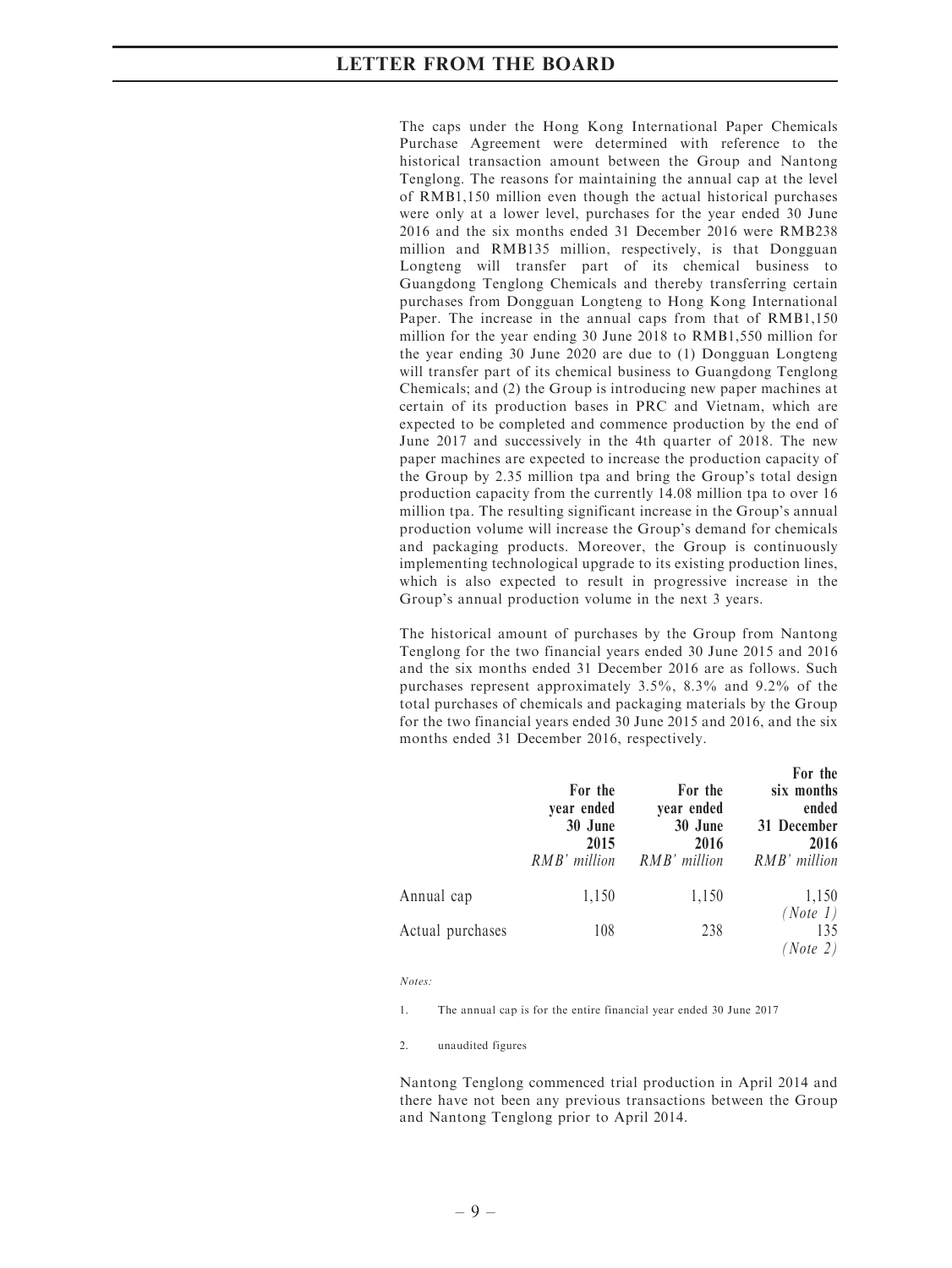The caps under the Hong Kong International Paper Chemicals Purchase Agreement were determined with reference to the historical transaction amount between the Group and Nantong Tenglong. The reasons for maintaining the annual cap at the level of RMB1,150 million even though the actual historical purchases were only at a lower level, purchases for the year ended 30 June 2016 and the six months ended 31 December 2016 were RMB238 million and RMB135 million, respectively, is that Dongguan Longteng will transfer part of its chemical business to Guangdong Tenglong Chemicals and thereby transferring certain purchases from Dongguan Longteng to Hong Kong International Paper. The increase in the annual caps from that of RMB1,150 million for the year ending 30 June 2018 to RMB1,550 million for the year ending 30 June 2020 are due to (1) Dongguan Longteng will transfer part of its chemical business to Guangdong Tenglong Chemicals; and (2) the Group is introducing new paper machines at certain of its production bases in PRC and Vietnam, which are expected to be completed and commence production by the end of June 2017 and successively in the 4th quarter of 2018. The new paper machines are expected to increase the production capacity of the Group by 2.35 million tpa and bring the Group's total design production capacity from the currently 14.08 million tpa to over 16 million tpa. The resulting significant increase in the Group's annual production volume will increase the Group's demand for chemicals and packaging products. Moreover, the Group is continuously implementing technological upgrade to its existing production lines, which is also expected to result in progressive increase in the Group's annual production volume in the next 3 years.

The historical amount of purchases by the Group from Nantong Tenglong for the two financial years ended 30 June 2015 and 2016 and the six months ended 31 December 2016 are as follows. Such purchases represent approximately 3.5%, 8.3% and 9.2% of the total purchases of chemicals and packaging materials by the Group for the two financial years ended 30 June 2015 and 2016, and the six months ended 31 December 2016, respectively.

| | **For the year ended 30 June 2015** | **For the year ended 30 June 2016** | **For the six months ended 31 December 2016** |
|---|---|---|---|
| | *RMB' million* | *RMB' million* | *RMB' million* |
| Annual cap | 1,150 | 1,150 | 1,150 *(Note 1)* |
| Actual purchases | 108 | 238 | 135 *(Note 2)* |

*Notes:*

1. The annual cap is for the entire financial year ended 30 June 2017

2. unaudited figures

Nantong Tenglong commenced trial production in April 2014 and there have not been any previous transactions between the Group and Nantong Tenglong prior to April 2014.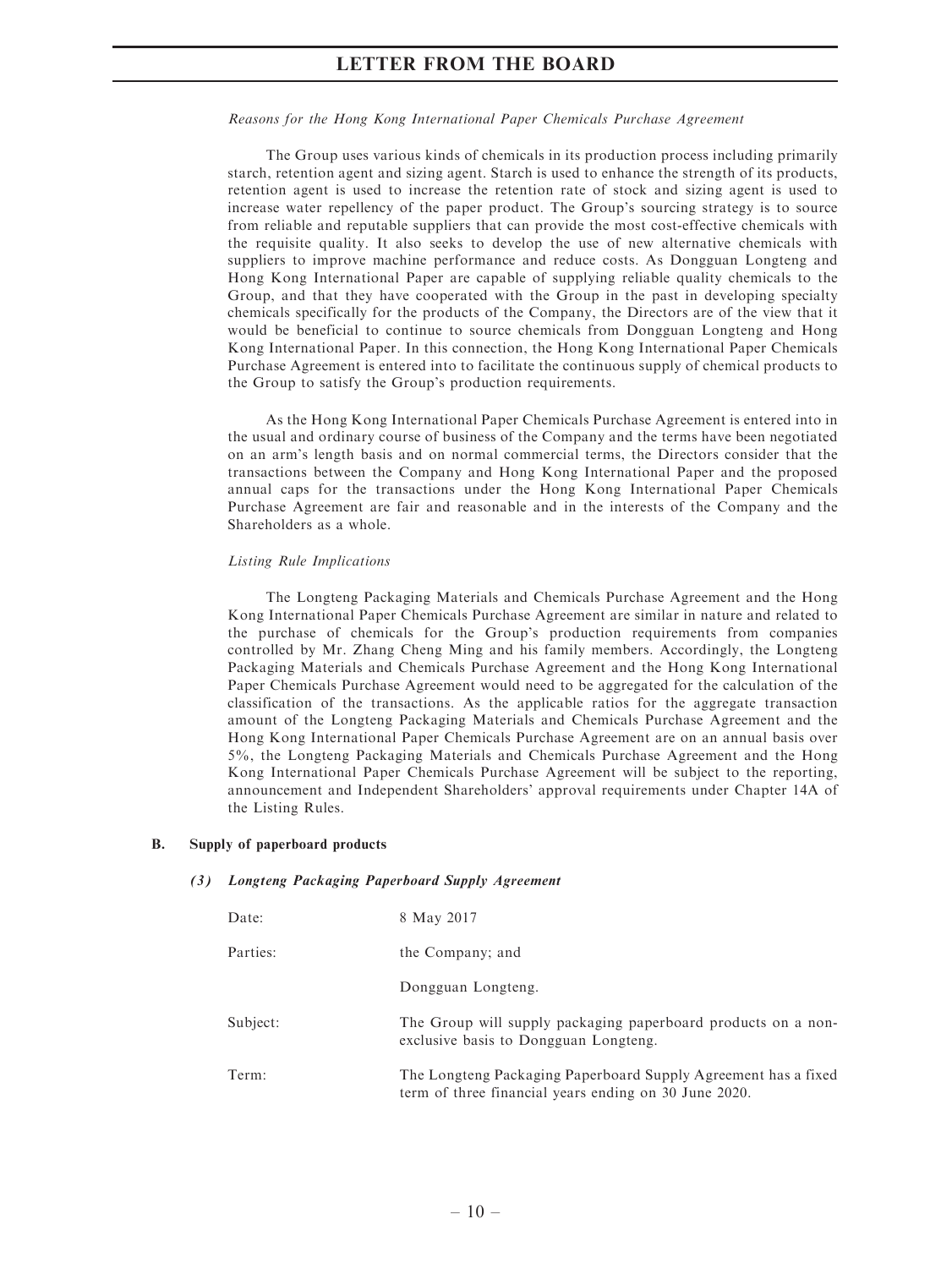*Reasons for the Hong Kong International Paper Chemicals Purchase Agreement*

The Group uses various kinds of chemicals in its production process including primarily starch, retention agent and sizing agent. Starch is used to enhance the strength of its products, retention agent is used to increase the retention rate of stock and sizing agent is used to increase water repellency of the paper product. The Group's sourcing strategy is to source from reliable and reputable suppliers that can provide the most cost-effective chemicals with the requisite quality. It also seeks to develop the use of new alternative chemicals with suppliers to improve machine performance and reduce costs. As Dongguan Longteng and Hong Kong International Paper are capable of supplying reliable quality chemicals to the Group, and that they have cooperated with the Group in the past in developing specialty chemicals specifically for the products of the Company, the Directors are of the view that it would be beneficial to continue to source chemicals from Dongguan Longteng and Hong Kong International Paper. In this connection, the Hong Kong International Paper Chemicals Purchase Agreement is entered into to facilitate the continuous supply of chemical products to the Group to satisfy the Group's production requirements.

As the Hong Kong International Paper Chemicals Purchase Agreement is entered into in the usual and ordinary course of business of the Company and the terms have been negotiated on an arm's length basis and on normal commercial terms, the Directors consider that the transactions between the Company and Hong Kong International Paper and the proposed annual caps for the transactions under the Hong Kong International Paper Chemicals Purchase Agreement are fair and reasonable and in the interests of the Company and the Shareholders as a whole.

*Listing Rule Implications*

The Longteng Packaging Materials and Chemicals Purchase Agreement and the Hong Kong International Paper Chemicals Purchase Agreement are similar in nature and related to the purchase of chemicals for the Group's production requirements from companies controlled by Mr. Zhang Cheng Ming and his family members. Accordingly, the Longteng Packaging Materials and Chemicals Purchase Agreement and the Hong Kong International Paper Chemicals Purchase Agreement would need to be aggregated for the calculation of the classification of the transactions. As the applicable ratios for the aggregate transaction amount of the Longteng Packaging Materials and Chemicals Purchase Agreement and the Hong Kong International Paper Chemicals Purchase Agreement are on an annual basis over 5%, the Longteng Packaging Materials and Chemicals Purchase Agreement and the Hong Kong International Paper Chemicals Purchase Agreement will be subject to the reporting, announcement and Independent Shareholders' approval requirements under Chapter 14A of the Listing Rules.

**B. Supply of paperboard products**

***(3) Longteng Packaging Paperboard Supply Agreement***

| | |
|---|---|
| Date: | 8 May 2017 |
| Parties: | the Company; and<br><br>Dongguan Longteng. |
| Subject: | The Group will supply packaging paperboard products on a non-exclusive basis to Dongguan Longteng. |
| Term: | The Longteng Packaging Paperboard Supply Agreement has a fixed term of three financial years ending on 30 June 2020. |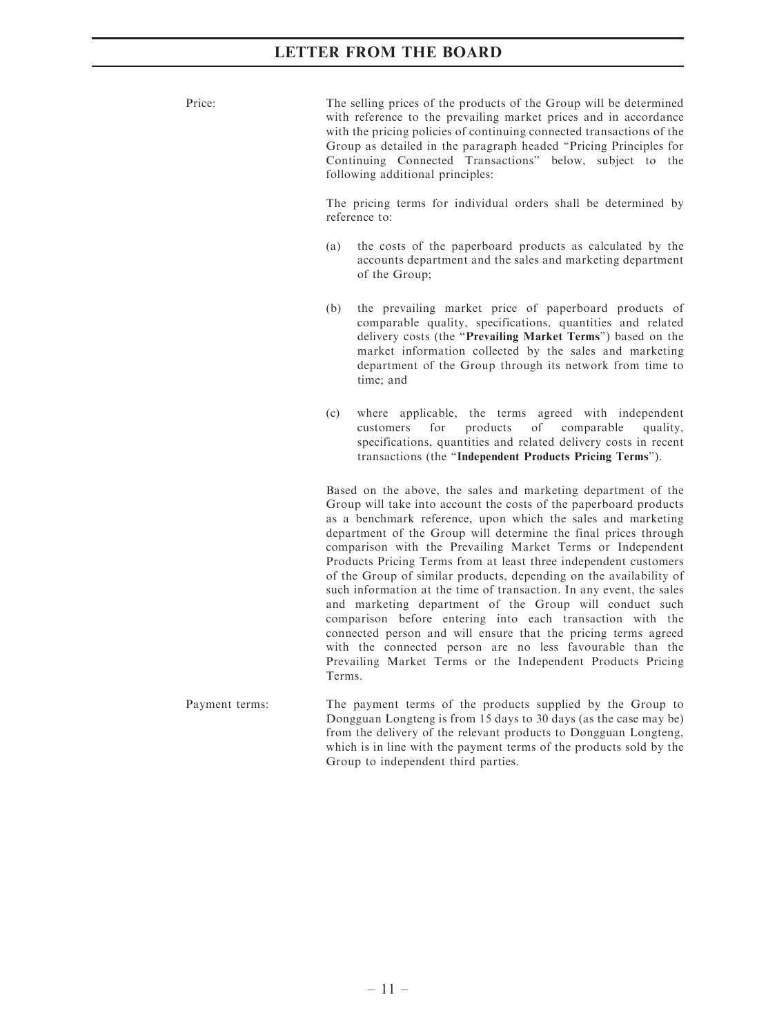Price: The selling prices of the products of the Group will be determined with reference to the prevailing market prices and in accordance with the pricing policies of continuing connected transactions of the Group as detailed in the paragraph headed "Pricing Principles for Continuing Connected Transactions" below, subject to the following additional principles:

The pricing terms for individual orders shall be determined by reference to:

(a) the costs of the paperboard products as calculated by the accounts department and the sales and marketing department of the Group;

(b) the prevailing market price of paperboard products of comparable quality, specifications, quantities and related delivery costs (the "**Prevailing Market Terms**") based on the market information collected by the sales and marketing department of the Group through its network from time to time; and

(c) where applicable, the terms agreed with independent customers for products of comparable quality, specifications, quantities and related delivery costs in recent transactions (the "**Independent Products Pricing Terms**").

Based on the above, the sales and marketing department of the Group will take into account the costs of the paperboard products as a benchmark reference, upon which the sales and marketing department of the Group will determine the final prices through comparison with the Prevailing Market Terms or Independent Products Pricing Terms from at least three independent customers of the Group of similar products, depending on the availability of such information at the time of transaction. In any event, the sales and marketing department of the Group will conduct such comparison before entering into each transaction with the connected person and will ensure that the pricing terms agreed with the connected person are no less favourable than the Prevailing Market Terms or the Independent Products Pricing Terms.

Payment terms: The payment terms of the products supplied by the Group to Dongguan Longteng is from 15 days to 30 days (as the case may be) from the delivery of the relevant products to Dongguan Longteng, which is in line with the payment terms of the products sold by the Group to independent third parties.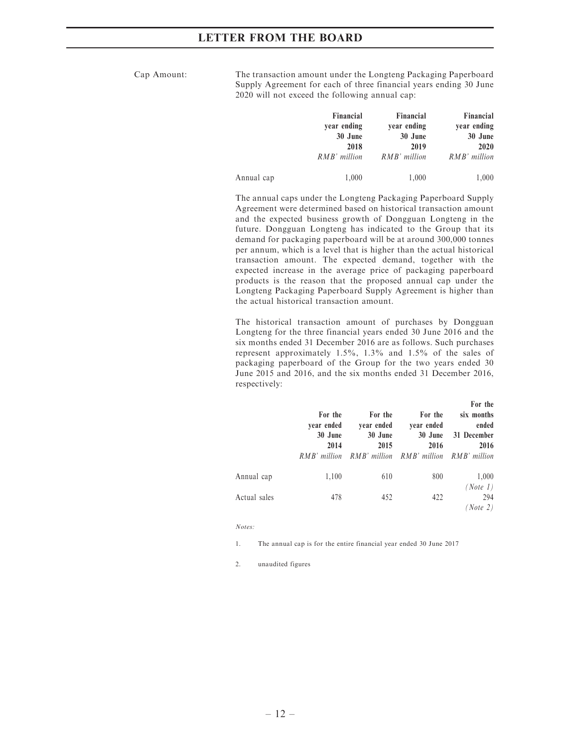Cap Amount: The transaction amount under the Longteng Packaging Paperboard Supply Agreement for each of three financial years ending 30 June 2020 will not exceed the following annual cap:

| | Financial year ending 30 June 2018 | Financial year ending 30 June 2019 | Financial year ending 30 June 2020 |
|---|---|---|---|
| | *RMB' million* | *RMB' million* | *RMB' million* |
| Annual cap | 1,000 | 1,000 | 1,000 |

The annual caps under the Longteng Packaging Paperboard Supply Agreement were determined based on historical transaction amount and the expected business growth of Dongguan Longteng in the future. Dongguan Longteng has indicated to the Group that its demand for packaging paperboard will be at around 300,000 tonnes per annum, which is a level that is higher than the actual historical transaction amount. The expected demand, together with the expected increase in the average price of packaging paperboard products is the reason that the proposed annual cap under the Longteng Packaging Paperboard Supply Agreement is higher than the actual historical transaction amount.

The historical transaction amount of purchases by Dongguan Longteng for the three financial years ended 30 June 2016 and the six months ended 31 December 2016 are as follows. Such purchases represent approximately 1.5%, 1.3% and 1.5% of the sales of packaging paperboard of the Group for the two years ended 30 June 2015 and 2016, and the six months ended 31 December 2016, respectively:

| | For the year ended 30 June 2014 | For the year ended 30 June 2015 | For the year ended 30 June 2016 | For the six months ended 31 December 2016 |
|---|---|---|---|---|
| | *RMB' million* | *RMB' million* | *RMB' million* | *RMB' million* |
| Annual cap | 1,100 | 610 | 800 | 1,000 *(Note 1)* |
| Actual sales | 478 | 452 | 422 | 294 *(Note 2)* |

*Notes:*

1. The annual cap is for the entire financial year ended 30 June 2017

2. unaudited figures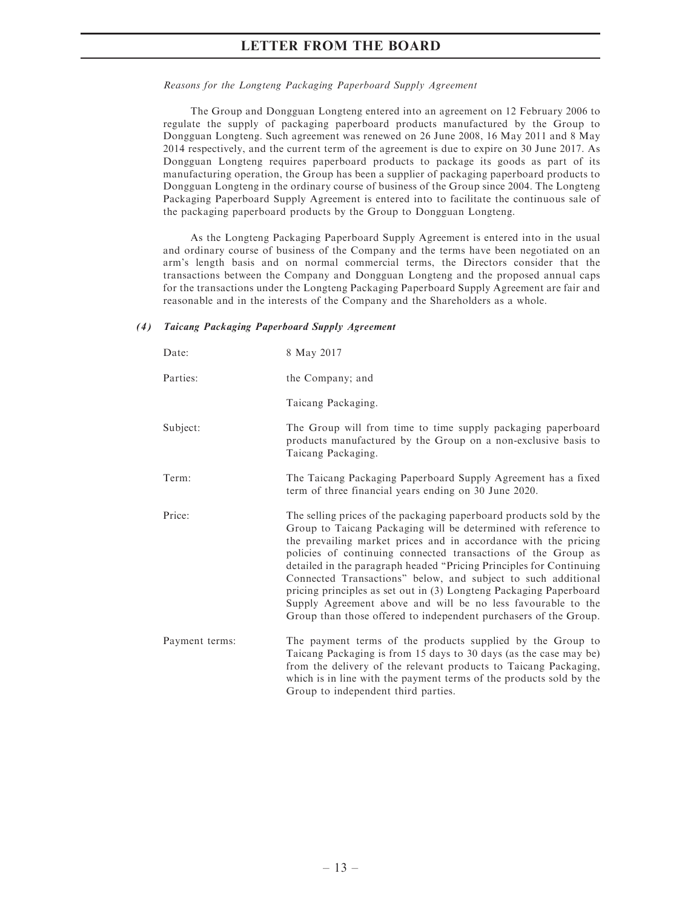*Reasons for the Longteng Packaging Paperboard Supply Agreement*

The Group and Dongguan Longteng entered into an agreement on 12 February 2006 to regulate the supply of packaging paperboard products manufactured by the Group to Dongguan Longteng. Such agreement was renewed on 26 June 2008, 16 May 2011 and 8 May 2014 respectively, and the current term of the agreement is due to expire on 30 June 2017. As Dongguan Longteng requires paperboard products to package its goods as part of its manufacturing operation, the Group has been a supplier of packaging paperboard products to Dongguan Longteng in the ordinary course of business of the Group since 2004. The Longteng Packaging Paperboard Supply Agreement is entered into to facilitate the continuous sale of the packaging paperboard products by the Group to Dongguan Longteng.

As the Longteng Packaging Paperboard Supply Agreement is entered into in the usual and ordinary course of business of the Company and the terms have been negotiated on an arm's length basis and on normal commercial terms, the Directors consider that the transactions between the Company and Dongguan Longteng and the proposed annual caps for the transactions under the Longteng Packaging Paperboard Supply Agreement are fair and reasonable and in the interests of the Company and the Shareholders as a whole.

***(4) Taicang Packaging Paperboard Supply Agreement***

| | |
|---|---|
| Date: | 8 May 2017 |
| Parties: | the Company; and<br><br>Taicang Packaging. |
| Subject: | The Group will from time to time supply packaging paperboard products manufactured by the Group on a non-exclusive basis to Taicang Packaging. |
| Term: | The Taicang Packaging Paperboard Supply Agreement has a fixed term of three financial years ending on 30 June 2020. |
| Price: | The selling prices of the packaging paperboard products sold by the Group to Taicang Packaging will be determined with reference to the prevailing market prices and in accordance with the pricing policies of continuing connected transactions of the Group as detailed in the paragraph headed "Pricing Principles for Continuing Connected Transactions" below, and subject to such additional pricing principles as set out in (3) Longteng Packaging Paperboard Supply Agreement above and will be no less favourable to the Group than those offered to independent purchasers of the Group. |
| Payment terms: | The payment terms of the products supplied by the Group to Taicang Packaging is from 15 days to 30 days (as the case may be) from the delivery of the relevant products to Taicang Packaging, which is in line with the payment terms of the products sold by the Group to independent third parties. |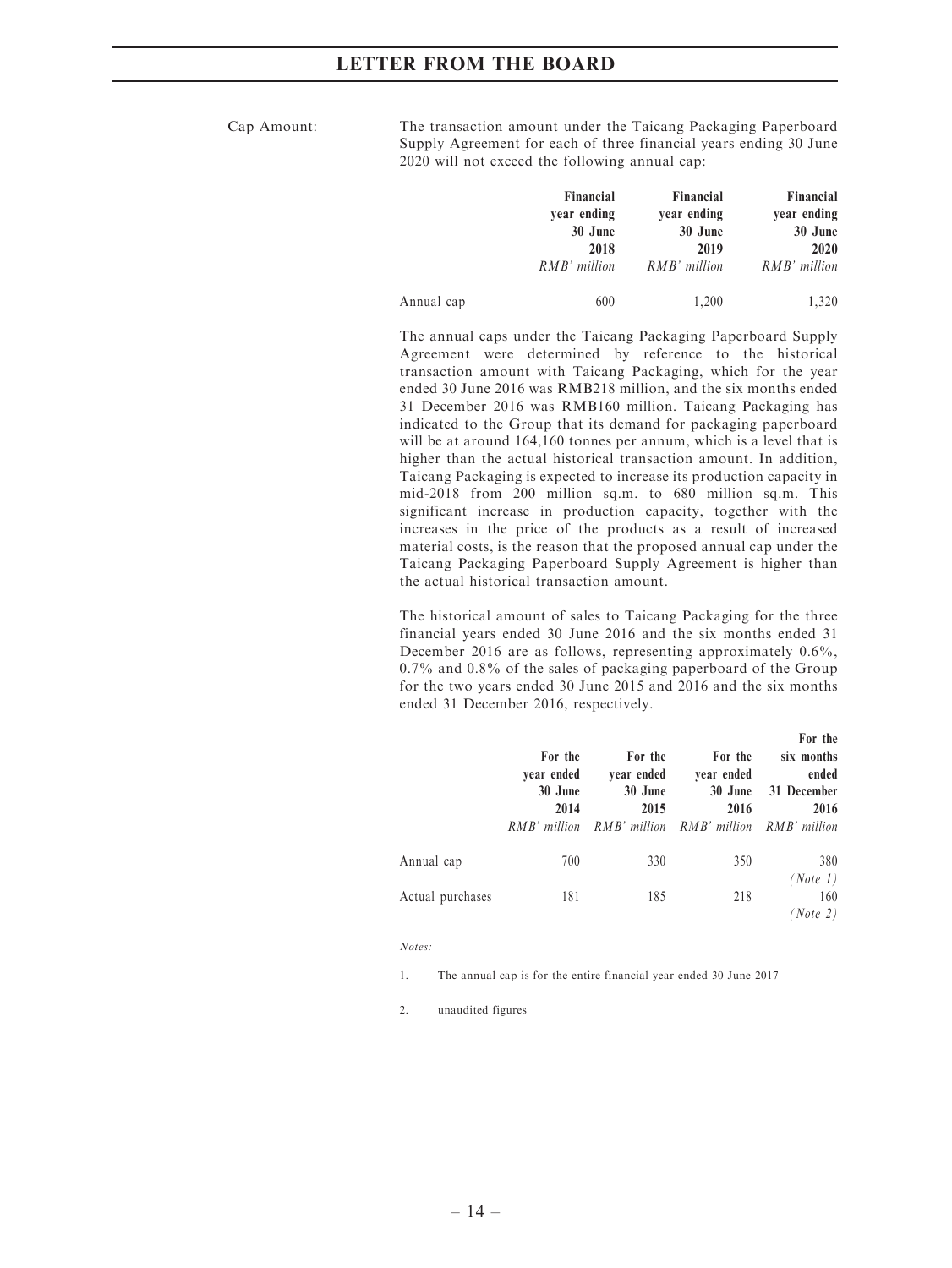Cap Amount: The transaction amount under the Taicang Packaging Paperboard Supply Agreement for each of three financial years ending 30 June 2020 will not exceed the following annual cap:

| | Financial year ending 30 June 2018 | Financial year ending 30 June 2019 | Financial year ending 30 June 2020 |
|---|---|---|---|
| | *RMB' million* | *RMB' million* | *RMB' million* |
| Annual cap | 600 | 1,200 | 1,320 |

The annual caps under the Taicang Packaging Paperboard Supply Agreement were determined by reference to the historical transaction amount with Taicang Packaging, which for the year ended 30 June 2016 was RMB218 million, and the six months ended 31 December 2016 was RMB160 million. Taicang Packaging has indicated to the Group that its demand for packaging paperboard will be at around 164,160 tonnes per annum, which is a level that is higher than the actual historical transaction amount. In addition, Taicang Packaging is expected to increase its production capacity in mid-2018 from 200 million sq.m. to 680 million sq.m. This significant increase in production capacity, together with the increases in the price of the products as a result of increased material costs, is the reason that the proposed annual cap under the Taicang Packaging Paperboard Supply Agreement is higher than the actual historical transaction amount.

The historical amount of sales to Taicang Packaging for the three financial years ended 30 June 2016 and the six months ended 31 December 2016 are as follows, representing approximately 0.6%, 0.7% and 0.8% of the sales of packaging paperboard of the Group for the two years ended 30 June 2015 and 2016 and the six months ended 31 December 2016, respectively.

| | For the year ended 30 June 2014 | For the year ended 30 June 2015 | For the year ended 30 June 2016 | For the six months ended 31 December 2016 |
|---|---|---|---|---|
| | *RMB' million* | *RMB' million* | *RMB' million* | *RMB' million* |
| Annual cap | 700 | 330 | 350 | 380 *(Note 1)* |
| Actual purchases | 181 | 185 | 218 | 160 *(Note 2)* |

*Notes:*

1. The annual cap is for the entire financial year ended 30 June 2017

2. unaudited figures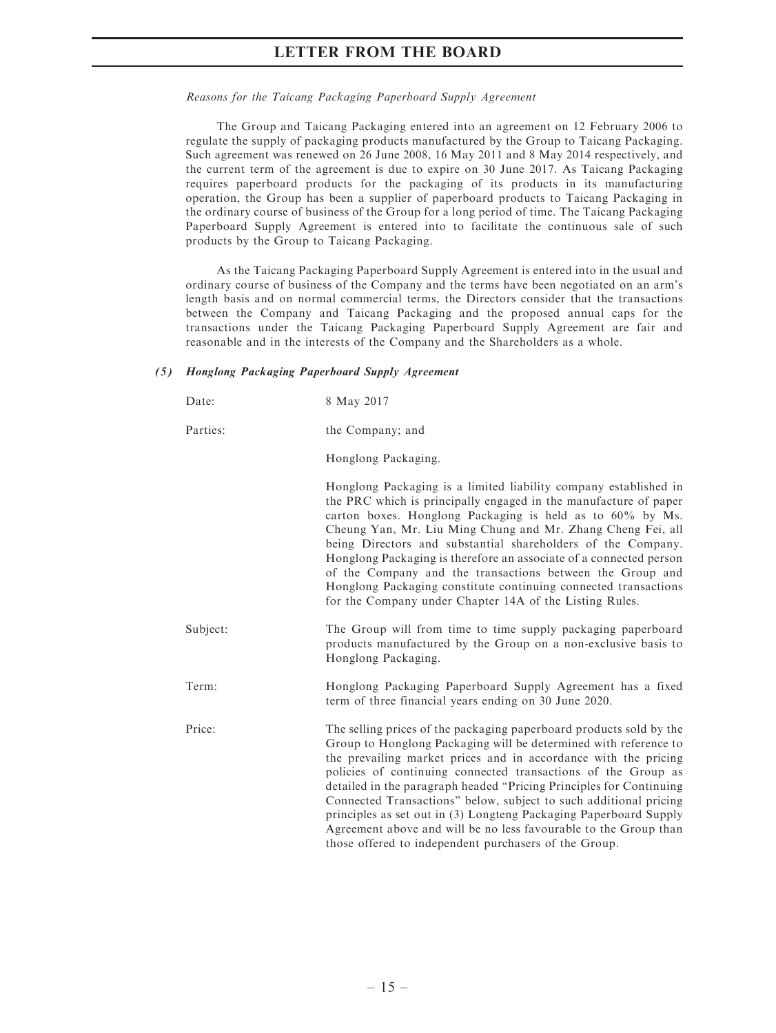*Reasons for the Taicang Packaging Paperboard Supply Agreement*

The Group and Taicang Packaging entered into an agreement on 12 February 2006 to regulate the supply of packaging products manufactured by the Group to Taicang Packaging. Such agreement was renewed on 26 June 2008, 16 May 2011 and 8 May 2014 respectively, and the current term of the agreement is due to expire on 30 June 2017. As Taicang Packaging requires paperboard products for the packaging of its products in its manufacturing operation, the Group has been a supplier of paperboard products to Taicang Packaging in the ordinary course of business of the Group for a long period of time. The Taicang Packaging Paperboard Supply Agreement is entered into to facilitate the continuous sale of such products by the Group to Taicang Packaging.

As the Taicang Packaging Paperboard Supply Agreement is entered into in the usual and ordinary course of business of the Company and the terms have been negotiated on an arm's length basis and on normal commercial terms, the Directors consider that the transactions between the Company and Taicang Packaging and the proposed annual caps for the transactions under the Taicang Packaging Paperboard Supply Agreement are fair and reasonable and in the interests of the Company and the Shareholders as a whole.

***(5) Honglong Packaging Paperboard Supply Agreement***

Date: 8 May 2017

Parties: the Company; and

Honglong Packaging.

Honglong Packaging is a limited liability company established in the PRC which is principally engaged in the manufacture of paper carton boxes. Honglong Packaging is held as to 60% by Ms. Cheung Yan, Mr. Liu Ming Chung and Mr. Zhang Cheng Fei, all being Directors and substantial shareholders of the Company. Honglong Packaging is therefore an associate of a connected person of the Company and the transactions between the Group and Honglong Packaging constitute continuing connected transactions for the Company under Chapter 14A of the Listing Rules.

Subject: The Group will from time to time supply packaging paperboard products manufactured by the Group on a non-exclusive basis to Honglong Packaging.

Term: Honglong Packaging Paperboard Supply Agreement has a fixed term of three financial years ending on 30 June 2020.

Price: The selling prices of the packaging paperboard products sold by the Group to Honglong Packaging will be determined with reference to the prevailing market prices and in accordance with the pricing policies of continuing connected transactions of the Group as detailed in the paragraph headed "Pricing Principles for Continuing Connected Transactions" below, subject to such additional pricing principles as set out in (3) Longteng Packaging Paperboard Supply Agreement above and will be no less favourable to the Group than those offered to independent purchasers of the Group.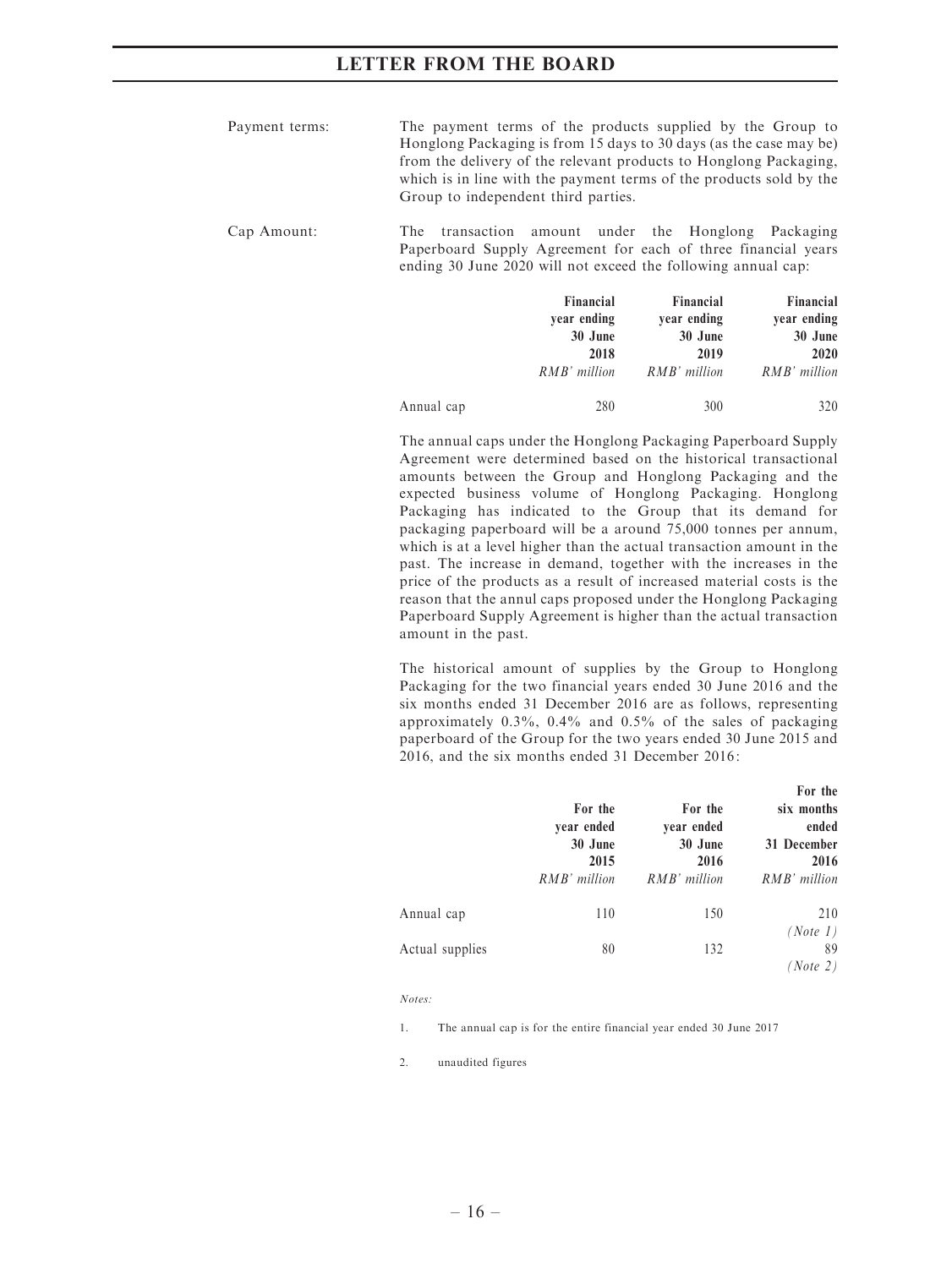Payment terms: The payment terms of the products supplied by the Group to Honglong Packaging is from 15 days to 30 days (as the case may be) from the delivery of the relevant products to Honglong Packaging, which is in line with the payment terms of the products sold by the Group to independent third parties.

Cap Amount: The transaction amount under the Honglong Packaging Paperboard Supply Agreement for each of three financial years ending 30 June 2020 will not exceed the following annual cap:

| | Financial year ending 30 June 2018 | Financial year ending 30 June 2019 | Financial year ending 30 June 2020 |
|---|---|---|---|
| | *RMB' million* | *RMB' million* | *RMB' million* |
| Annual cap | 280 | 300 | 320 |

The annual caps under the Honglong Packaging Paperboard Supply Agreement were determined based on the historical transactional amounts between the Group and Honglong Packaging and the expected business volume of Honglong Packaging. Honglong Packaging has indicated to the Group that its demand for packaging paperboard will be a around 75,000 tonnes per annum, which is at a level higher than the actual transaction amount in the past. The increase in demand, together with the increases in the price of the products as a result of increased material costs is the reason that the annul caps proposed under the Honglong Packaging Paperboard Supply Agreement is higher than the actual transaction amount in the past.

The historical amount of supplies by the Group to Honglong Packaging for the two financial years ended 30 June 2016 and the six months ended 31 December 2016 are as follows, representing approximately 0.3%, 0.4% and 0.5% of the sales of packaging paperboard of the Group for the two years ended 30 June 2015 and 2016, and the six months ended 31 December 2016:

| | For the year ended 30 June 2015 | For the year ended 30 June 2016 | For the six months ended 31 December 2016 |
|---|---|---|---|
| | *RMB' million* | *RMB' million* | *RMB' million* |
| Annual cap | 110 | 150 | 210 *(Note 1)* |
| Actual supplies | 80 | 132 | 89 *(Note 2)* |

*Notes:*

1. The annual cap is for the entire financial year ended 30 June 2017

2. unaudited figures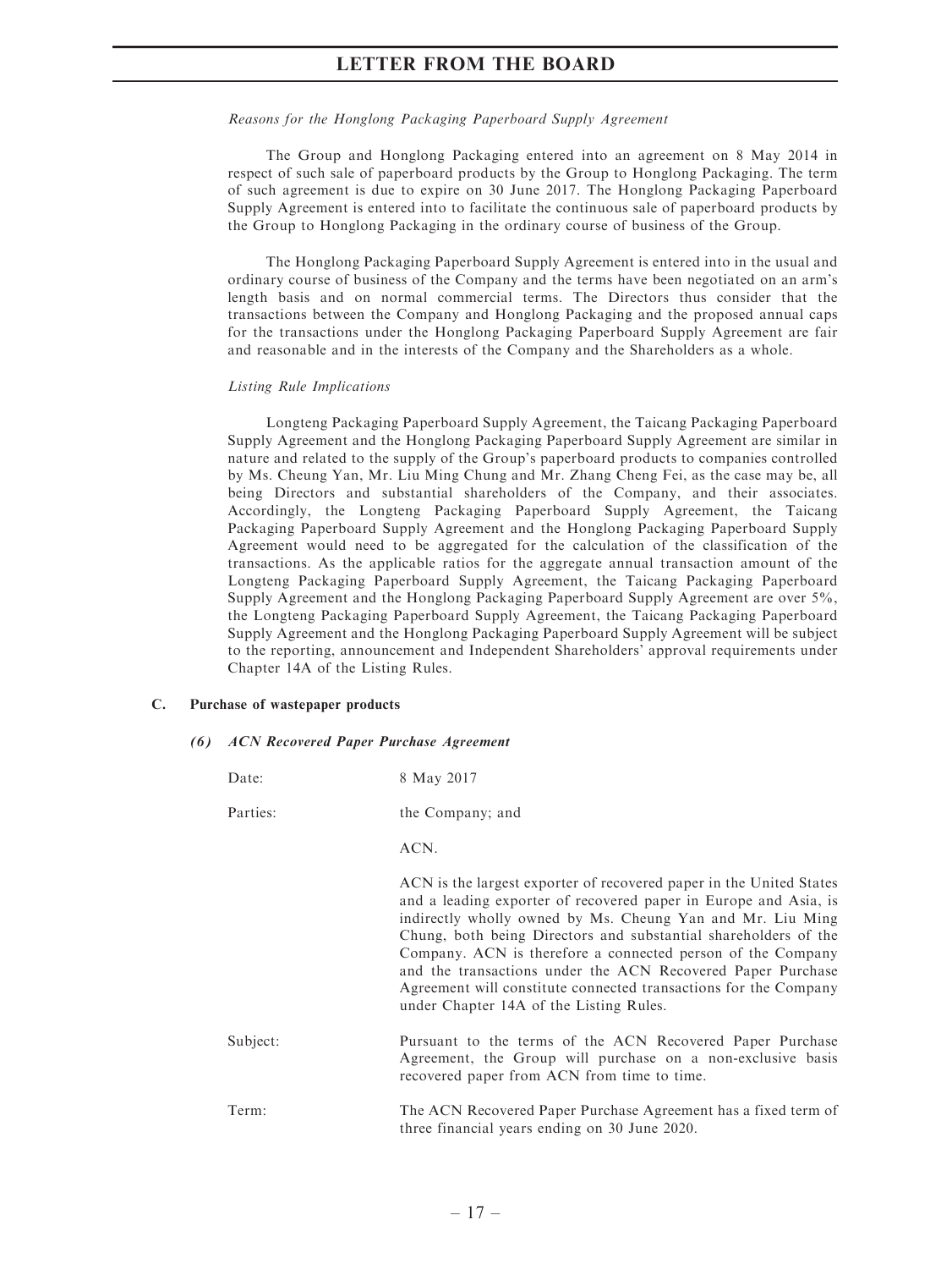*Reasons for the Honglong Packaging Paperboard Supply Agreement*

The Group and Honglong Packaging entered into an agreement on 8 May 2014 in respect of such sale of paperboard products by the Group to Honglong Packaging. The term of such agreement is due to expire on 30 June 2017. The Honglong Packaging Paperboard Supply Agreement is entered into to facilitate the continuous sale of paperboard products by the Group to Honglong Packaging in the ordinary course of business of the Group.

The Honglong Packaging Paperboard Supply Agreement is entered into in the usual and ordinary course of business of the Company and the terms have been negotiated on an arm's length basis and on normal commercial terms. The Directors thus consider that the transactions between the Company and Honglong Packaging and the proposed annual caps for the transactions under the Honglong Packaging Paperboard Supply Agreement are fair and reasonable and in the interests of the Company and the Shareholders as a whole.

*Listing Rule Implications*

Longteng Packaging Paperboard Supply Agreement, the Taicang Packaging Paperboard Supply Agreement and the Honglong Packaging Paperboard Supply Agreement are similar in nature and related to the supply of the Group's paperboard products to companies controlled by Ms. Cheung Yan, Mr. Liu Ming Chung and Mr. Zhang Cheng Fei, as the case may be, all being Directors and substantial shareholders of the Company, and their associates. Accordingly, the Longteng Packaging Paperboard Supply Agreement, the Taicang Packaging Paperboard Supply Agreement and the Honglong Packaging Paperboard Supply Agreement would need to be aggregated for the calculation of the classification of the transactions. As the applicable ratios for the aggregate annual transaction amount of the Longteng Packaging Paperboard Supply Agreement, the Taicang Packaging Paperboard Supply Agreement and the Honglong Packaging Paperboard Supply Agreement are over 5%, the Longteng Packaging Paperboard Supply Agreement, the Taicang Packaging Paperboard Supply Agreement and the Honglong Packaging Paperboard Supply Agreement will be subject to the reporting, announcement and Independent Shareholders' approval requirements under Chapter 14A of the Listing Rules.

**C. Purchase of wastepaper products**

***(6) ACN Recovered Paper Purchase Agreement***

Date: 8 May 2017

Parties: the Company; and

ACN.

ACN is the largest exporter of recovered paper in the United States and a leading exporter of recovered paper in Europe and Asia, is indirectly wholly owned by Ms. Cheung Yan and Mr. Liu Ming Chung, both being Directors and substantial shareholders of the Company. ACN is therefore a connected person of the Company and the transactions under the ACN Recovered Paper Purchase Agreement will constitute connected transactions for the Company under Chapter 14A of the Listing Rules.

Subject: Pursuant to the terms of the ACN Recovered Paper Purchase Agreement, the Group will purchase on a non-exclusive basis recovered paper from ACN from time to time.

Term: The ACN Recovered Paper Purchase Agreement has a fixed term of three financial years ending on 30 June 2020.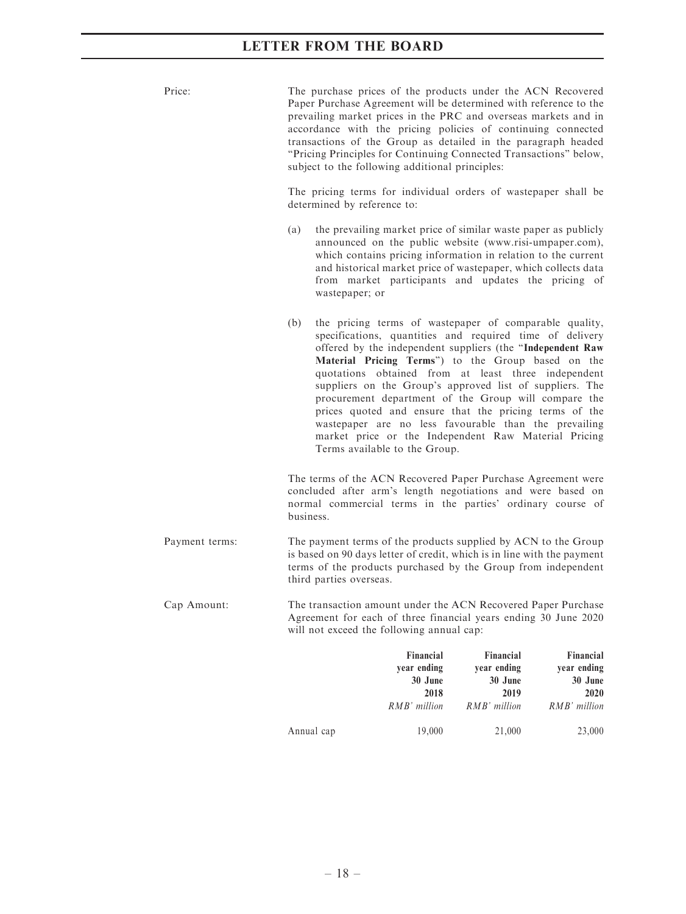**Price:**

The purchase prices of the products under the ACN Recovered Paper Purchase Agreement will be determined with reference to the prevailing market prices in the PRC and overseas markets and in accordance with the pricing policies of continuing connected transactions of the Group as detailed in the paragraph headed "Pricing Principles for Continuing Connected Transactions" below, subject to the following additional principles:

The pricing terms for individual orders of wastepaper shall be determined by reference to:

(a) the prevailing market price of similar waste paper as publicly announced on the public website (www.risi-umpaper.com), which contains pricing information in relation to the current and historical market price of wastepaper, which collects data from market participants and updates the pricing of wastepaper; or

(b) the pricing terms of wastepaper of comparable quality, specifications, quantities and required time of delivery offered by the independent suppliers (the "**Independent Raw Material Pricing Terms**") to the Group based on the quotations obtained from at least three independent suppliers on the Group's approved list of suppliers. The procurement department of the Group will compare the prices quoted and ensure that the pricing terms of the wastepaper are no less favourable than the prevailing market price or the Independent Raw Material Pricing Terms available to the Group.

The terms of the ACN Recovered Paper Purchase Agreement were concluded after arm's length negotiations and were based on normal commercial terms in the parties' ordinary course of business.

**Payment terms:**

The payment terms of the products supplied by ACN to the Group is based on 90 days letter of credit, which is in line with the payment terms of the products purchased by the Group from independent third parties overseas.

**Cap Amount:**

The transaction amount under the ACN Recovered Paper Purchase Agreement for each of three financial years ending 30 June 2020 will not exceed the following annual cap:

| | Financial year ending 30 June 2018 | Financial year ending 30 June 2019 | Financial year ending 30 June 2020 |
|---|---|---|---|
| | *RMB' million* | *RMB' million* | *RMB' million* |
| Annual cap | 19,000 | 21,000 | 23,000 |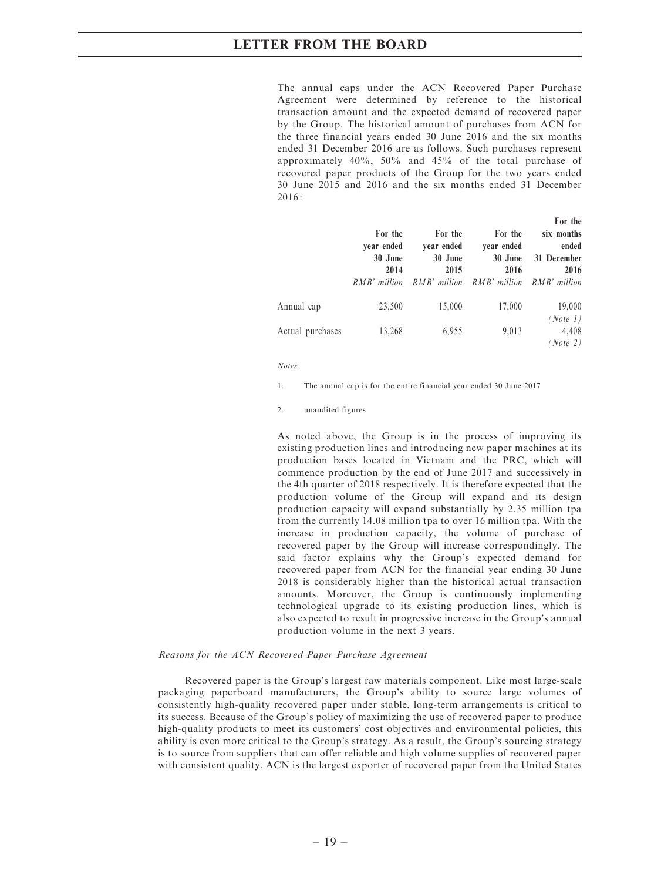The annual caps under the ACN Recovered Paper Purchase Agreement were determined by reference to the historical transaction amount and the expected demand of recovered paper by the Group. The historical amount of purchases from ACN for the three financial years ended 30 June 2016 and the six months ended 31 December 2016 are as follows. Such purchases represent approximately 40%, 50% and 45% of the total purchase of recovered paper products of the Group for the two years ended 30 June 2015 and 2016 and the six months ended 31 December 2016:

| | For the year ended 30 June 2014 | For the year ended 30 June 2015 | For the year ended 30 June 2016 | For the six months ended 31 December 2016 |
|---|---|---|---|---|
| | *RMB' million* | *RMB' million* | *RMB' million* | *RMB' million* |
| Annual cap | 23,500 | 15,000 | 17,000 | 19,000 *(Note 1)* |
| Actual purchases | 13,268 | 6,955 | 9,013 | 4,408 *(Note 2)* |

*Notes:*

1. The annual cap is for the entire financial year ended 30 June 2017

2. unaudited figures

As noted above, the Group is in the process of improving its existing production lines and introducing new paper machines at its production bases located in Vietnam and the PRC, which will commence production by the end of June 2017 and successively in the 4th quarter of 2018 respectively. It is therefore expected that the production volume of the Group will expand and its design production capacity will expand substantially by 2.35 million tpa from the currently 14.08 million tpa to over 16 million tpa. With the increase in production capacity, the volume of purchase of recovered paper by the Group will increase correspondingly. The said factor explains why the Group's expected demand for recovered paper from ACN for the financial year ending 30 June 2018 is considerably higher than the historical actual transaction amounts. Moreover, the Group is continuously implementing technological upgrade to its existing production lines, which is also expected to result in progressive increase in the Group's annual production volume in the next 3 years.

*Reasons for the ACN Recovered Paper Purchase Agreement*

Recovered paper is the Group's largest raw materials component. Like most large-scale packaging paperboard manufacturers, the Group's ability to source large volumes of consistently high-quality recovered paper under stable, long-term arrangements is critical to its success. Because of the Group's policy of maximizing the use of recovered paper to produce high-quality products to meet its customers' cost objectives and environmental policies, this ability is even more critical to the Group's strategy. As a result, the Group's sourcing strategy is to source from suppliers that can offer reliable and high volume supplies of recovered paper with consistent quality. ACN is the largest exporter of recovered paper from the United States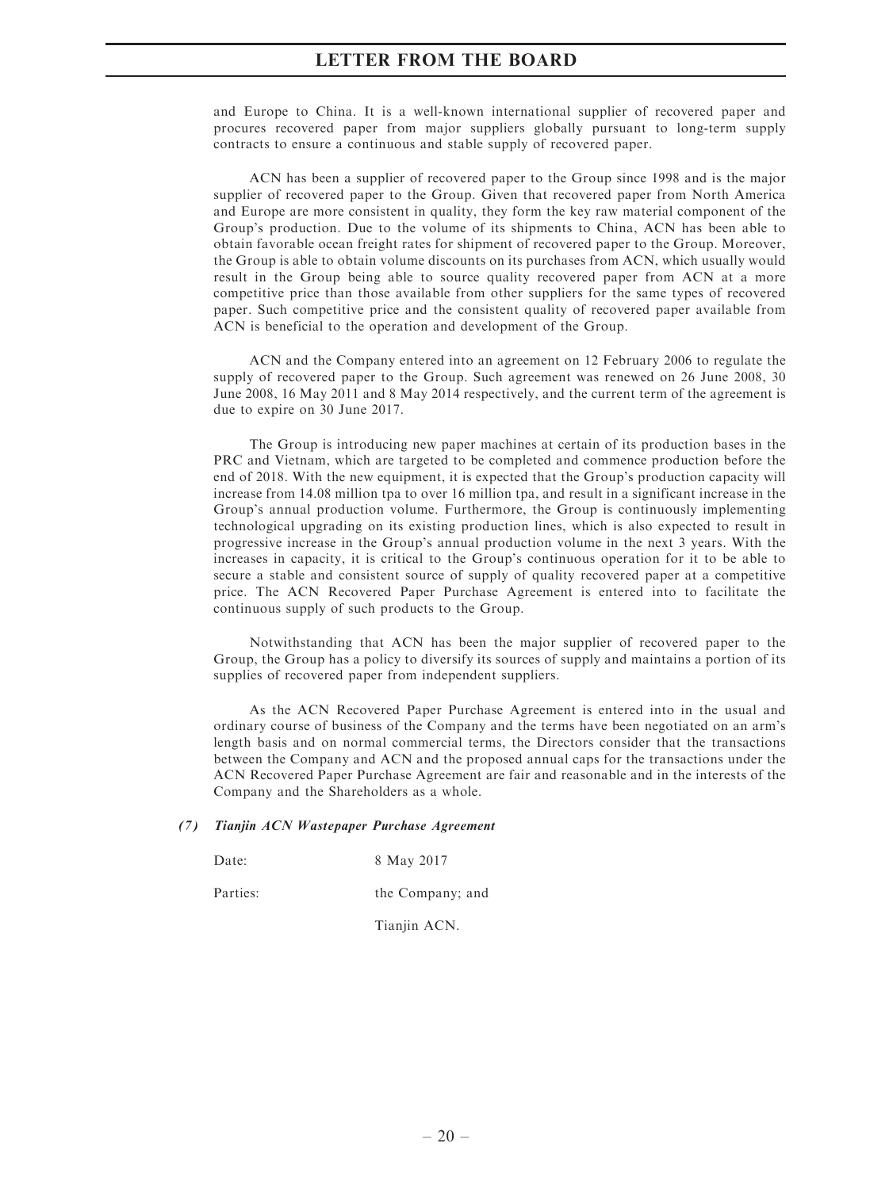and Europe to China. It is a well-known international supplier of recovered paper and procures recovered paper from major suppliers globally pursuant to long-term supply contracts to ensure a continuous and stable supply of recovered paper.

ACN has been a supplier of recovered paper to the Group since 1998 and is the major supplier of recovered paper to the Group. Given that recovered paper from North America and Europe are more consistent in quality, they form the key raw material component of the Group's production. Due to the volume of its shipments to China, ACN has been able to obtain favorable ocean freight rates for shipment of recovered paper to the Group. Moreover, the Group is able to obtain volume discounts on its purchases from ACN, which usually would result in the Group being able to source quality recovered paper from ACN at a more competitive price than those available from other suppliers for the same types of recovered paper. Such competitive price and the consistent quality of recovered paper available from ACN is beneficial to the operation and development of the Group.

ACN and the Company entered into an agreement on 12 February 2006 to regulate the supply of recovered paper to the Group. Such agreement was renewed on 26 June 2008, 30 June 2008, 16 May 2011 and 8 May 2014 respectively, and the current term of the agreement is due to expire on 30 June 2017.

The Group is introducing new paper machines at certain of its production bases in the PRC and Vietnam, which are targeted to be completed and commence production before the end of 2018. With the new equipment, it is expected that the Group's production capacity will increase from 14.08 million tpa to over 16 million tpa, and result in a significant increase in the Group's annual production volume. Furthermore, the Group is continuously implementing technological upgrading on its existing production lines, which is also expected to result in progressive increase in the Group's annual production volume in the next 3 years. With the increases in capacity, it is critical to the Group's continuous operation for it to be able to secure a stable and consistent source of supply of quality recovered paper at a competitive price. The ACN Recovered Paper Purchase Agreement is entered into to facilitate the continuous supply of such products to the Group.

Notwithstanding that ACN has been the major supplier of recovered paper to the Group, the Group has a policy to diversify its sources of supply and maintains a portion of its supplies of recovered paper from independent suppliers.

As the ACN Recovered Paper Purchase Agreement is entered into in the usual and ordinary course of business of the Company and the terms have been negotiated on an arm's length basis and on normal commercial terms, the Directors consider that the transactions between the Company and ACN and the proposed annual caps for the transactions under the ACN Recovered Paper Purchase Agreement are fair and reasonable and in the interests of the Company and the Shareholders as a whole.

***(7) Tianjin ACN Wastepaper Purchase Agreement***

Date: 8 May 2017

Parties: the Company; and

Tianjin ACN.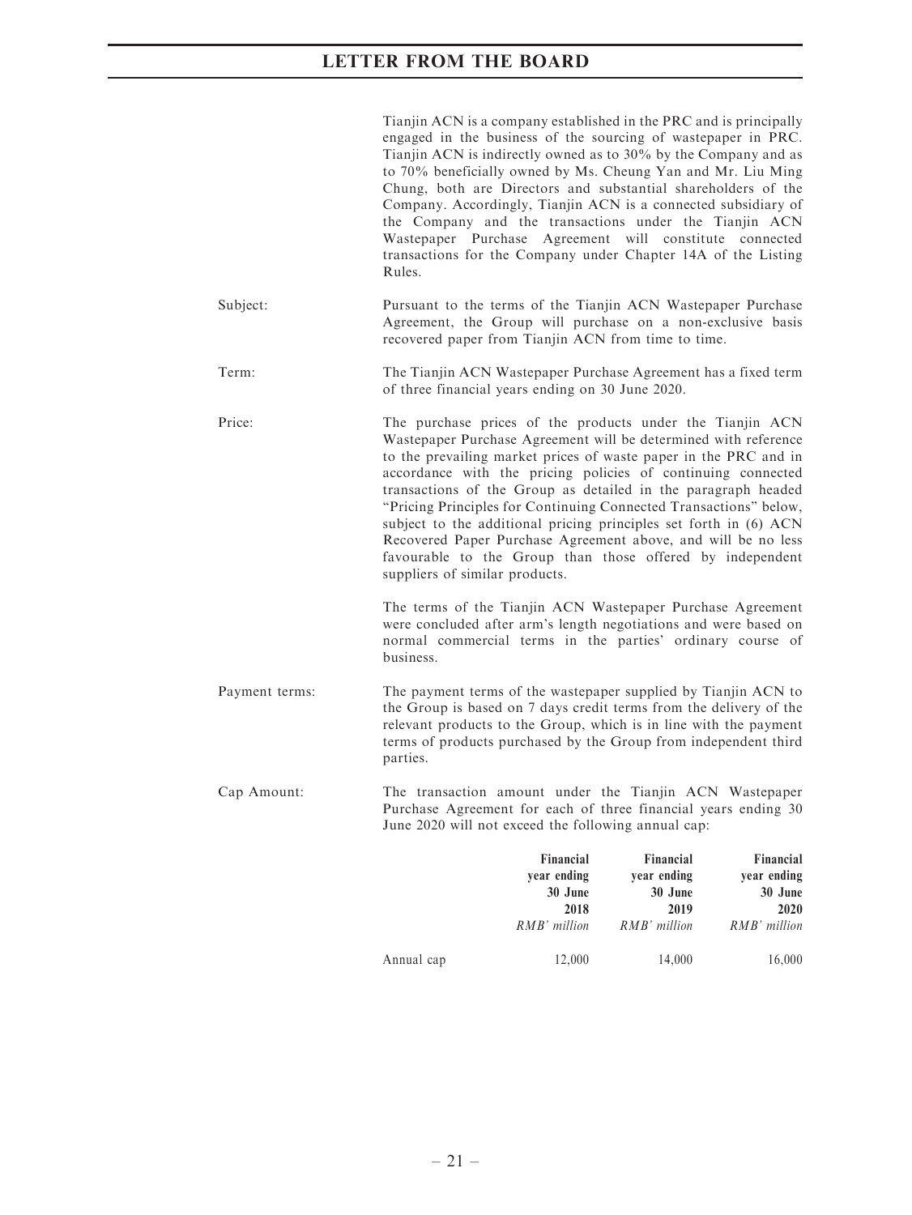Tianjin ACN is a company established in the PRC and is principally engaged in the business of the sourcing of wastepaper in PRC. Tianjin ACN is indirectly owned as to 30% by the Company and as to 70% beneficially owned by Ms. Cheung Yan and Mr. Liu Ming Chung, both are Directors and substantial shareholders of the Company. Accordingly, Tianjin ACN is a connected subsidiary of the Company and the transactions under the Tianjin ACN Wastepaper Purchase Agreement will constitute connected transactions for the Company under Chapter 14A of the Listing Rules.

Subject: Pursuant to the terms of the Tianjin ACN Wastepaper Purchase Agreement, the Group will purchase on a non-exclusive basis recovered paper from Tianjin ACN from time to time.

Term: The Tianjin ACN Wastepaper Purchase Agreement has a fixed term of three financial years ending on 30 June 2020.

Price: The purchase prices of the products under the Tianjin ACN Wastepaper Purchase Agreement will be determined with reference to the prevailing market prices of waste paper in the PRC and in accordance with the pricing policies of continuing connected transactions of the Group as detailed in the paragraph headed "Pricing Principles for Continuing Connected Transactions" below, subject to the additional pricing principles set forth in (6) ACN Recovered Paper Purchase Agreement above, and will be no less favourable to the Group than those offered by independent suppliers of similar products.

The terms of the Tianjin ACN Wastepaper Purchase Agreement were concluded after arm's length negotiations and were based on normal commercial terms in the parties' ordinary course of business.

Payment terms: The payment terms of the wastepaper supplied by Tianjin ACN to the Group is based on 7 days credit terms from the delivery of the relevant products to the Group, which is in line with the payment terms of products purchased by the Group from independent third parties.

Cap Amount: The transaction amount under the Tianjin ACN Wastepaper Purchase Agreement for each of three financial years ending 30 June 2020 will not exceed the following annual cap:

| | **Financial year ending 30 June 2018** *RMB' million* | **Financial year ending 30 June 2019** *RMB' million* | **Financial year ending 30 June 2020** *RMB' million* |
|---|---|---|---|
| Annual cap | 12,000 | 14,000 | 16,000 |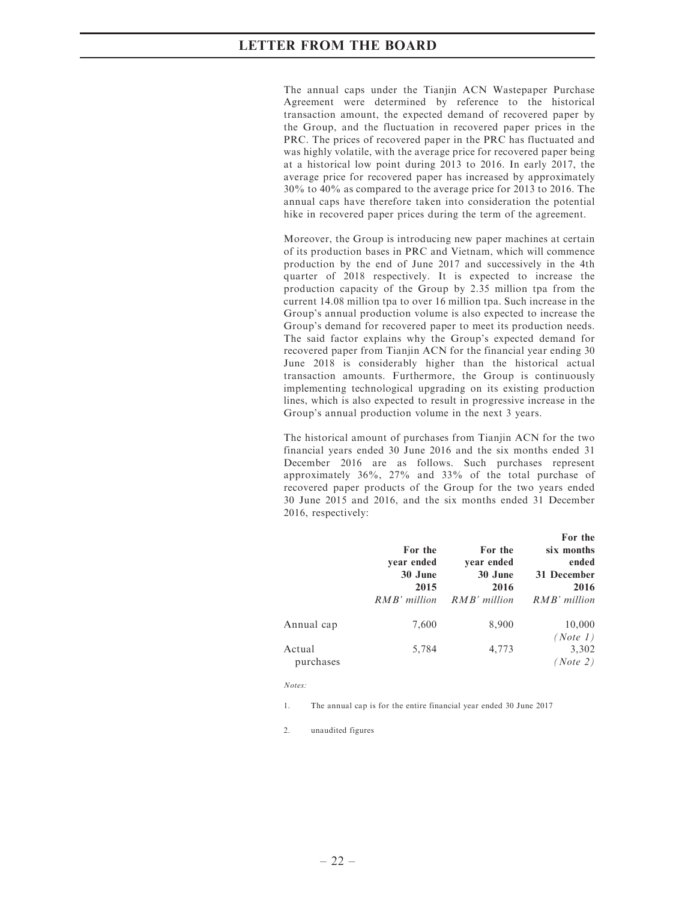The annual caps under the Tianjin ACN Wastepaper Purchase Agreement were determined by reference to the historical transaction amount, the expected demand of recovered paper by the Group, and the fluctuation in recovered paper prices in the PRC. The prices of recovered paper in the PRC has fluctuated and was highly volatile, with the average price for recovered paper being at a historical low point during 2013 to 2016. In early 2017, the average price for recovered paper has increased by approximately 30% to 40% as compared to the average price for 2013 to 2016. The annual caps have therefore taken into consideration the potential hike in recovered paper prices during the term of the agreement.

Moreover, the Group is introducing new paper machines at certain of its production bases in PRC and Vietnam, which will commence production by the end of June 2017 and successively in the 4th quarter of 2018 respectively. It is expected to increase the production capacity of the Group by 2.35 million tpa from the current 14.08 million tpa to over 16 million tpa. Such increase in the Group's annual production volume is also expected to increase the Group's demand for recovered paper to meet its production needs. The said factor explains why the Group's expected demand for recovered paper from Tianjin ACN for the financial year ending 30 June 2018 is considerably higher than the historical actual transaction amounts. Furthermore, the Group is continuously implementing technological upgrading on its existing production lines, which is also expected to result in progressive increase in the Group's annual production volume in the next 3 years.

The historical amount of purchases from Tianjin ACN for the two financial years ended 30 June 2016 and the six months ended 31 December 2016 are as follows. Such purchases represent approximately 36%, 27% and 33% of the total purchase of recovered paper products of the Group for the two years ended 30 June 2015 and 2016, and the six months ended 31 December 2016, respectively:

| | **For the year ended 30 June 2015** | **For the year ended 30 June 2016** | **For the six months ended 31 December 2016** |
|---|---|---|---|
| | *RMB' million* | *RMB' million* | *RMB' million* |
| Annual cap | 7,600 | 8,900 | 10,000 *(Note 1)* |
| Actual purchases | 5,784 | 4,773 | 3,302 *(Note 2)* |

*Notes:*

1. The annual cap is for the entire financial year ended 30 June 2017

2. unaudited figures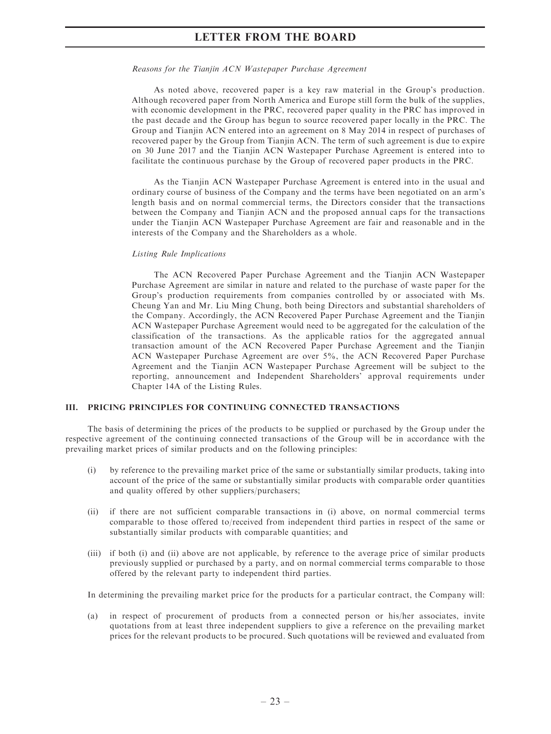*Reasons for the Tianjin ACN Wastepaper Purchase Agreement*

As noted above, recovered paper is a key raw material in the Group's production. Although recovered paper from North America and Europe still form the bulk of the supplies, with economic development in the PRC, recovered paper quality in the PRC has improved in the past decade and the Group has begun to source recovered paper locally in the PRC. The Group and Tianjin ACN entered into an agreement on 8 May 2014 in respect of purchases of recovered paper by the Group from Tianjin ACN. The term of such agreement is due to expire on 30 June 2017 and the Tianjin ACN Wastepaper Purchase Agreement is entered into to facilitate the continuous purchase by the Group of recovered paper products in the PRC.

As the Tianjin ACN Wastepaper Purchase Agreement is entered into in the usual and ordinary course of business of the Company and the terms have been negotiated on an arm's length basis and on normal commercial terms, the Directors consider that the transactions between the Company and Tianjin ACN and the proposed annual caps for the transactions under the Tianjin ACN Wastepaper Purchase Agreement are fair and reasonable and in the interests of the Company and the Shareholders as a whole.

*Listing Rule Implications*

The ACN Recovered Paper Purchase Agreement and the Tianjin ACN Wastepaper Purchase Agreement are similar in nature and related to the purchase of waste paper for the Group's production requirements from companies controlled by or associated with Ms. Cheung Yan and Mr. Liu Ming Chung, both being Directors and substantial shareholders of the Company. Accordingly, the ACN Recovered Paper Purchase Agreement and the Tianjin ACN Wastepaper Purchase Agreement would need to be aggregated for the calculation of the classification of the transactions. As the applicable ratios for the aggregated annual transaction amount of the ACN Recovered Paper Purchase Agreement and the Tianjin ACN Wastepaper Purchase Agreement are over 5%, the ACN Recovered Paper Purchase Agreement and the Tianjin ACN Wastepaper Purchase Agreement will be subject to the reporting, announcement and Independent Shareholders' approval requirements under Chapter 14A of the Listing Rules.

## III. PRICING PRINCIPLES FOR CONTINUING CONNECTED TRANSACTIONS

The basis of determining the prices of the products to be supplied or purchased by the Group under the respective agreement of the continuing connected transactions of the Group will be in accordance with the prevailing market prices of similar products and on the following principles:

(i) by reference to the prevailing market price of the same or substantially similar products, taking into account of the price of the same or substantially similar products with comparable order quantities and quality offered by other suppliers/purchasers;

(ii) if there are not sufficient comparable transactions in (i) above, on normal commercial terms comparable to those offered to/received from independent third parties in respect of the same or substantially similar products with comparable quantities; and

(iii) if both (i) and (ii) above are not applicable, by reference to the average price of similar products previously supplied or purchased by a party, and on normal commercial terms comparable to those offered by the relevant party to independent third parties.

In determining the prevailing market price for the products for a particular contract, the Company will:

(a) in respect of procurement of products from a connected person or his/her associates, invite quotations from at least three independent suppliers to give a reference on the prevailing market prices for the relevant products to be procured. Such quotations will be reviewed and evaluated from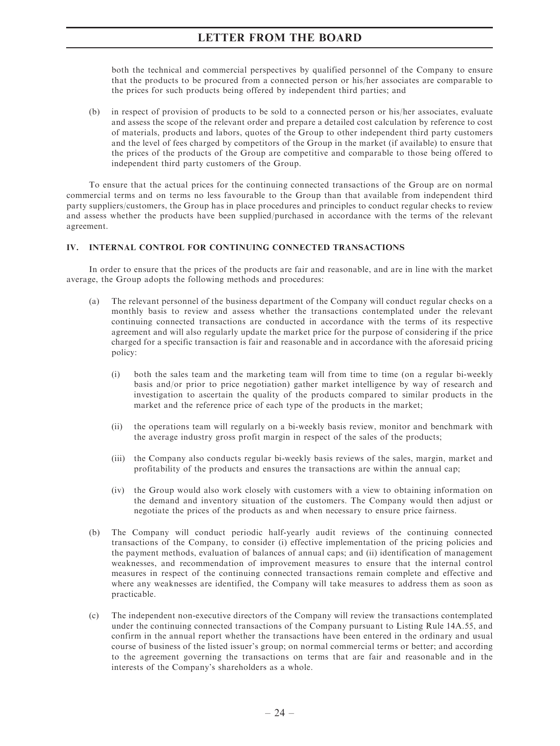both the technical and commercial perspectives by qualified personnel of the Company to ensure that the products to be procured from a connected person or his/her associates are comparable to the prices for such products being offered by independent third parties; and

(b) in respect of provision of products to be sold to a connected person or his/her associates, evaluate and assess the scope of the relevant order and prepare a detailed cost calculation by reference to cost of materials, products and labors, quotes of the Group to other independent third party customers and the level of fees charged by competitors of the Group in the market (if available) to ensure that the prices of the products of the Group are competitive and comparable to those being offered to independent third party customers of the Group.

To ensure that the actual prices for the continuing connected transactions of the Group are on normal commercial terms and on terms no less favourable to the Group than that available from independent third party suppliers/customers, the Group has in place procedures and principles to conduct regular checks to review and assess whether the products have been supplied/purchased in accordance with the terms of the relevant agreement.

## IV. INTERNAL CONTROL FOR CONTINUING CONNECTED TRANSACTIONS

In order to ensure that the prices of the products are fair and reasonable, and are in line with the market average, the Group adopts the following methods and procedures:

(a) The relevant personnel of the business department of the Company will conduct regular checks on a monthly basis to review and assess whether the transactions contemplated under the relevant continuing connected transactions are conducted in accordance with the terms of its respective agreement and will also regularly update the market price for the purpose of considering if the price charged for a specific transaction is fair and reasonable and in accordance with the aforesaid pricing policy:

   (i) both the sales team and the marketing team will from time to time (on a regular bi-weekly basis and/or prior to price negotiation) gather market intelligence by way of research and investigation to ascertain the quality of the products compared to similar products in the market and the reference price of each type of the products in the market;

   (ii) the operations team will regularly on a bi-weekly basis review, monitor and benchmark with the average industry gross profit margin in respect of the sales of the products;

   (iii) the Company also conducts regular bi-weekly basis reviews of the sales, margin, market and profitability of the products and ensures the transactions are within the annual cap;

   (iv) the Group would also work closely with customers with a view to obtaining information on the demand and inventory situation of the customers. The Company would then adjust or negotiate the prices of the products as and when necessary to ensure price fairness.

(b) The Company will conduct periodic half-yearly audit reviews of the continuing connected transactions of the Company, to consider (i) effective implementation of the pricing policies and the payment methods, evaluation of balances of annual caps; and (ii) identification of management weaknesses, and recommendation of improvement measures to ensure that the internal control measures in respect of the continuing connected transactions remain complete and effective and where any weaknesses are identified, the Company will take measures to address them as soon as practicable.

(c) The independent non-executive directors of the Company will review the transactions contemplated under the continuing connected transactions of the Company pursuant to Listing Rule 14A.55, and confirm in the annual report whether the transactions have been entered in the ordinary and usual course of business of the listed issuer's group; on normal commercial terms or better; and according to the agreement governing the transactions on terms that are fair and reasonable and in the interests of the Company's shareholders as a whole.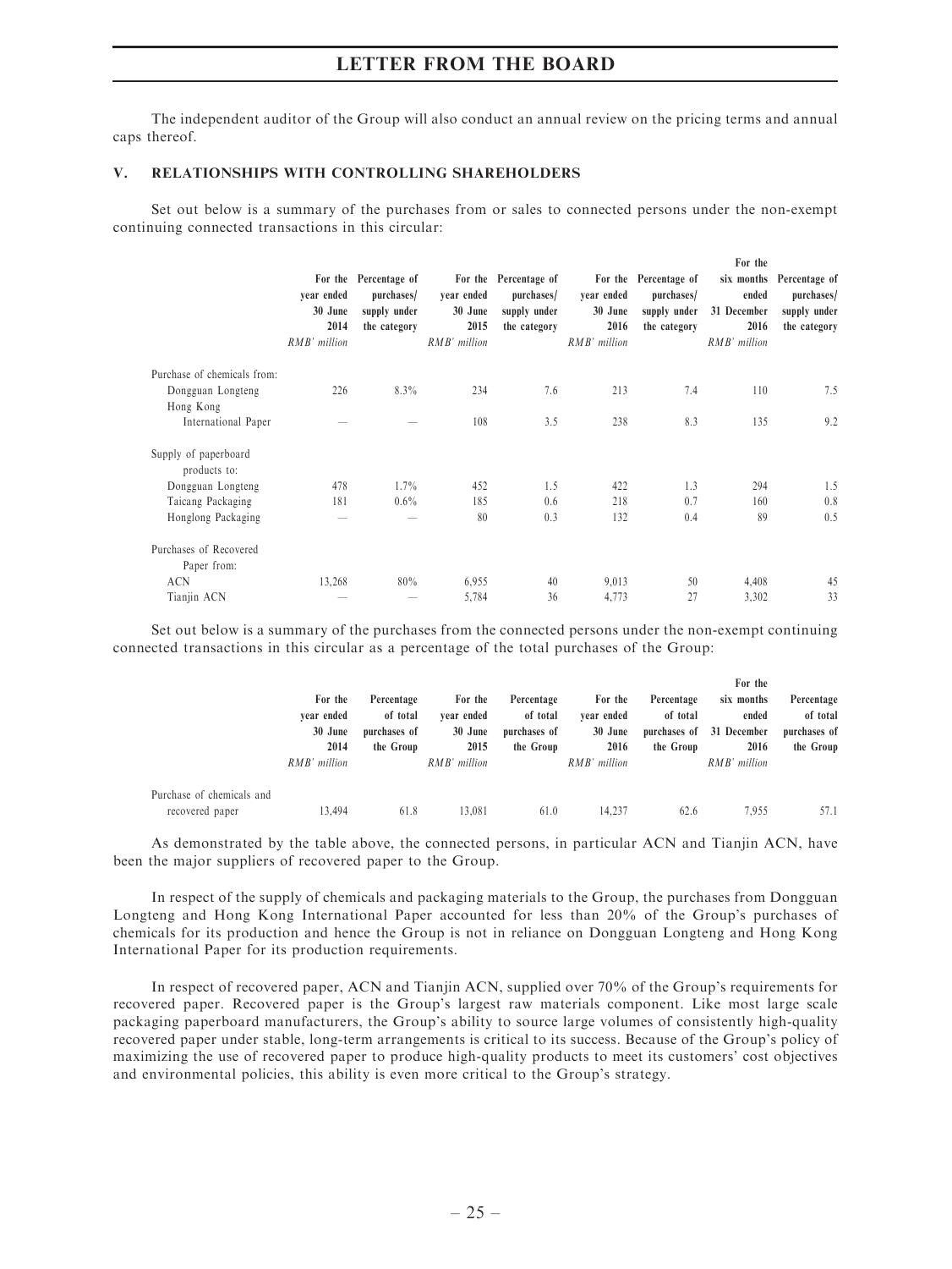The independent auditor of the Group will also conduct an annual review on the pricing terms and annual caps thereof.

## V. RELATIONSHIPS WITH CONTROLLING SHAREHOLDERS

Set out below is a summary of the purchases from or sales to connected persons under the non-exempt continuing connected transactions in this circular:

| | For the year ended 30 June 2014 | Percentage of purchases/ supply under the category | For the year ended 30 June 2015 | Percentage of purchases/ supply under the category | For the year ended 30 June 2016 | Percentage of purchases/ supply under the category | For the six months ended 31 December 2016 | Percentage of purchases/ supply under the category |
|---|---|---|---|---|---|---|---|---|
| | *RMB' million* | | *RMB' million* | | *RMB' million* | | *RMB' million* | |
| Purchase of chemicals from: | | | | | | | | |
| Dongguan Longteng | 226 | 8.3% | 234 | 7.6 | 213 | 7.4 | 110 | 7.5 |
| Hong Kong International Paper | — | — | 108 | 3.5 | 238 | 8.3 | 135 | 9.2 |
| Supply of paperboard products to: | | | | | | | | |
| Dongguan Longteng | 478 | 1.7% | 452 | 1.5 | 422 | 1.3 | 294 | 1.5 |
| Taicang Packaging | 181 | 0.6% | 185 | 0.6 | 218 | 0.7 | 160 | 0.8 |
| Honglong Packaging | — | — | 80 | 0.3 | 132 | 0.4 | 89 | 0.5 |
| Purchases of Recovered Paper from: | | | | | | | | |
| ACN | 13,268 | 80% | 6,955 | 40 | 9,013 | 50 | 4,408 | 45 |
| Tianjin ACN | — | — | 5,784 | 36 | 4,773 | 27 | 3,302 | 33 |

Set out below is a summary of the purchases from the connected persons under the non-exempt continuing connected transactions in this circular as a percentage of the total purchases of the Group:

| | For the year ended 30 June 2014 | Percentage of total purchases of the Group | For the year ended 30 June 2015 | Percentage of total purchases of the Group | For the year ended 30 June 2016 | Percentage of total purchases of the Group | For the six months ended 31 December 2016 | Percentage of total purchases of the Group |
|---|---|---|---|---|---|---|---|---|
| | *RMB' million* | | *RMB' million* | | *RMB' million* | | *RMB' million* | |
| Purchase of chemicals and recovered paper | 13,494 | 61.8 | 13,081 | 61.0 | 14,237 | 62.6 | 7,955 | 57.1 |

As demonstrated by the table above, the connected persons, in particular ACN and Tianjin ACN, have been the major suppliers of recovered paper to the Group.

In respect of the supply of chemicals and packaging materials to the Group, the purchases from Dongguan Longteng and Hong Kong International Paper accounted for less than 20% of the Group's purchases of chemicals for its production and hence the Group is not in reliance on Dongguan Longteng and Hong Kong International Paper for its production requirements.

In respect of recovered paper, ACN and Tianjin ACN, supplied over 70% of the Group's requirements for recovered paper. Recovered paper is the Group's largest raw materials component. Like most large scale packaging paperboard manufacturers, the Group's ability to source large volumes of consistently high-quality recovered paper under stable, long-term arrangements is critical to its success. Because of the Group's policy of maximizing the use of recovered paper to produce high-quality products to meet its customers' cost objectives and environmental policies, this ability is even more critical to the Group's strategy.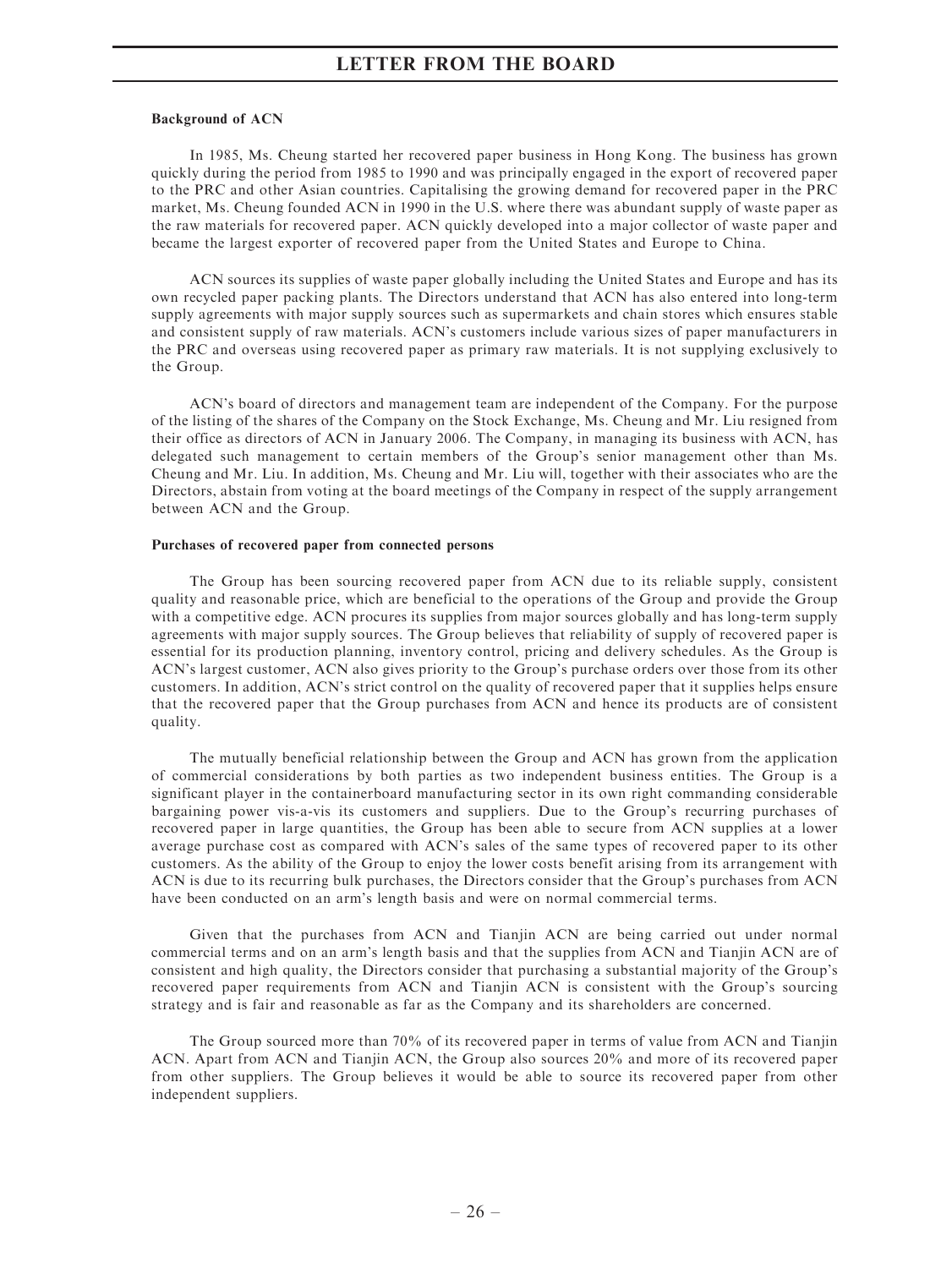**Background of ACN**

In 1985, Ms. Cheung started her recovered paper business in Hong Kong. The business has grown quickly during the period from 1985 to 1990 and was principally engaged in the export of recovered paper to the PRC and other Asian countries. Capitalising the growing demand for recovered paper in the PRC market, Ms. Cheung founded ACN in 1990 in the U.S. where there was abundant supply of waste paper as the raw materials for recovered paper. ACN quickly developed into a major collector of waste paper and became the largest exporter of recovered paper from the United States and Europe to China.

ACN sources its supplies of waste paper globally including the United States and Europe and has its own recycled paper packing plants. The Directors understand that ACN has also entered into long-term supply agreements with major supply sources such as supermarkets and chain stores which ensures stable and consistent supply of raw materials. ACN's customers include various sizes of paper manufacturers in the PRC and overseas using recovered paper as primary raw materials. It is not supplying exclusively to the Group.

ACN's board of directors and management team are independent of the Company. For the purpose of the listing of the shares of the Company on the Stock Exchange, Ms. Cheung and Mr. Liu resigned from their office as directors of ACN in January 2006. The Company, in managing its business with ACN, has delegated such management to certain members of the Group's senior management other than Ms. Cheung and Mr. Liu. In addition, Ms. Cheung and Mr. Liu will, together with their associates who are the Directors, abstain from voting at the board meetings of the Company in respect of the supply arrangement between ACN and the Group.

**Purchases of recovered paper from connected persons**

The Group has been sourcing recovered paper from ACN due to its reliable supply, consistent quality and reasonable price, which are beneficial to the operations of the Group and provide the Group with a competitive edge. ACN procures its supplies from major sources globally and has long-term supply agreements with major supply sources. The Group believes that reliability of supply of recovered paper is essential for its production planning, inventory control, pricing and delivery schedules. As the Group is ACN's largest customer, ACN also gives priority to the Group's purchase orders over those from its other customers. In addition, ACN's strict control on the quality of recovered paper that it supplies helps ensure that the recovered paper that the Group purchases from ACN and hence its products are of consistent quality.

The mutually beneficial relationship between the Group and ACN has grown from the application of commercial considerations by both parties as two independent business entities. The Group is a significant player in the containerboard manufacturing sector in its own right commanding considerable bargaining power vis-a-vis its customers and suppliers. Due to the Group's recurring purchases of recovered paper in large quantities, the Group has been able to secure from ACN supplies at a lower average purchase cost as compared with ACN's sales of the same types of recovered paper to its other customers. As the ability of the Group to enjoy the lower costs benefit arising from its arrangement with ACN is due to its recurring bulk purchases, the Directors consider that the Group's purchases from ACN have been conducted on an arm's length basis and were on normal commercial terms.

Given that the purchases from ACN and Tianjin ACN are being carried out under normal commercial terms and on an arm's length basis and that the supplies from ACN and Tianjin ACN are of consistent and high quality, the Directors consider that purchasing a substantial majority of the Group's recovered paper requirements from ACN and Tianjin ACN is consistent with the Group's sourcing strategy and is fair and reasonable as far as the Company and its shareholders are concerned.

The Group sourced more than 70% of its recovered paper in terms of value from ACN and Tianjin ACN. Apart from ACN and Tianjin ACN, the Group also sources 20% and more of its recovered paper from other suppliers. The Group believes it would be able to source its recovered paper from other independent suppliers.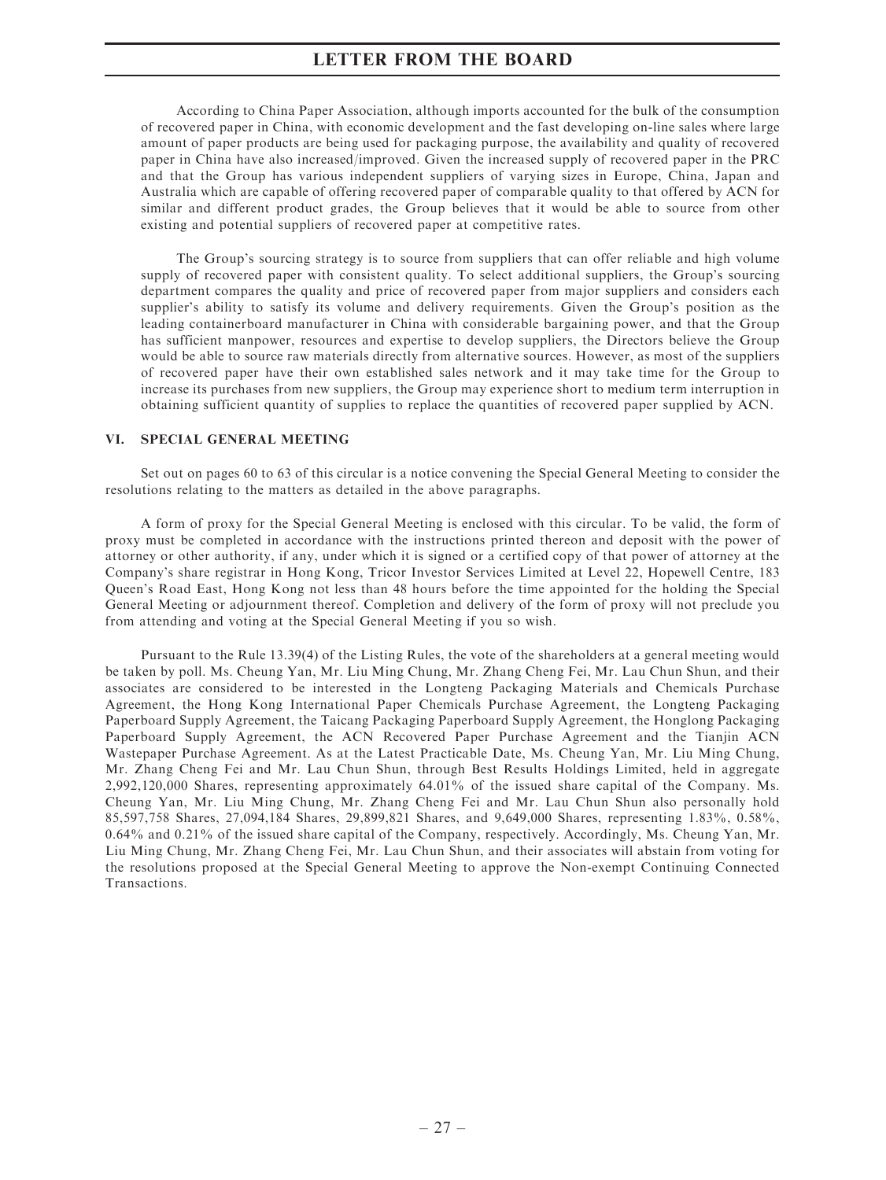According to China Paper Association, although imports accounted for the bulk of the consumption of recovered paper in China, with economic development and the fast developing on-line sales where large amount of paper products are being used for packaging purpose, the availability and quality of recovered paper in China have also increased/improved. Given the increased supply of recovered paper in the PRC and that the Group has various independent suppliers of varying sizes in Europe, China, Japan and Australia which are capable of offering recovered paper of comparable quality to that offered by ACN for similar and different product grades, the Group believes that it would be able to source from other existing and potential suppliers of recovered paper at competitive rates.

The Group's sourcing strategy is to source from suppliers that can offer reliable and high volume supply of recovered paper with consistent quality. To select additional suppliers, the Group's sourcing department compares the quality and price of recovered paper from major suppliers and considers each supplier's ability to satisfy its volume and delivery requirements. Given the Group's position as the leading containerboard manufacturer in China with considerable bargaining power, and that the Group has sufficient manpower, resources and expertise to develop suppliers, the Directors believe the Group would be able to source raw materials directly from alternative sources. However, as most of the suppliers of recovered paper have their own established sales network and it may take time for the Group to increase its purchases from new suppliers, the Group may experience short to medium term interruption in obtaining sufficient quantity of supplies to replace the quantities of recovered paper supplied by ACN.

## VI. SPECIAL GENERAL MEETING

Set out on pages 60 to 63 of this circular is a notice convening the Special General Meeting to consider the resolutions relating to the matters as detailed in the above paragraphs.

A form of proxy for the Special General Meeting is enclosed with this circular. To be valid, the form of proxy must be completed in accordance with the instructions printed thereon and deposit with the power of attorney or other authority, if any, under which it is signed or a certified copy of that power of attorney at the Company's share registrar in Hong Kong, Tricor Investor Services Limited at Level 22, Hopewell Centre, 183 Queen's Road East, Hong Kong not less than 48 hours before the time appointed for the holding the Special General Meeting or adjournment thereof. Completion and delivery of the form of proxy will not preclude you from attending and voting at the Special General Meeting if you so wish.

Pursuant to the Rule 13.39(4) of the Listing Rules, the vote of the shareholders at a general meeting would be taken by poll. Ms. Cheung Yan, Mr. Liu Ming Chung, Mr. Zhang Cheng Fei, Mr. Lau Chun Shun, and their associates are considered to be interested in the Longteng Packaging Materials and Chemicals Purchase Agreement, the Hong Kong International Paper Chemicals Purchase Agreement, the Longteng Packaging Paperboard Supply Agreement, the Taicang Packaging Paperboard Supply Agreement, the Honglong Packaging Paperboard Supply Agreement, the ACN Recovered Paper Purchase Agreement and the Tianjin ACN Wastepaper Purchase Agreement. As at the Latest Practicable Date, Ms. Cheung Yan, Mr. Liu Ming Chung, Mr. Zhang Cheng Fei and Mr. Lau Chun Shun, through Best Results Holdings Limited, held in aggregate 2,992,120,000 Shares, representing approximately 64.01% of the issued share capital of the Company. Ms. Cheung Yan, Mr. Liu Ming Chung, Mr. Zhang Cheng Fei and Mr. Lau Chun Shun also personally hold 85,597,758 Shares, 27,094,184 Shares, 29,899,821 Shares, and 9,649,000 Shares, representing 1.83%, 0.58%, 0.64% and 0.21% of the issued share capital of the Company, respectively. Accordingly, Ms. Cheung Yan, Mr. Liu Ming Chung, Mr. Zhang Cheng Fei, Mr. Lau Chun Shun, and their associates will abstain from voting for the resolutions proposed at the Special General Meeting to approve the Non-exempt Continuing Connected Transactions.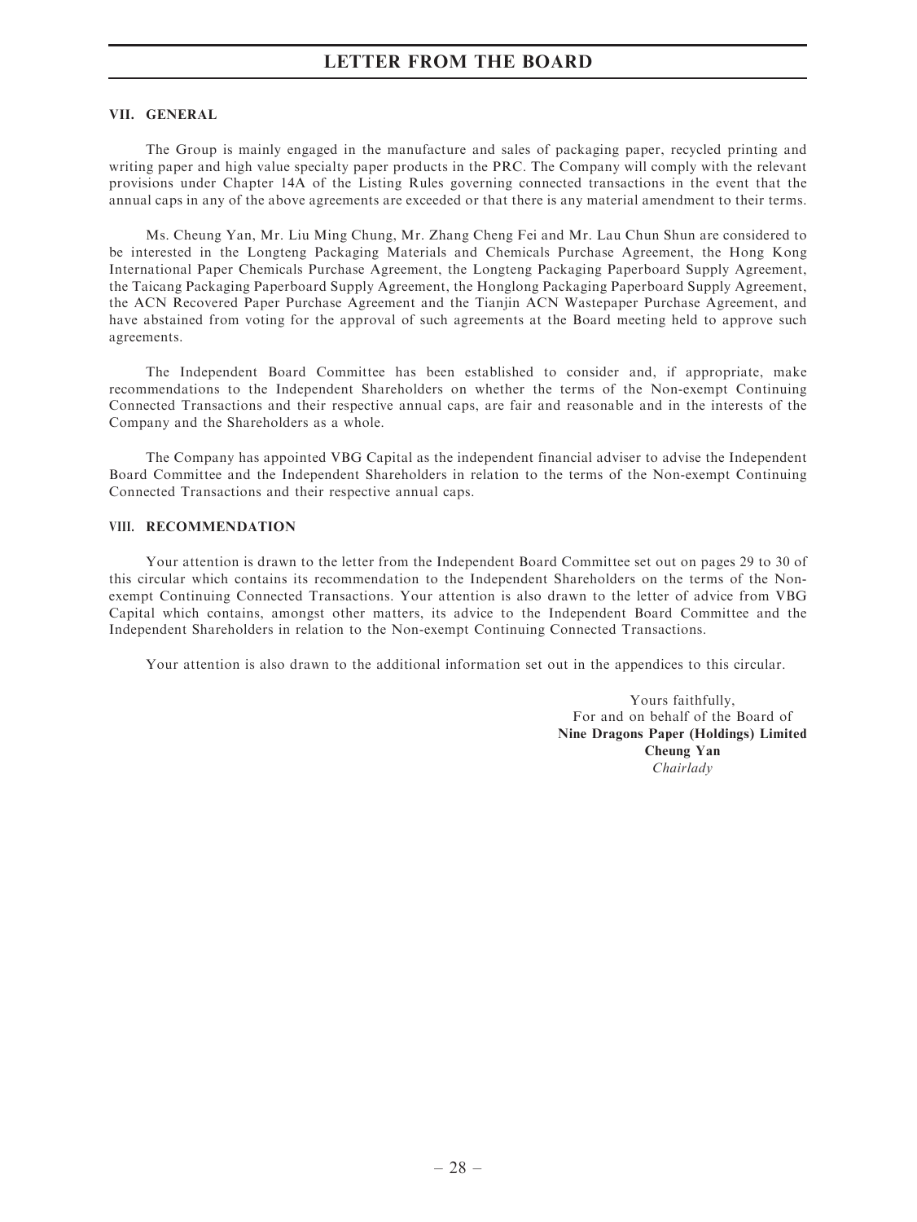### VII. GENERAL

The Group is mainly engaged in the manufacture and sales of packaging paper, recycled printing and writing paper and high value specialty paper products in the PRC. The Company will comply with the relevant provisions under Chapter 14A of the Listing Rules governing connected transactions in the event that the annual caps in any of the above agreements are exceeded or that there is any material amendment to their terms.

Ms. Cheung Yan, Mr. Liu Ming Chung, Mr. Zhang Cheng Fei and Mr. Lau Chun Shun are considered to be interested in the Longteng Packaging Materials and Chemicals Purchase Agreement, the Hong Kong International Paper Chemicals Purchase Agreement, the Longteng Packaging Paperboard Supply Agreement, the Taicang Packaging Paperboard Supply Agreement, the Honglong Packaging Paperboard Supply Agreement, the ACN Recovered Paper Purchase Agreement and the Tianjin ACN Wastepaper Purchase Agreement, and have abstained from voting for the approval of such agreements at the Board meeting held to approve such agreements.

The Independent Board Committee has been established to consider and, if appropriate, make recommendations to the Independent Shareholders on whether the terms of the Non-exempt Continuing Connected Transactions and their respective annual caps, are fair and reasonable and in the interests of the Company and the Shareholders as a whole.

The Company has appointed VBG Capital as the independent financial adviser to advise the Independent Board Committee and the Independent Shareholders in relation to the terms of the Non-exempt Continuing Connected Transactions and their respective annual caps.

### VIII. RECOMMENDATION

Your attention is drawn to the letter from the Independent Board Committee set out on pages 29 to 30 of this circular which contains its recommendation to the Independent Shareholders on the terms of the Non-exempt Continuing Connected Transactions. Your attention is also drawn to the letter of advice from VBG Capital which contains, amongst other matters, its advice to the Independent Board Committee and the Independent Shareholders in relation to the Non-exempt Continuing Connected Transactions.

Your attention is also drawn to the additional information set out in the appendices to this circular.

Yours faithfully,
For and on behalf of the Board of
**Nine Dragons Paper (Holdings) Limited**
**Cheung Yan**
*Chairlady*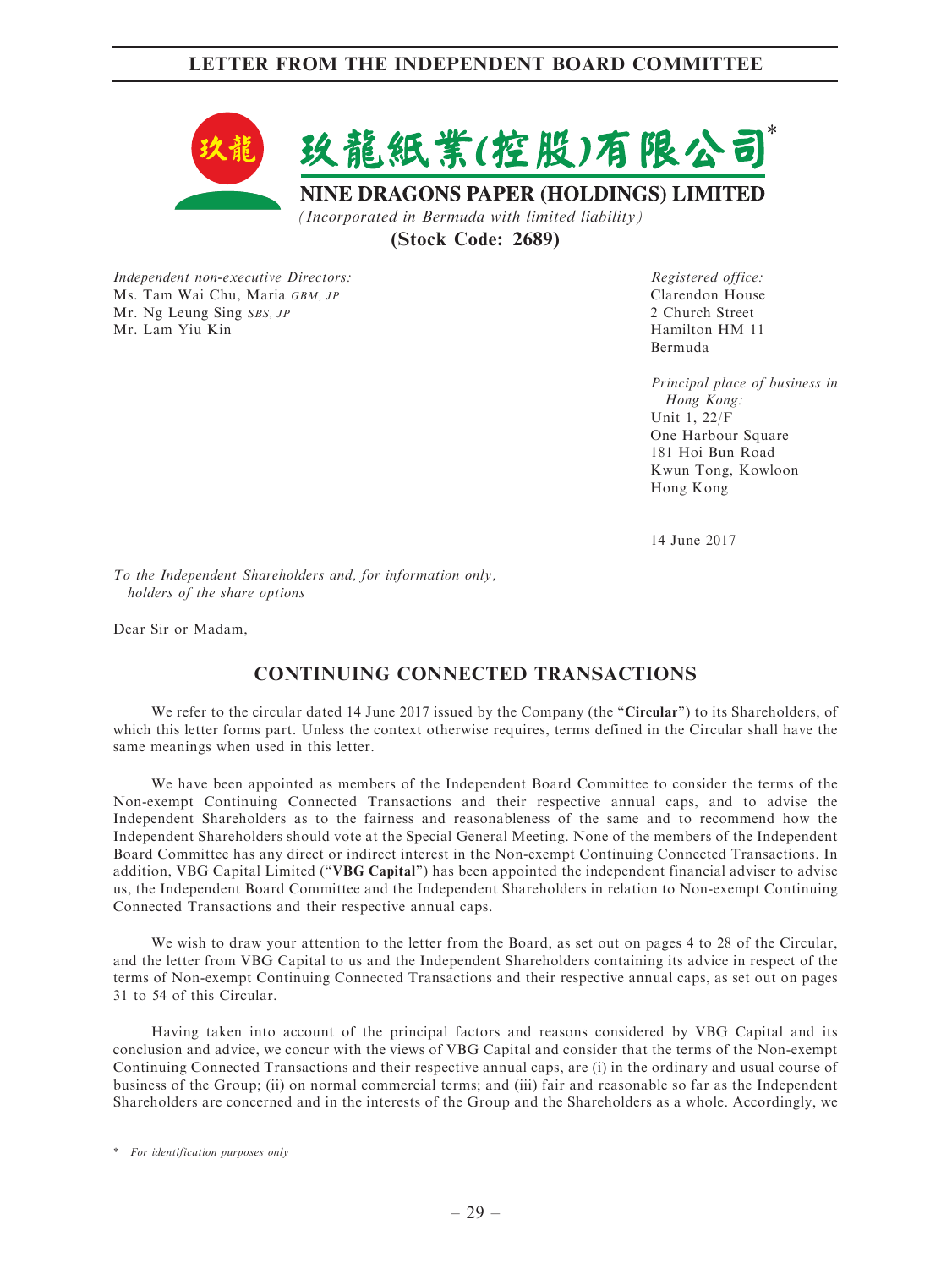玖龍紙業(控股)有限公司*

**NINE DRAGONS PAPER (HOLDINGS) LIMITED**

*(Incorporated in Bermuda with limited liability)*

**(Stock Code: 2689)**

*Independent non-executive Directors:*
Ms. Tam Wai Chu, Maria *GBM, JP*
Mr. Ng Leung Sing *SBS, JP*
Mr. Lam Yiu Kin

*Registered office:*
Clarendon House
2 Church Street
Hamilton HM 11
Bermuda

*Principal place of business in Hong Kong:*
Unit 1, 22/F
One Harbour Square
181 Hoi Bun Road
Kwun Tong, Kowloon
Hong Kong

14 June 2017

*To the Independent Shareholders and, for information only, holders of the share options*

Dear Sir or Madam,

## CONTINUING CONNECTED TRANSACTIONS

We refer to the circular dated 14 June 2017 issued by the Company (the "**Circular**") to its Shareholders, of which this letter forms part. Unless the context otherwise requires, terms defined in the Circular shall have the same meanings when used in this letter.

We have been appointed as members of the Independent Board Committee to consider the terms of the Non-exempt Continuing Connected Transactions and their respective annual caps, and to advise the Independent Shareholders as to the fairness and reasonableness of the same and to recommend how the Independent Shareholders should vote at the Special General Meeting. None of the members of the Independent Board Committee has any direct or indirect interest in the Non-exempt Continuing Connected Transactions. In addition, VBG Capital Limited ("**VBG Capital**") has been appointed the independent financial adviser to advise us, the Independent Board Committee and the Independent Shareholders in relation to Non-exempt Continuing Connected Transactions and their respective annual caps.

We wish to draw your attention to the letter from the Board, as set out on pages 4 to 28 of the Circular, and the letter from VBG Capital to us and the Independent Shareholders containing its advice in respect of the terms of Non-exempt Continuing Connected Transactions and their respective annual caps, as set out on pages 31 to 54 of this Circular.

Having taken into account of the principal factors and reasons considered by VBG Capital and its conclusion and advice, we concur with the views of VBG Capital and consider that the terms of the Non-exempt Continuing Connected Transactions and their respective annual caps, are (i) in the ordinary and usual course of business of the Group; (ii) on normal commercial terms; and (iii) fair and reasonable so far as the Independent Shareholders are concerned and in the interests of the Group and the Shareholders as a whole. Accordingly, we

\* *For identification purposes only*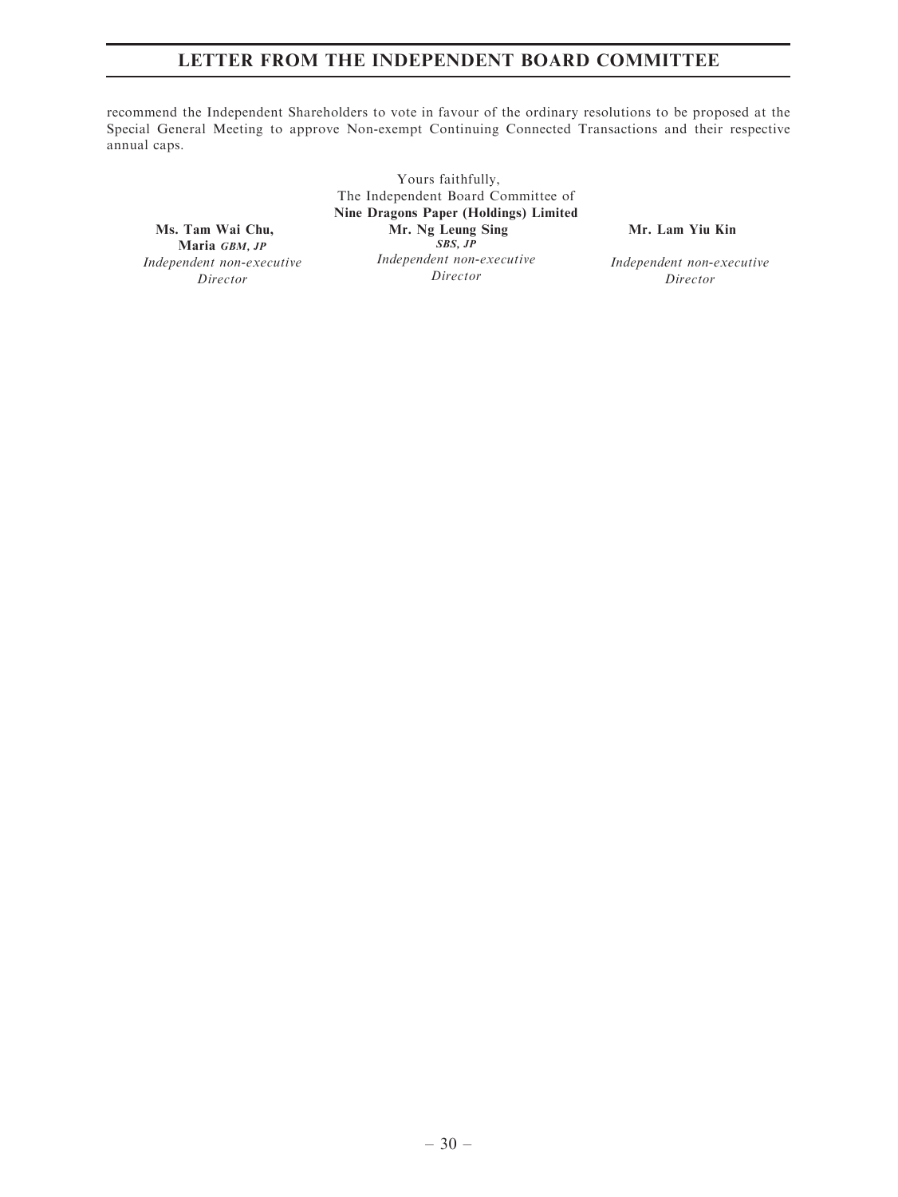recommend the Independent Shareholders to vote in favour of the ordinary resolutions to be proposed at the Special General Meeting to approve Non-exempt Continuing Connected Transactions and their respective annual caps.

Yours faithfully,
The Independent Board Committee of
**Nine Dragons Paper (Holdings) Limited**

| **Ms. Tam Wai Chu, Maria** ***GBM, JP*** | **Mr. Ng Leung Sing** ***SBS, JP*** | **Mr. Lam Yiu Kin** |
|---|---|---|
| *Independent non-executive Director* | *Independent non-executive Director* | *Independent non-executive Director* |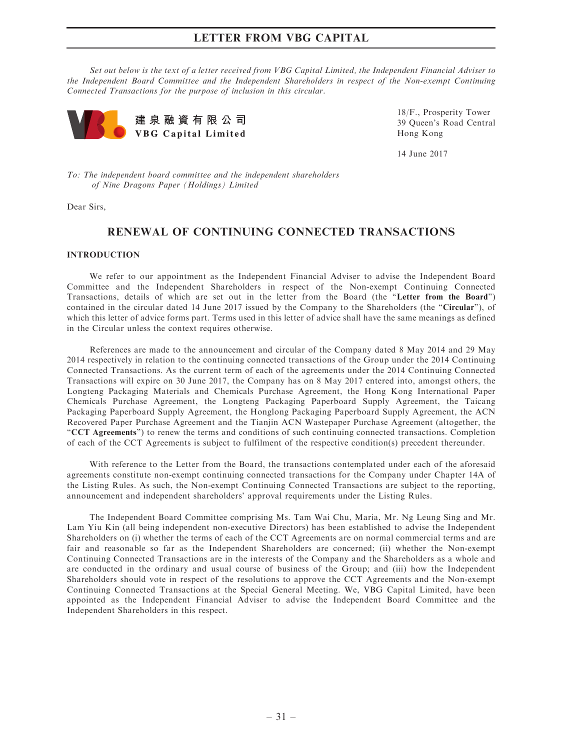# LETTER FROM VBG CAPITAL

*Set out below is the text of a letter received from VBG Capital Limited, the Independent Financial Adviser to the Independent Board Committee and the Independent Shareholders in respect of the Non-exempt Continuing Connected Transactions for the purpose of inclusion in this circular.*

建泉融資有限公司
**VBG Capital Limited**

18/F., Prosperity Tower
39 Queen's Road Central
Hong Kong

14 June 2017

*To: The independent board committee and the independent shareholders of Nine Dragons Paper (Holdings) Limited*

Dear Sirs,

## RENEWAL OF CONTINUING CONNECTED TRANSACTIONS

### INTRODUCTION

We refer to our appointment as the Independent Financial Adviser to advise the Independent Board Committee and the Independent Shareholders in respect of the Non-exempt Continuing Connected Transactions, details of which are set out in the letter from the Board (the "**Letter from the Board**") contained in the circular dated 14 June 2017 issued by the Company to the Shareholders (the "**Circular**"), of which this letter of advice forms part. Terms used in this letter of advice shall have the same meanings as defined in the Circular unless the context requires otherwise.

References are made to the announcement and circular of the Company dated 8 May 2014 and 29 May 2014 respectively in relation to the continuing connected transactions of the Group under the 2014 Continuing Connected Transactions. As the current term of each of the agreements under the 2014 Continuing Connected Transactions will expire on 30 June 2017, the Company has on 8 May 2017 entered into, amongst others, the Longteng Packaging Materials and Chemicals Purchase Agreement, the Hong Kong International Paper Chemicals Purchase Agreement, the Longteng Packaging Paperboard Supply Agreement, the Taicang Packaging Paperboard Supply Agreement, the Honglong Packaging Paperboard Supply Agreement, the ACN Recovered Paper Purchase Agreement and the Tianjin ACN Wastepaper Purchase Agreement (altogether, the "**CCT Agreements**") to renew the terms and conditions of such continuing connected transactions. Completion of each of the CCT Agreements is subject to fulfilment of the respective condition(s) precedent thereunder.

With reference to the Letter from the Board, the transactions contemplated under each of the aforesaid agreements constitute non-exempt continuing connected transactions for the Company under Chapter 14A of the Listing Rules. As such, the Non-exempt Continuing Connected Transactions are subject to the reporting, announcement and independent shareholders' approval requirements under the Listing Rules.

The Independent Board Committee comprising Ms. Tam Wai Chu, Maria, Mr. Ng Leung Sing and Mr. Lam Yiu Kin (all being independent non-executive Directors) has been established to advise the Independent Shareholders on (i) whether the terms of each of the CCT Agreements are on normal commercial terms and are fair and reasonable so far as the Independent Shareholders are concerned; (ii) whether the Non-exempt Continuing Connected Transactions are in the interests of the Company and the Shareholders as a whole and are conducted in the ordinary and usual course of business of the Group; and (iii) how the Independent Shareholders should vote in respect of the resolutions to approve the CCT Agreements and the Non-exempt Continuing Connected Transactions at the Special General Meeting. We, VBG Capital Limited, have been appointed as the Independent Financial Adviser to advise the Independent Board Committee and the Independent Shareholders in this respect.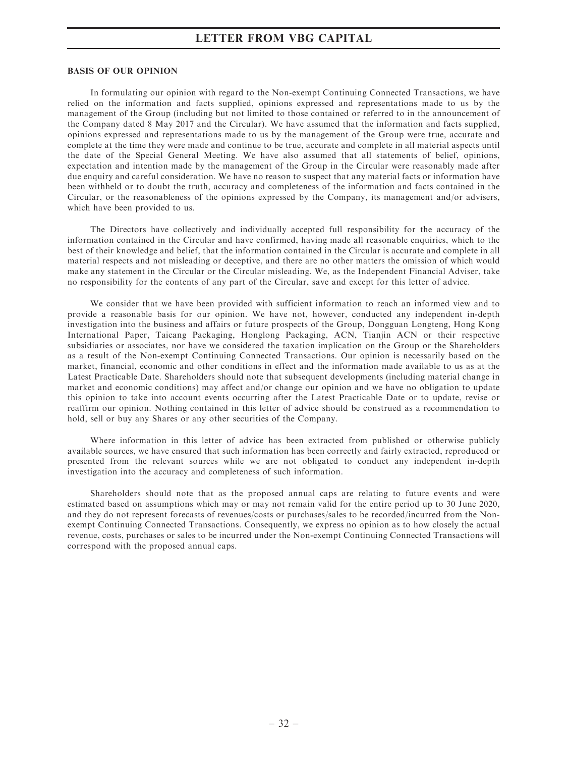## BASIS OF OUR OPINION

In formulating our opinion with regard to the Non-exempt Continuing Connected Transactions, we have relied on the information and facts supplied, opinions expressed and representations made to us by the management of the Group (including but not limited to those contained or referred to in the announcement of the Company dated 8 May 2017 and the Circular). We have assumed that the information and facts supplied, opinions expressed and representations made to us by the management of the Group were true, accurate and complete at the time they were made and continue to be true, accurate and complete in all material aspects until the date of the Special General Meeting. We have also assumed that all statements of belief, opinions, expectation and intention made by the management of the Group in the Circular were reasonably made after due enquiry and careful consideration. We have no reason to suspect that any material facts or information have been withheld or to doubt the truth, accuracy and completeness of the information and facts contained in the Circular, or the reasonableness of the opinions expressed by the Company, its management and/or advisers, which have been provided to us.

The Directors have collectively and individually accepted full responsibility for the accuracy of the information contained in the Circular and have confirmed, having made all reasonable enquiries, which to the best of their knowledge and belief, that the information contained in the Circular is accurate and complete in all material respects and not misleading or deceptive, and there are no other matters the omission of which would make any statement in the Circular or the Circular misleading. We, as the Independent Financial Adviser, take no responsibility for the contents of any part of the Circular, save and except for this letter of advice.

We consider that we have been provided with sufficient information to reach an informed view and to provide a reasonable basis for our opinion. We have not, however, conducted any independent in-depth investigation into the business and affairs or future prospects of the Group, Dongguan Longteng, Hong Kong International Paper, Taicang Packaging, Honglong Packaging, ACN, Tianjin ACN or their respective subsidiaries or associates, nor have we considered the taxation implication on the Group or the Shareholders as a result of the Non-exempt Continuing Connected Transactions. Our opinion is necessarily based on the market, financial, economic and other conditions in effect and the information made available to us as at the Latest Practicable Date. Shareholders should note that subsequent developments (including material change in market and economic conditions) may affect and/or change our opinion and we have no obligation to update this opinion to take into account events occurring after the Latest Practicable Date or to update, revise or reaffirm our opinion. Nothing contained in this letter of advice should be construed as a recommendation to hold, sell or buy any Shares or any other securities of the Company.

Where information in this letter of advice has been extracted from published or otherwise publicly available sources, we have ensured that such information has been correctly and fairly extracted, reproduced or presented from the relevant sources while we are not obligated to conduct any independent in-depth investigation into the accuracy and completeness of such information.

Shareholders should note that as the proposed annual caps are relating to future events and were estimated based on assumptions which may or may not remain valid for the entire period up to 30 June 2020, and they do not represent forecasts of revenues/costs or purchases/sales to be recorded/incurred from the Non-exempt Continuing Connected Transactions. Consequently, we express no opinion as to how closely the actual revenue, costs, purchases or sales to be incurred under the Non-exempt Continuing Connected Transactions will correspond with the proposed annual caps.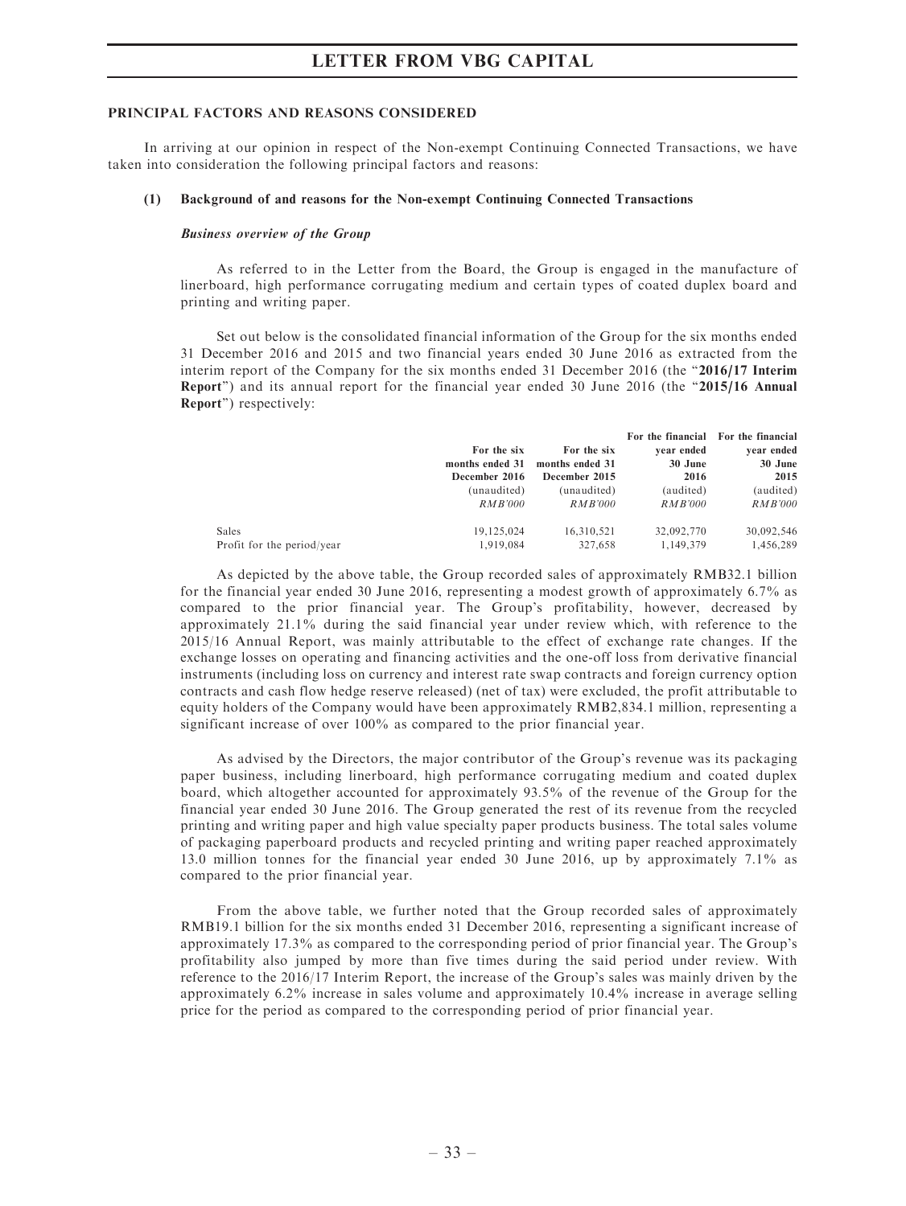## PRINCIPAL FACTORS AND REASONS CONSIDERED

In arriving at our opinion in respect of the Non-exempt Continuing Connected Transactions, we have taken into consideration the following principal factors and reasons:

### (1) Background of and reasons for the Non-exempt Continuing Connected Transactions

***Business overview of the Group***

As referred to in the Letter from the Board, the Group is engaged in the manufacture of linerboard, high performance corrugating medium and certain types of coated duplex board and printing and writing paper.

Set out below is the consolidated financial information of the Group for the six months ended 31 December 2016 and 2015 and two financial years ended 30 June 2016 as extracted from the interim report of the Company for the six months ended 31 December 2016 (the "**2016/17 Interim Report**") and its annual report for the financial year ended 30 June 2016 (the "**2015/16 Annual Report**") respectively:

| | For the six months ended 31 December 2016 | For the six months ended 31 December 2015 | For the financial year ended 30 June 2016 | For the financial year ended 30 June 2015 |
|---|---|---|---|---|
| | (unaudited) | (unaudited) | (audited) | (audited) |
| | *RMB'000* | *RMB'000* | *RMB'000* | *RMB'000* |
| Sales | 19,125,024 | 16,310,521 | 32,092,770 | 30,092,546 |
| Profit for the period/year | 1,919,084 | 327,658 | 1,149,379 | 1,456,289 |

As depicted by the above table, the Group recorded sales of approximately RMB32.1 billion for the financial year ended 30 June 2016, representing a modest growth of approximately 6.7% as compared to the prior financial year. The Group's profitability, however, decreased by approximately 21.1% during the said financial year under review which, with reference to the 2015/16 Annual Report, was mainly attributable to the effect of exchange rate changes. If the exchange losses on operating and financing activities and the one-off loss from derivative financial instruments (including loss on currency and interest rate swap contracts and foreign currency option contracts and cash flow hedge reserve released) (net of tax) were excluded, the profit attributable to equity holders of the Company would have been approximately RMB2,834.1 million, representing a significant increase of over 100% as compared to the prior financial year.

As advised by the Directors, the major contributor of the Group's revenue was its packaging paper business, including linerboard, high performance corrugating medium and coated duplex board, which altogether accounted for approximately 93.5% of the revenue of the Group for the financial year ended 30 June 2016. The Group generated the rest of its revenue from the recycled printing and writing paper and high value specialty paper products business. The total sales volume of packaging paperboard products and recycled printing and writing paper reached approximately 13.0 million tonnes for the financial year ended 30 June 2016, up by approximately 7.1% as compared to the prior financial year.

From the above table, we further noted that the Group recorded sales of approximately RMB19.1 billion for the six months ended 31 December 2016, representing a significant increase of approximately 17.3% as compared to the corresponding period of prior financial year. The Group's profitability also jumped by more than five times during the said period under review. With reference to the 2016/17 Interim Report, the increase of the Group's sales was mainly driven by the approximately 6.2% increase in sales volume and approximately 10.4% increase in average selling price for the period as compared to the corresponding period of prior financial year.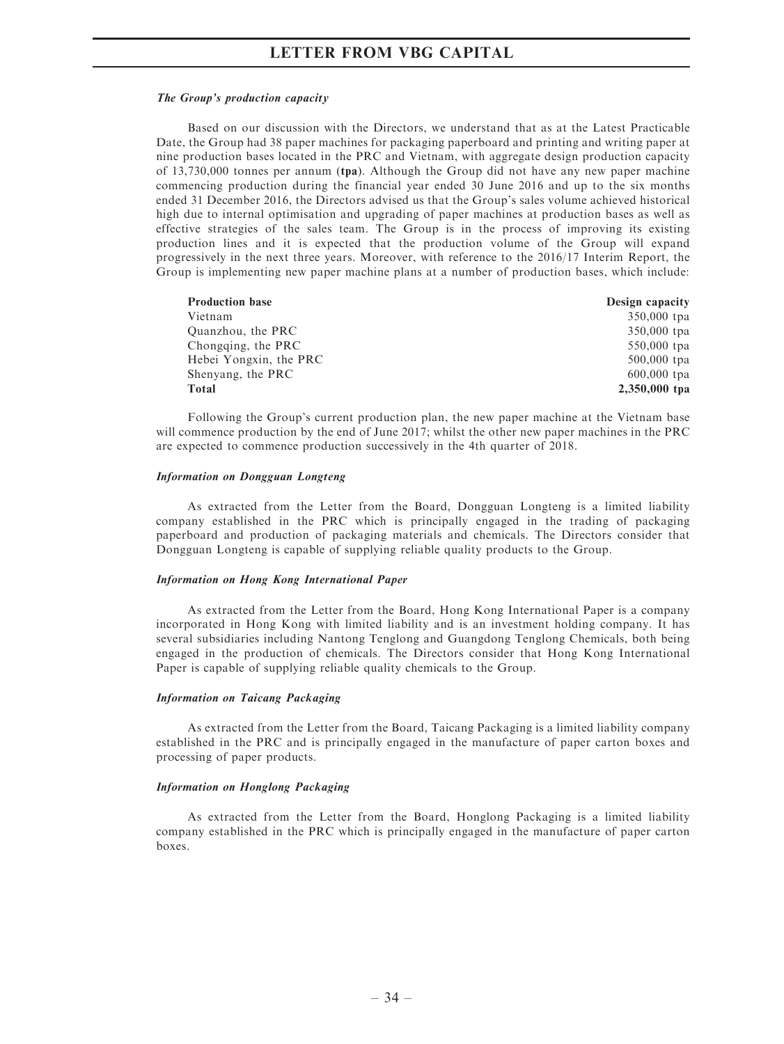***The Group's production capacity***

Based on our discussion with the Directors, we understand that as at the Latest Practicable Date, the Group had 38 paper machines for packaging paperboard and printing and writing paper at nine production bases located in the PRC and Vietnam, with aggregate design production capacity of 13,730,000 tonnes per annum (**tpa**). Although the Group did not have any new paper machine commencing production during the financial year ended 30 June 2016 and up to the six months ended 31 December 2016, the Directors advised us that the Group's sales volume achieved historical high due to internal optimisation and upgrading of paper machines at production bases as well as effective strategies of the sales team. The Group is in the process of improving its existing production lines and it is expected that the production volume of the Group will expand progressively in the next three years. Moreover, with reference to the 2016/17 Interim Report, the Group is implementing new paper machine plans at a number of production bases, which include:

| **Production base** | **Design capacity** |
|---|---|
| Vietnam | 350,000 tpa |
| Quanzhou, the PRC | 350,000 tpa |
| Chongqing, the PRC | 550,000 tpa |
| Hebei Yongxin, the PRC | 500,000 tpa |
| Shenyang, the PRC | 600,000 tpa |
| **Total** | **2,350,000 tpa** |

Following the Group's current production plan, the new paper machine at the Vietnam base will commence production by the end of June 2017; whilst the other new paper machines in the PRC are expected to commence production successively in the 4th quarter of 2018.

***Information on Dongguan Longteng***

As extracted from the Letter from the Board, Dongguan Longteng is a limited liability company established in the PRC which is principally engaged in the trading of packaging paperboard and production of packaging materials and chemicals. The Directors consider that Dongguan Longteng is capable of supplying reliable quality products to the Group.

***Information on Hong Kong International Paper***

As extracted from the Letter from the Board, Hong Kong International Paper is a company incorporated in Hong Kong with limited liability and is an investment holding company. It has several subsidiaries including Nantong Tenglong and Guangdong Tenglong Chemicals, both being engaged in the production of chemicals. The Directors consider that Hong Kong International Paper is capable of supplying reliable quality chemicals to the Group.

***Information on Taicang Packaging***

As extracted from the Letter from the Board, Taicang Packaging is a limited liability company established in the PRC and is principally engaged in the manufacture of paper carton boxes and processing of paper products.

***Information on Honglong Packaging***

As extracted from the Letter from the Board, Honglong Packaging is a limited liability company established in the PRC which is principally engaged in the manufacture of paper carton boxes.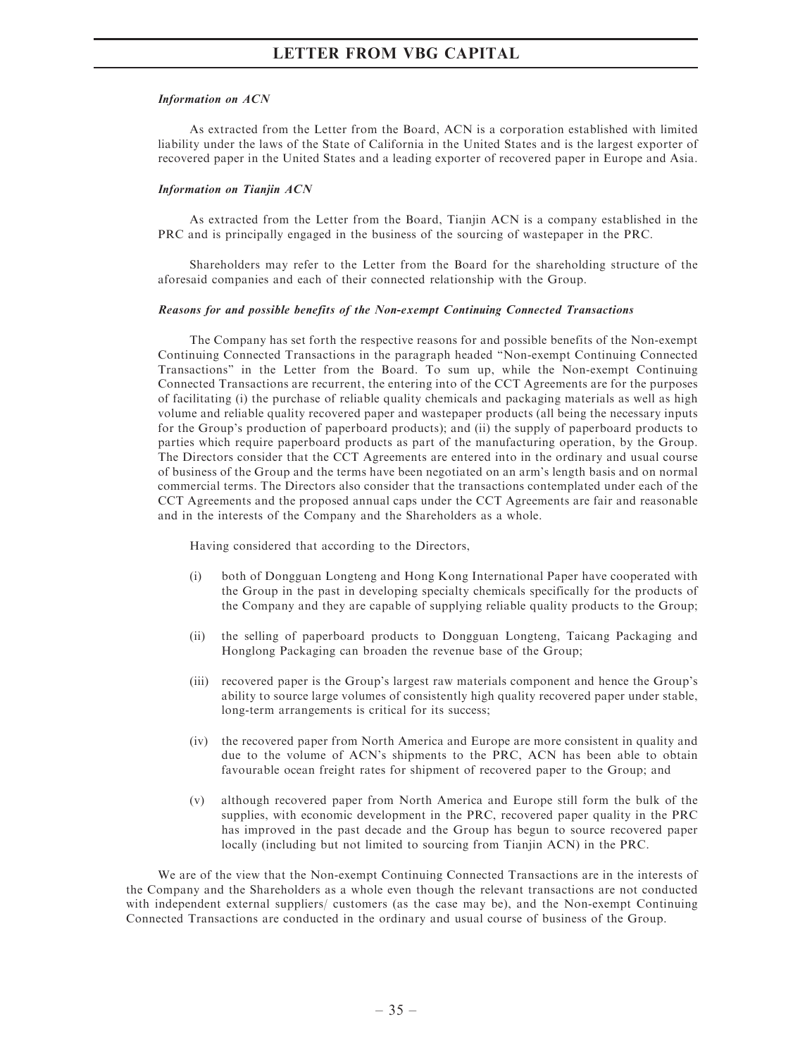*Information on ACN*

As extracted from the Letter from the Board, ACN is a corporation established with limited liability under the laws of the State of California in the United States and is the largest exporter of recovered paper in the United States and a leading exporter of recovered paper in Europe and Asia.

*Information on Tianjin ACN*

As extracted from the Letter from the Board, Tianjin ACN is a company established in the PRC and is principally engaged in the business of the sourcing of wastepaper in the PRC.

Shareholders may refer to the Letter from the Board for the shareholding structure of the aforesaid companies and each of their connected relationship with the Group.

***Reasons for and possible benefits of the Non-exempt Continuing Connected Transactions***

The Company has set forth the respective reasons for and possible benefits of the Non-exempt Continuing Connected Transactions in the paragraph headed "Non-exempt Continuing Connected Transactions" in the Letter from the Board. To sum up, while the Non-exempt Continuing Connected Transactions are recurrent, the entering into of the CCT Agreements are for the purposes of facilitating (i) the purchase of reliable quality chemicals and packaging materials as well as high volume and reliable quality recovered paper and wastepaper products (all being the necessary inputs for the Group's production of paperboard products); and (ii) the supply of paperboard products to parties which require paperboard products as part of the manufacturing operation, by the Group. The Directors consider that the CCT Agreements are entered into in the ordinary and usual course of business of the Group and the terms have been negotiated on an arm's length basis and on normal commercial terms. The Directors also consider that the transactions contemplated under each of the CCT Agreements and the proposed annual caps under the CCT Agreements are fair and reasonable and in the interests of the Company and the Shareholders as a whole.

Having considered that according to the Directors,

(i) both of Dongguan Longteng and Hong Kong International Paper have cooperated with the Group in the past in developing specialty chemicals specifically for the products of the Company and they are capable of supplying reliable quality products to the Group;

(ii) the selling of paperboard products to Dongguan Longteng, Taicang Packaging and Honglong Packaging can broaden the revenue base of the Group;

(iii) recovered paper is the Group's largest raw materials component and hence the Group's ability to source large volumes of consistently high quality recovered paper under stable, long-term arrangements is critical for its success;

(iv) the recovered paper from North America and Europe are more consistent in quality and due to the volume of ACN's shipments to the PRC, ACN has been able to obtain favourable ocean freight rates for shipment of recovered paper to the Group; and

(v) although recovered paper from North America and Europe still form the bulk of the supplies, with economic development in the PRC, recovered paper quality in the PRC has improved in the past decade and the Group has begun to source recovered paper locally (including but not limited to sourcing from Tianjin ACN) in the PRC.

We are of the view that the Non-exempt Continuing Connected Transactions are in the interests of the Company and the Shareholders as a whole even though the relevant transactions are not conducted with independent external suppliers/ customers (as the case may be), and the Non-exempt Continuing Connected Transactions are conducted in the ordinary and usual course of business of the Group.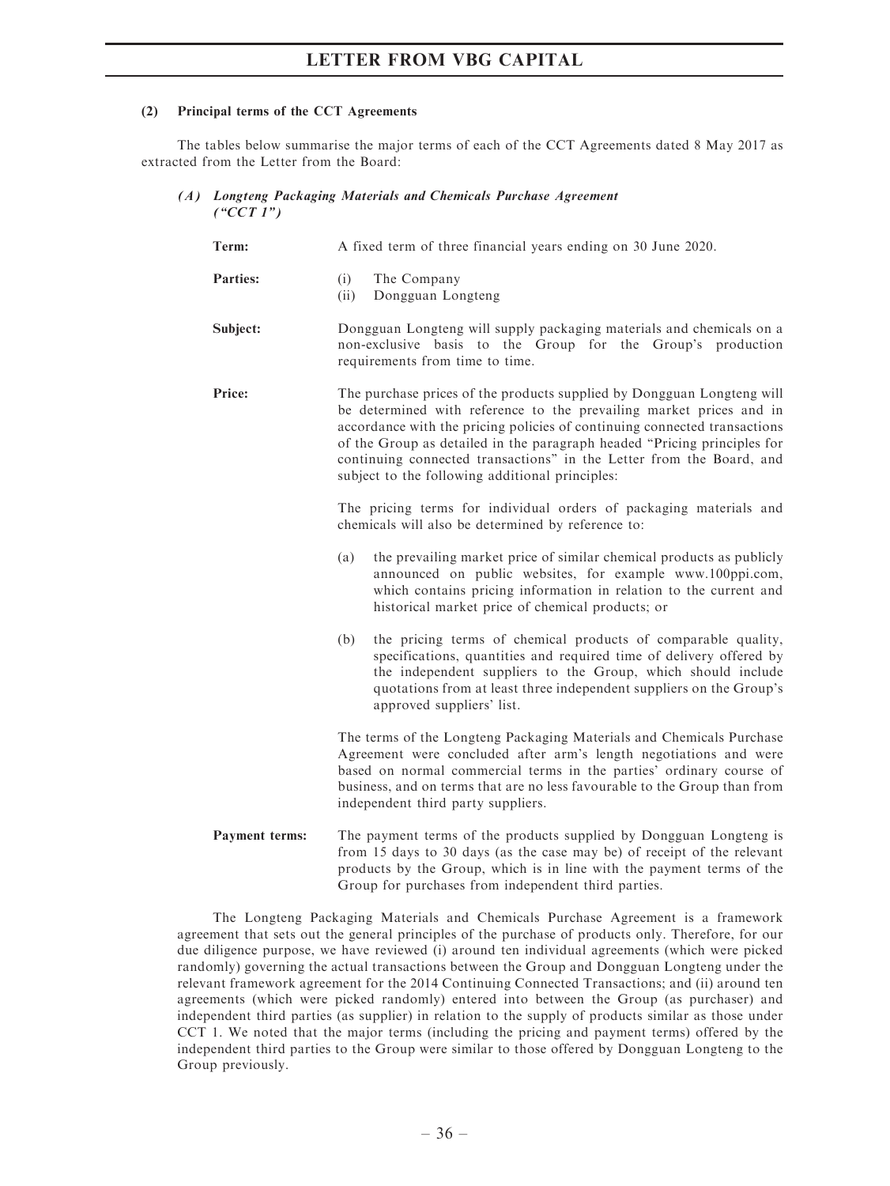### (2) Principal terms of the CCT Agreements

The tables below summarise the major terms of each of the CCT Agreements dated 8 May 2017 as extracted from the Letter from the Board:

#### *(A) Longteng Packaging Materials and Chemicals Purchase Agreement ("CCT 1")*

| | |
|---|---|
| **Term:** | A fixed term of three financial years ending on 30 June 2020. |
| **Parties:** | (i) The Company<br>(ii) Dongguan Longteng |
| **Subject:** | Dongguan Longteng will supply packaging materials and chemicals on a non-exclusive basis to the Group for the Group's production requirements from time to time. |
| **Price:** | The purchase prices of the products supplied by Dongguan Longteng will be determined with reference to the prevailing market prices and in accordance with the pricing policies of continuing connected transactions of the Group as detailed in the paragraph headed "Pricing principles for continuing connected transactions" in the Letter from the Board, and subject to the following additional principles:<br><br>The pricing terms for individual orders of packaging materials and chemicals will also be determined by reference to:<br><br>(a) the prevailing market price of similar chemical products as publicly announced on public websites, for example www.100ppi.com, which contains pricing information in relation to the current and historical market price of chemical products; or<br><br>(b) the pricing terms of chemical products of comparable quality, specifications, quantities and required time of delivery offered by the independent suppliers to the Group, which should include quotations from at least three independent suppliers on the Group's approved suppliers' list.<br><br>The terms of the Longteng Packaging Materials and Chemicals Purchase Agreement were concluded after arm's length negotiations and were based on normal commercial terms in the parties' ordinary course of business, and on terms that are no less favourable to the Group than from independent third party suppliers. |
| **Payment terms:** | The payment terms of the products supplied by Dongguan Longteng is from 15 days to 30 days (as the case may be) of receipt of the relevant products by the Group, which is in line with the payment terms of the Group for purchases from independent third parties. |

The Longteng Packaging Materials and Chemicals Purchase Agreement is a framework agreement that sets out the general principles of the purchase of products only. Therefore, for our due diligence purpose, we have reviewed (i) around ten individual agreements (which were picked randomly) governing the actual transactions between the Group and Dongguan Longteng under the relevant framework agreement for the 2014 Continuing Connected Transactions; and (ii) around ten agreements (which were picked randomly) entered into between the Group (as purchaser) and independent third parties (as supplier) in relation to the supply of products similar as those under CCT 1. We noted that the major terms (including the pricing and payment terms) offered by the independent third parties to the Group were similar to those offered by Dongguan Longteng to the Group previously.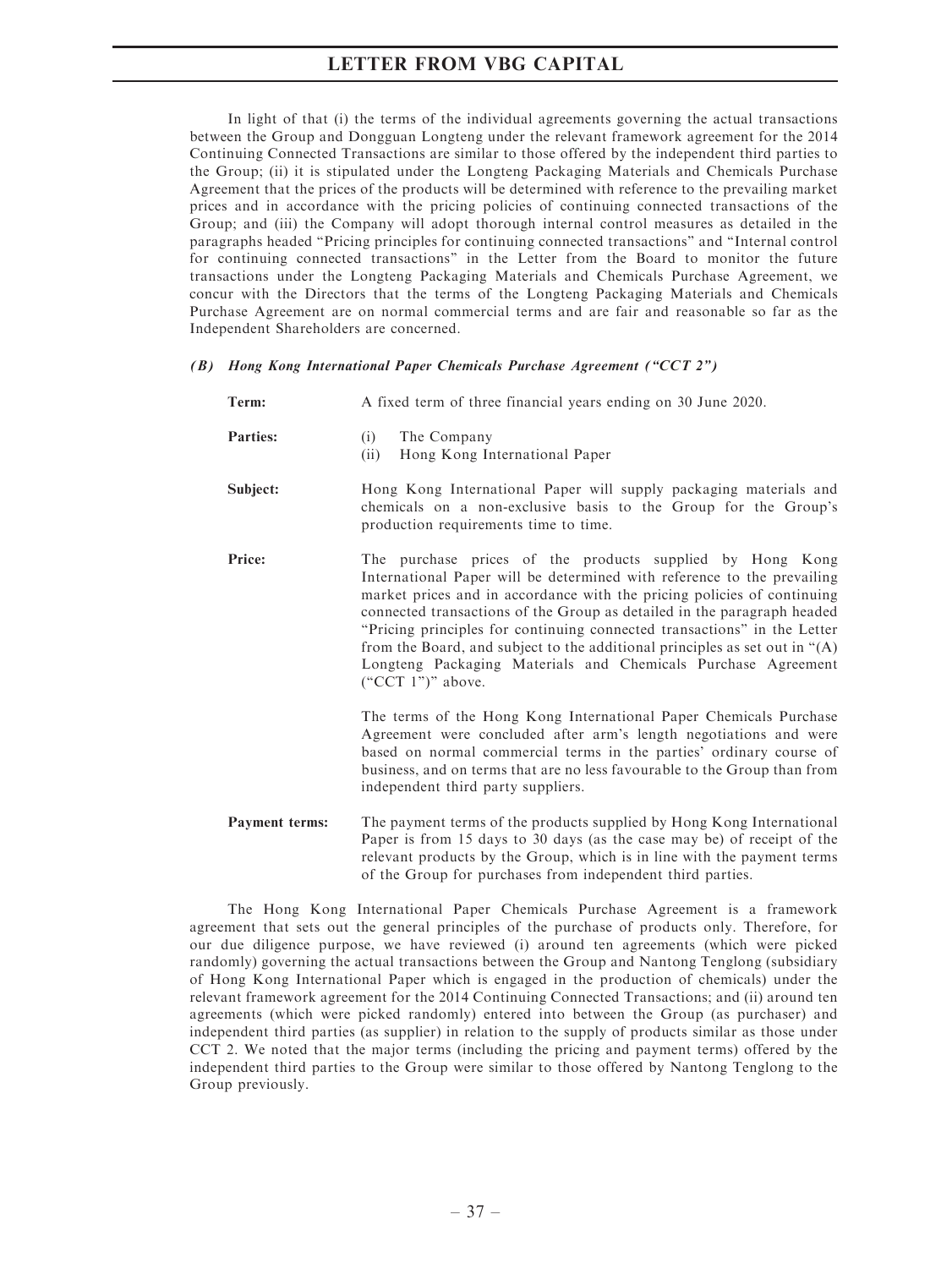In light of that (i) the terms of the individual agreements governing the actual transactions between the Group and Dongguan Longteng under the relevant framework agreement for the 2014 Continuing Connected Transactions are similar to those offered by the independent third parties to the Group; (ii) it is stipulated under the Longteng Packaging Materials and Chemicals Purchase Agreement that the prices of the products will be determined with reference to the prevailing market prices and in accordance with the pricing policies of continuing connected transactions of the Group; and (iii) the Company will adopt thorough internal control measures as detailed in the paragraphs headed "Pricing principles for continuing connected transactions" and "Internal control for continuing connected transactions" in the Letter from the Board to monitor the future transactions under the Longteng Packaging Materials and Chemicals Purchase Agreement, we concur with the Directors that the terms of the Longteng Packaging Materials and Chemicals Purchase Agreement are on normal commercial terms and are fair and reasonable so far as the Independent Shareholders are concerned.

***(B) Hong Kong International Paper Chemicals Purchase Agreement ("CCT 2")***

**Term:** A fixed term of three financial years ending on 30 June 2020.

**Parties:**
(i) The Company
(ii) Hong Kong International Paper

**Subject:** Hong Kong International Paper will supply packaging materials and chemicals on a non-exclusive basis to the Group for the Group's production requirements time to time.

**Price:** The purchase prices of the products supplied by Hong Kong International Paper will be determined with reference to the prevailing market prices and in accordance with the pricing policies of continuing connected transactions of the Group as detailed in the paragraph headed "Pricing principles for continuing connected transactions" in the Letter from the Board, and subject to the additional principles as set out in "(A) Longteng Packaging Materials and Chemicals Purchase Agreement ("CCT 1")" above.

The terms of the Hong Kong International Paper Chemicals Purchase Agreement were concluded after arm's length negotiations and were based on normal commercial terms in the parties' ordinary course of business, and on terms that are no less favourable to the Group than from independent third party suppliers.

**Payment terms:** The payment terms of the products supplied by Hong Kong International Paper is from 15 days to 30 days (as the case may be) of receipt of the relevant products by the Group, which is in line with the payment terms of the Group for purchases from independent third parties.

The Hong Kong International Paper Chemicals Purchase Agreement is a framework agreement that sets out the general principles of the purchase of products only. Therefore, for our due diligence purpose, we have reviewed (i) around ten agreements (which were picked randomly) governing the actual transactions between the Group and Nantong Tenglong (subsidiary of Hong Kong International Paper which is engaged in the production of chemicals) under the relevant framework agreement for the 2014 Continuing Connected Transactions; and (ii) around ten agreements (which were picked randomly) entered into between the Group (as purchaser) and independent third parties (as supplier) in relation to the supply of products similar as those under CCT 2. We noted that the major terms (including the pricing and payment terms) offered by the independent third parties to the Group were similar to those offered by Nantong Tenglong to the Group previously.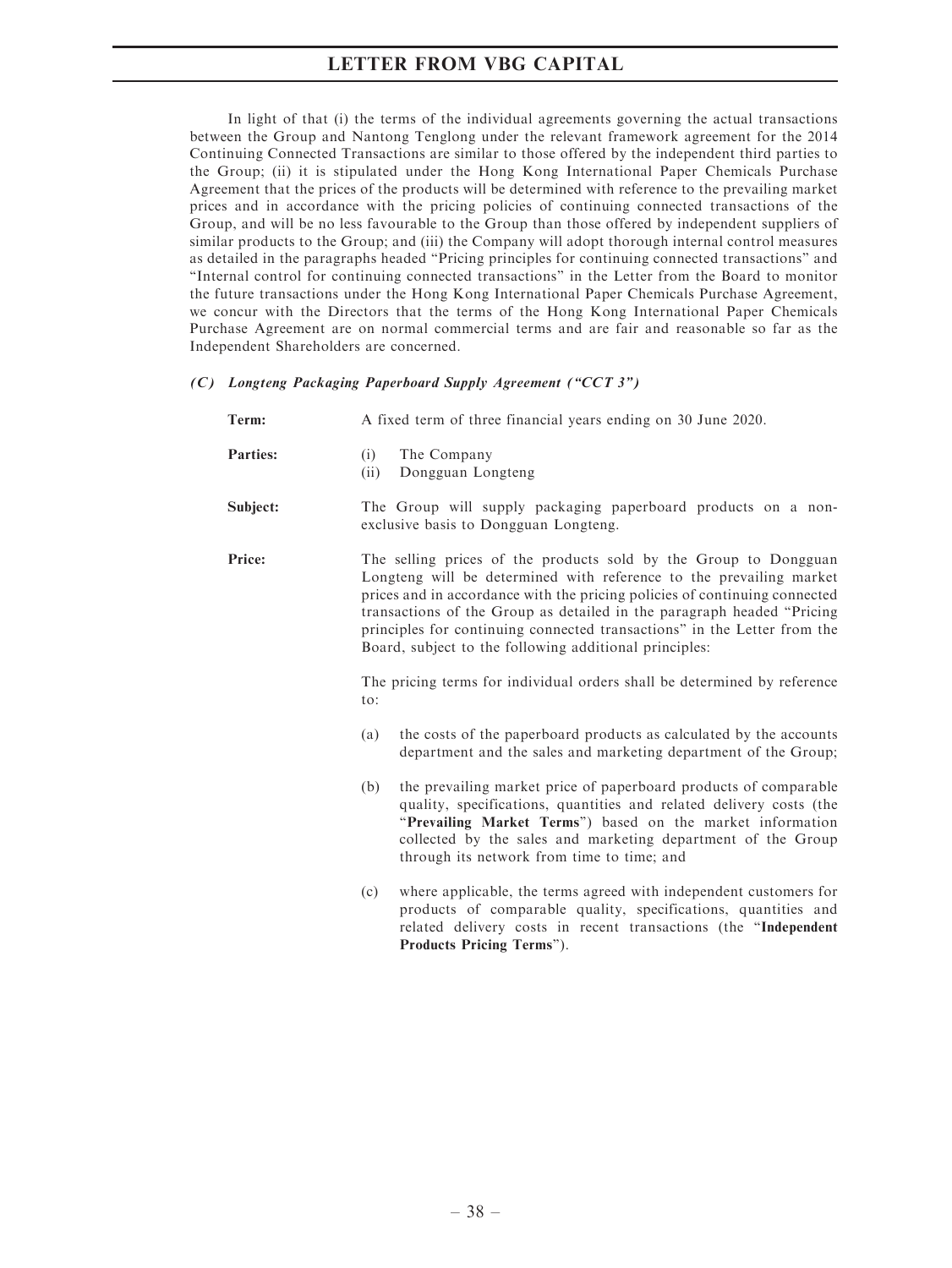In light of that (i) the terms of the individual agreements governing the actual transactions between the Group and Nantong Tenglong under the relevant framework agreement for the 2014 Continuing Connected Transactions are similar to those offered by the independent third parties to the Group; (ii) it is stipulated under the Hong Kong International Paper Chemicals Purchase Agreement that the prices of the products will be determined with reference to the prevailing market prices and in accordance with the pricing policies of continuing connected transactions of the Group, and will be no less favourable to the Group than those offered by independent suppliers of similar products to the Group; and (iii) the Company will adopt thorough internal control measures as detailed in the paragraphs headed "Pricing principles for continuing connected transactions" and "Internal control for continuing connected transactions" in the Letter from the Board to monitor the future transactions under the Hong Kong International Paper Chemicals Purchase Agreement, we concur with the Directors that the terms of the Hong Kong International Paper Chemicals Purchase Agreement are on normal commercial terms and are fair and reasonable so far as the Independent Shareholders are concerned.

***(C) Longteng Packaging Paperboard Supply Agreement ("CCT 3")***

**Term:** A fixed term of three financial years ending on 30 June 2020.

**Parties:**
(i) The Company
(ii) Dongguan Longteng

**Subject:** The Group will supply packaging paperboard products on a non-exclusive basis to Dongguan Longteng.

**Price:** The selling prices of the products sold by the Group to Dongguan Longteng will be determined with reference to the prevailing market prices and in accordance with the pricing policies of continuing connected transactions of the Group as detailed in the paragraph headed "Pricing principles for continuing connected transactions" in the Letter from the Board, subject to the following additional principles:

The pricing terms for individual orders shall be determined by reference to:

(a) the costs of the paperboard products as calculated by the accounts department and the sales and marketing department of the Group;

(b) the prevailing market price of paperboard products of comparable quality, specifications, quantities and related delivery costs (the "**Prevailing Market Terms**") based on the market information collected by the sales and marketing department of the Group through its network from time to time; and

(c) where applicable, the terms agreed with independent customers for products of comparable quality, specifications, quantities and related delivery costs in recent transactions (the "**Independent Products Pricing Terms**").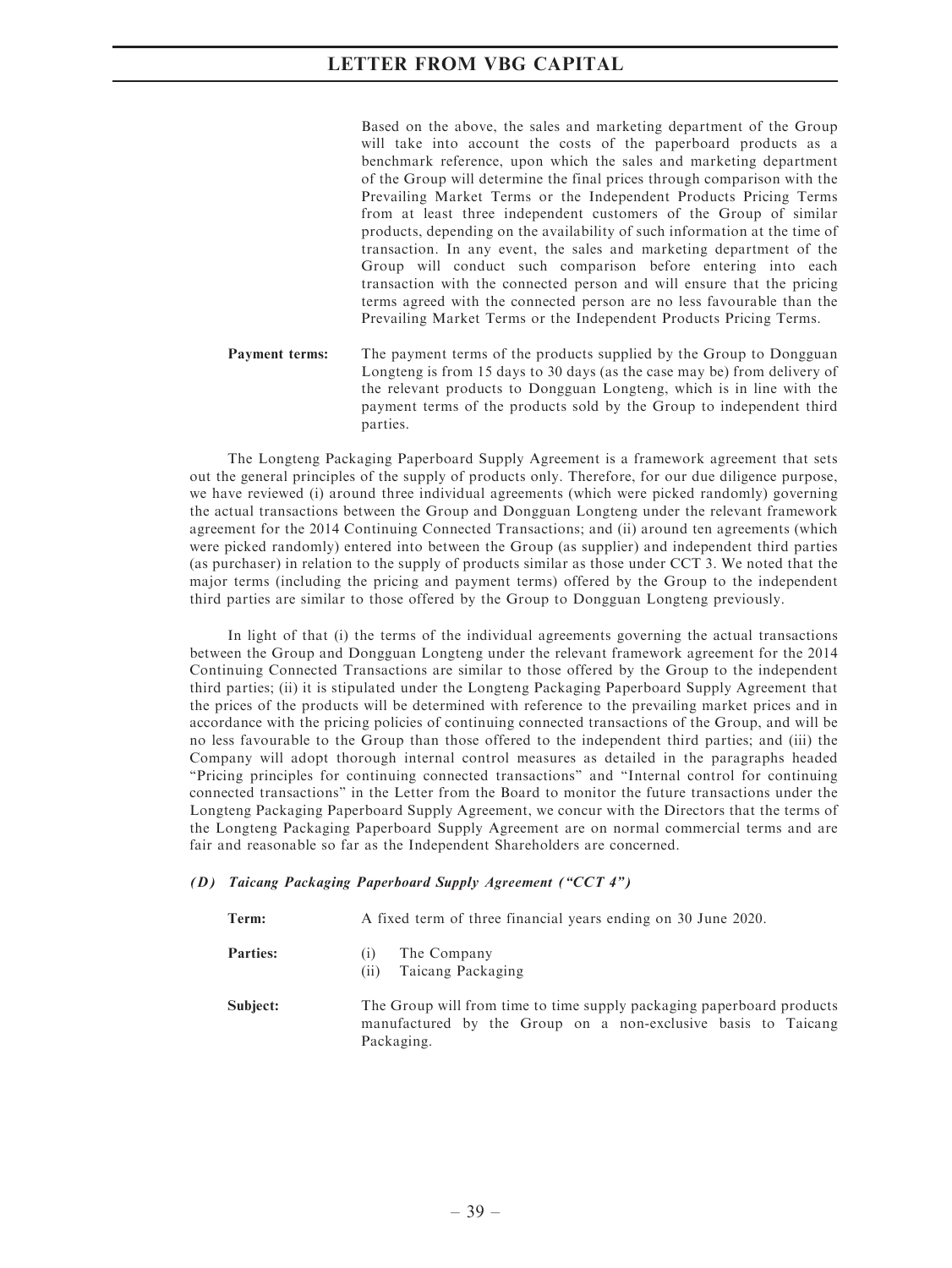Based on the above, the sales and marketing department of the Group will take into account the costs of the paperboard products as a benchmark reference, upon which the sales and marketing department of the Group will determine the final prices through comparison with the Prevailing Market Terms or the Independent Products Pricing Terms from at least three independent customers of the Group of similar products, depending on the availability of such information at the time of transaction. In any event, the sales and marketing department of the Group will conduct such comparison before entering into each transaction with the connected person and will ensure that the pricing terms agreed with the connected person are no less favourable than the Prevailing Market Terms or the Independent Products Pricing Terms.

**Payment terms:** The payment terms of the products supplied by the Group to Dongguan Longteng is from 15 days to 30 days (as the case may be) from delivery of the relevant products to Dongguan Longteng, which is in line with the payment terms of the products sold by the Group to independent third parties.

The Longteng Packaging Paperboard Supply Agreement is a framework agreement that sets out the general principles of the supply of products only. Therefore, for our due diligence purpose, we have reviewed (i) around three individual agreements (which were picked randomly) governing the actual transactions between the Group and Dongguan Longteng under the relevant framework agreement for the 2014 Continuing Connected Transactions; and (ii) around ten agreements (which were picked randomly) entered into between the Group (as supplier) and independent third parties (as purchaser) in relation to the supply of products similar as those under CCT 3. We noted that the major terms (including the pricing and payment terms) offered by the Group to the independent third parties are similar to those offered by the Group to Dongguan Longteng previously.

In light of that (i) the terms of the individual agreements governing the actual transactions between the Group and Dongguan Longteng under the relevant framework agreement for the 2014 Continuing Connected Transactions are similar to those offered by the Group to the independent third parties; (ii) it is stipulated under the Longteng Packaging Paperboard Supply Agreement that the prices of the products will be determined with reference to the prevailing market prices and in accordance with the pricing policies of continuing connected transactions of the Group, and will be no less favourable to the Group than those offered to the independent third parties; and (iii) the Company will adopt thorough internal control measures as detailed in the paragraphs headed "Pricing principles for continuing connected transactions" and "Internal control for continuing connected transactions" in the Letter from the Board to monitor the future transactions under the Longteng Packaging Paperboard Supply Agreement, we concur with the Directors that the terms of the Longteng Packaging Paperboard Supply Agreement are on normal commercial terms and are fair and reasonable so far as the Independent Shareholders are concerned.

***(D) Taicang Packaging Paperboard Supply Agreement ("CCT 4")***

**Term:** A fixed term of three financial years ending on 30 June 2020.

**Parties:**
(i) The Company
(ii) Taicang Packaging

**Subject:** The Group will from time to time supply packaging paperboard products manufactured by the Group on a non-exclusive basis to Taicang Packaging.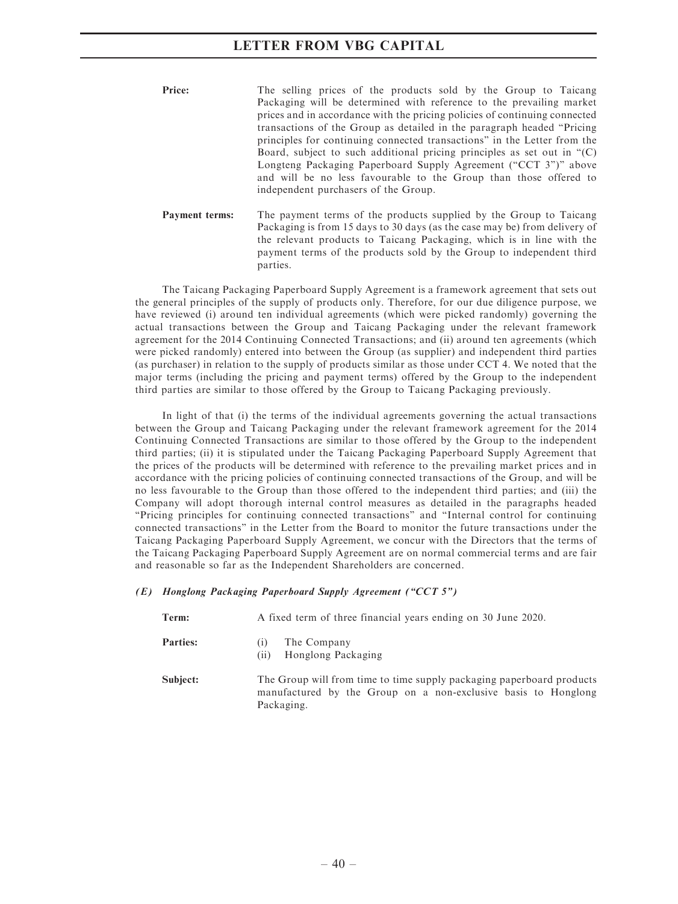**Price:** The selling prices of the products sold by the Group to Taicang Packaging will be determined with reference to the prevailing market prices and in accordance with the pricing policies of continuing connected transactions of the Group as detailed in the paragraph headed "Pricing principles for continuing connected transactions" in the Letter from the Board, subject to such additional pricing principles as set out in "(C) Longteng Packaging Paperboard Supply Agreement ("CCT 3")" above and will be no less favourable to the Group than those offered to independent purchasers of the Group.

**Payment terms:** The payment terms of the products supplied by the Group to Taicang Packaging is from 15 days to 30 days (as the case may be) from delivery of the relevant products to Taicang Packaging, which is in line with the payment terms of the products sold by the Group to independent third parties.

The Taicang Packaging Paperboard Supply Agreement is a framework agreement that sets out the general principles of the supply of products only. Therefore, for our due diligence purpose, we have reviewed (i) around ten individual agreements (which were picked randomly) governing the actual transactions between the Group and Taicang Packaging under the relevant framework agreement for the 2014 Continuing Connected Transactions; and (ii) around ten agreements (which were picked randomly) entered into between the Group (as supplier) and independent third parties (as purchaser) in relation to the supply of products similar as those under CCT 4. We noted that the major terms (including the pricing and payment terms) offered by the Group to the independent third parties are similar to those offered by the Group to Taicang Packaging previously.

In light of that (i) the terms of the individual agreements governing the actual transactions between the Group and Taicang Packaging under the relevant framework agreement for the 2014 Continuing Connected Transactions are similar to those offered by the Group to the independent third parties; (ii) it is stipulated under the Taicang Packaging Paperboard Supply Agreement that the prices of the products will be determined with reference to the prevailing market prices and in accordance with the pricing policies of continuing connected transactions of the Group, and will be no less favourable to the Group than those offered to the independent third parties; and (iii) the Company will adopt thorough internal control measures as detailed in the paragraphs headed "Pricing principles for continuing connected transactions" and "Internal control for continuing connected transactions" in the Letter from the Board to monitor the future transactions under the Taicang Packaging Paperboard Supply Agreement, we concur with the Directors that the terms of the Taicang Packaging Paperboard Supply Agreement are on normal commercial terms and are fair and reasonable so far as the Independent Shareholders are concerned.

***(E) Honglong Packaging Paperboard Supply Agreement ("CCT 5")***

**Term:** A fixed term of three financial years ending on 30 June 2020.

**Parties:**
(i) The Company
(ii) Honglong Packaging

**Subject:** The Group will from time to time supply packaging paperboard products manufactured by the Group on a non-exclusive basis to Honglong Packaging.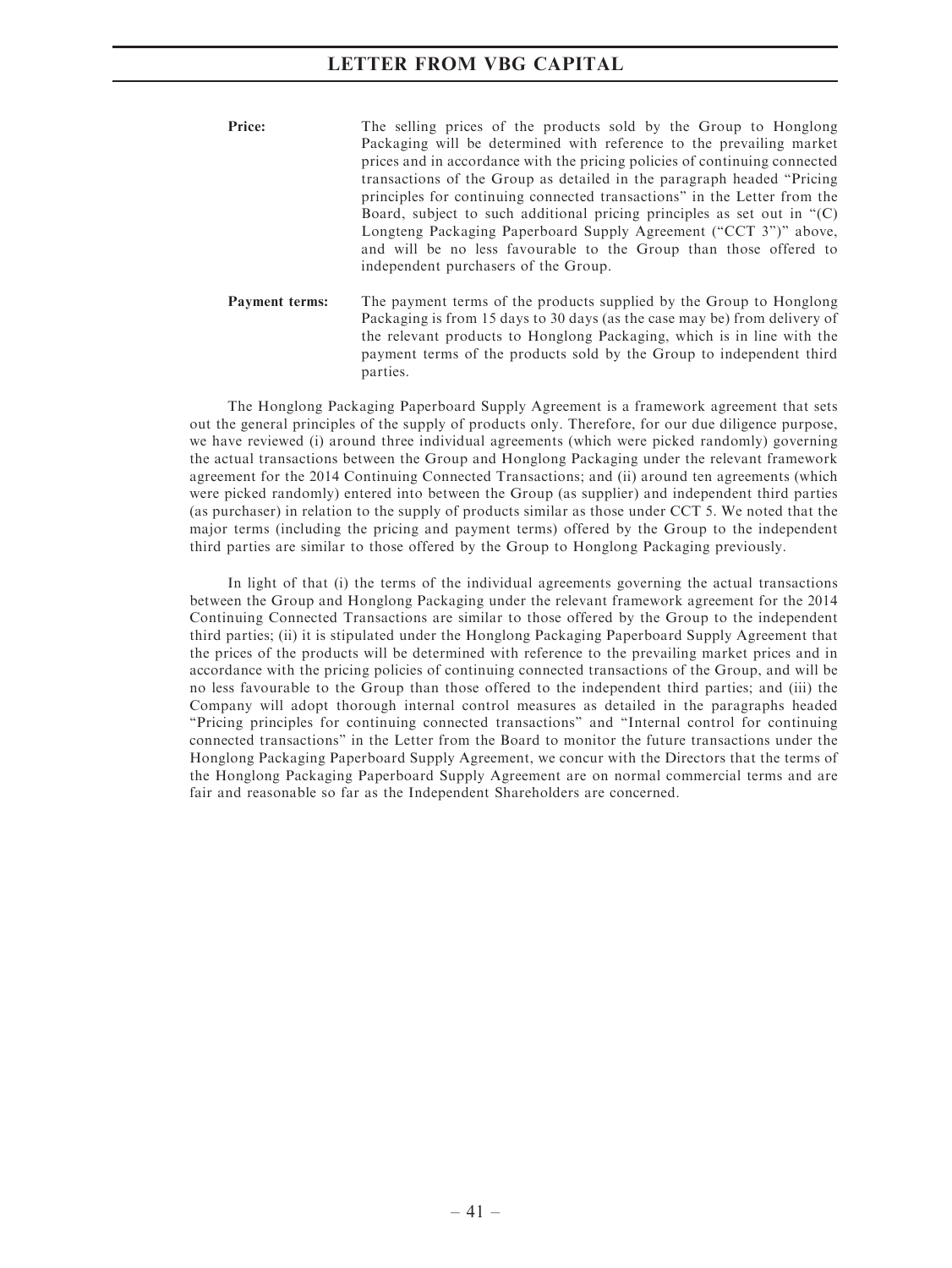**Price:** The selling prices of the products sold by the Group to Honglong Packaging will be determined with reference to the prevailing market prices and in accordance with the pricing policies of continuing connected transactions of the Group as detailed in the paragraph headed "Pricing principles for continuing connected transactions" in the Letter from the Board, subject to such additional pricing principles as set out in "(C) Longteng Packaging Paperboard Supply Agreement ("CCT 3")" above, and will be no less favourable to the Group than those offered to independent purchasers of the Group.

**Payment terms:** The payment terms of the products supplied by the Group to Honglong Packaging is from 15 days to 30 days (as the case may be) from delivery of the relevant products to Honglong Packaging, which is in line with the payment terms of the products sold by the Group to independent third parties.

The Honglong Packaging Paperboard Supply Agreement is a framework agreement that sets out the general principles of the supply of products only. Therefore, for our due diligence purpose, we have reviewed (i) around three individual agreements (which were picked randomly) governing the actual transactions between the Group and Honglong Packaging under the relevant framework agreement for the 2014 Continuing Connected Transactions; and (ii) around ten agreements (which were picked randomly) entered into between the Group (as supplier) and independent third parties (as purchaser) in relation to the supply of products similar as those under CCT 5. We noted that the major terms (including the pricing and payment terms) offered by the Group to the independent third parties are similar to those offered by the Group to Honglong Packaging previously.

In light of that (i) the terms of the individual agreements governing the actual transactions between the Group and Honglong Packaging under the relevant framework agreement for the 2014 Continuing Connected Transactions are similar to those offered by the Group to the independent third parties; (ii) it is stipulated under the Honglong Packaging Paperboard Supply Agreement that the prices of the products will be determined with reference to the prevailing market prices and in accordance with the pricing policies of continuing connected transactions of the Group, and will be no less favourable to the Group than those offered to the independent third parties; and (iii) the Company will adopt thorough internal control measures as detailed in the paragraphs headed "Pricing principles for continuing connected transactions" and "Internal control for continuing connected transactions" in the Letter from the Board to monitor the future transactions under the Honglong Packaging Paperboard Supply Agreement, we concur with the Directors that the terms of the Honglong Packaging Paperboard Supply Agreement are on normal commercial terms and are fair and reasonable so far as the Independent Shareholders are concerned.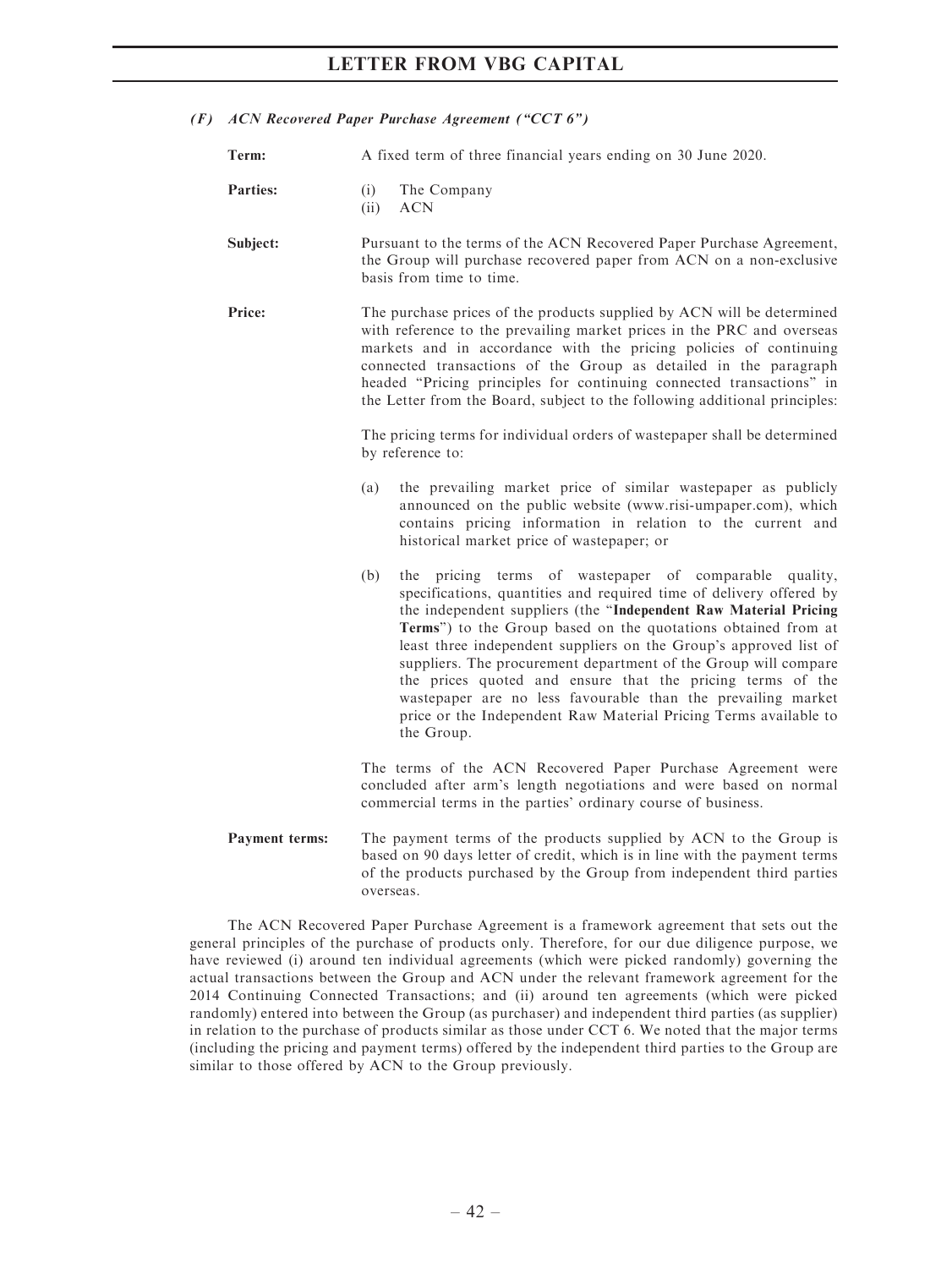### *(F) ACN Recovered Paper Purchase Agreement ("CCT 6")*

**Term:** A fixed term of three financial years ending on 30 June 2020.

**Parties:**

(i) The Company
(ii) ACN

**Subject:** Pursuant to the terms of the ACN Recovered Paper Purchase Agreement, the Group will purchase recovered paper from ACN on a non-exclusive basis from time to time.

**Price:** The purchase prices of the products supplied by ACN will be determined with reference to the prevailing market prices in the PRC and overseas markets and in accordance with the pricing policies of continuing connected transactions of the Group as detailed in the paragraph headed "Pricing principles for continuing connected transactions" in the Letter from the Board, subject to the following additional principles:

The pricing terms for individual orders of wastepaper shall be determined by reference to:

(a) the prevailing market price of similar wastepaper as publicly announced on the public website (www.risi-umpaper.com), which contains pricing information in relation to the current and historical market price of wastepaper; or

(b) the pricing terms of wastepaper of comparable quality, specifications, quantities and required time of delivery offered by the independent suppliers (the "**Independent Raw Material Pricing Terms**") to the Group based on the quotations obtained from at least three independent suppliers on the Group's approved list of suppliers. The procurement department of the Group will compare the prices quoted and ensure that the pricing terms of the wastepaper are no less favourable than the prevailing market price or the Independent Raw Material Pricing Terms available to the Group.

The terms of the ACN Recovered Paper Purchase Agreement were concluded after arm's length negotiations and were based on normal commercial terms in the parties' ordinary course of business.

**Payment terms:** The payment terms of the products supplied by ACN to the Group is based on 90 days letter of credit, which is in line with the payment terms of the products purchased by the Group from independent third parties overseas.

The ACN Recovered Paper Purchase Agreement is a framework agreement that sets out the general principles of the purchase of products only. Therefore, for our due diligence purpose, we have reviewed (i) around ten individual agreements (which were picked randomly) governing the actual transactions between the Group and ACN under the relevant framework agreement for the 2014 Continuing Connected Transactions; and (ii) around ten agreements (which were picked randomly) entered into between the Group (as purchaser) and independent third parties (as supplier) in relation to the purchase of products similar as those under CCT 6. We noted that the major terms (including the pricing and payment terms) offered by the independent third parties to the Group are similar to those offered by ACN to the Group previously.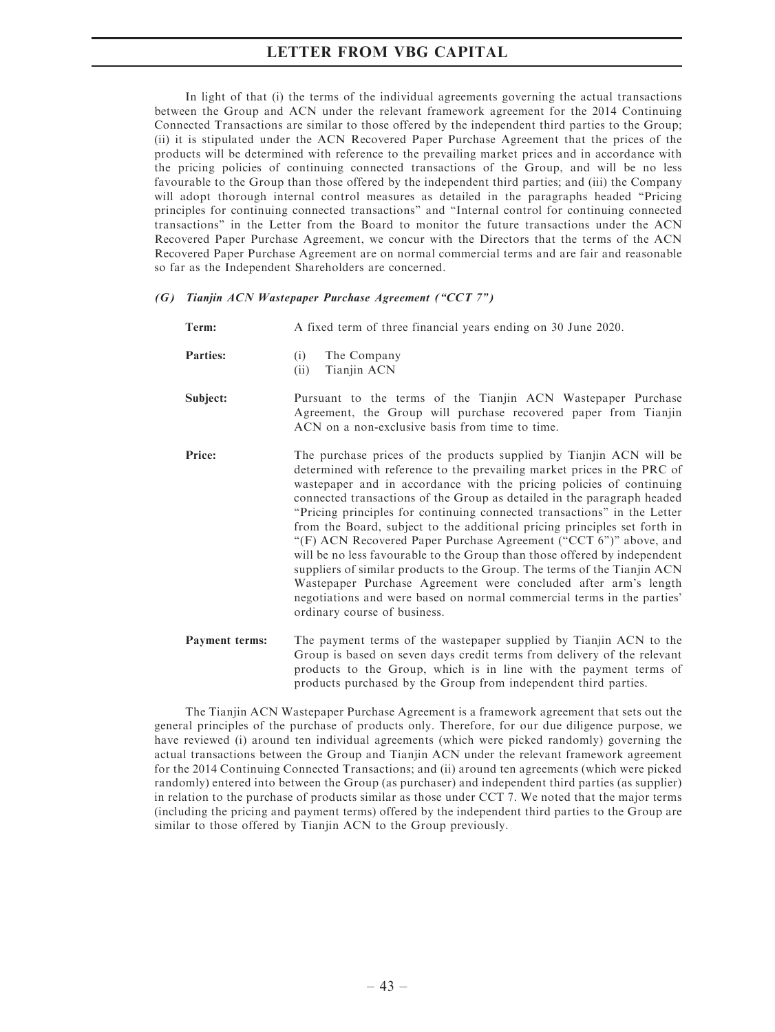In light of that (i) the terms of the individual agreements governing the actual transactions between the Group and ACN under the relevant framework agreement for the 2014 Continuing Connected Transactions are similar to those offered by the independent third parties to the Group; (ii) it is stipulated under the ACN Recovered Paper Purchase Agreement that the prices of the products will be determined with reference to the prevailing market prices and in accordance with the pricing policies of continuing connected transactions of the Group, and will be no less favourable to the Group than those offered by the independent third parties; and (iii) the Company will adopt thorough internal control measures as detailed in the paragraphs headed "Pricing principles for continuing connected transactions" and "Internal control for continuing connected transactions" in the Letter from the Board to monitor the future transactions under the ACN Recovered Paper Purchase Agreement, we concur with the Directors that the terms of the ACN Recovered Paper Purchase Agreement are on normal commercial terms and are fair and reasonable so far as the Independent Shareholders are concerned.

***(G) Tianjin ACN Wastepaper Purchase Agreement ("CCT 7")***

**Term:** A fixed term of three financial years ending on 30 June 2020.

**Parties:**
(i) The Company
(ii) Tianjin ACN

**Subject:** Pursuant to the terms of the Tianjin ACN Wastepaper Purchase Agreement, the Group will purchase recovered paper from Tianjin ACN on a non-exclusive basis from time to time.

**Price:** The purchase prices of the products supplied by Tianjin ACN will be determined with reference to the prevailing market prices in the PRC of wastepaper and in accordance with the pricing policies of continuing connected transactions of the Group as detailed in the paragraph headed "Pricing principles for continuing connected transactions" in the Letter from the Board, subject to the additional pricing principles set forth in "(F) ACN Recovered Paper Purchase Agreement ("CCT 6")" above, and will be no less favourable to the Group than those offered by independent suppliers of similar products to the Group. The terms of the Tianjin ACN Wastepaper Purchase Agreement were concluded after arm's length negotiations and were based on normal commercial terms in the parties' ordinary course of business.

**Payment terms:** The payment terms of the wastepaper supplied by Tianjin ACN to the Group is based on seven days credit terms from delivery of the relevant products to the Group, which is in line with the payment terms of products purchased by the Group from independent third parties.

The Tianjin ACN Wastepaper Purchase Agreement is a framework agreement that sets out the general principles of the purchase of products only. Therefore, for our due diligence purpose, we have reviewed (i) around ten individual agreements (which were picked randomly) governing the actual transactions between the Group and Tianjin ACN under the relevant framework agreement for the 2014 Continuing Connected Transactions; and (ii) around ten agreements (which were picked randomly) entered into between the Group (as purchaser) and independent third parties (as supplier) in relation to the purchase of products similar as those under CCT 7. We noted that the major terms (including the pricing and payment terms) offered by the independent third parties to the Group are similar to those offered by Tianjin ACN to the Group previously.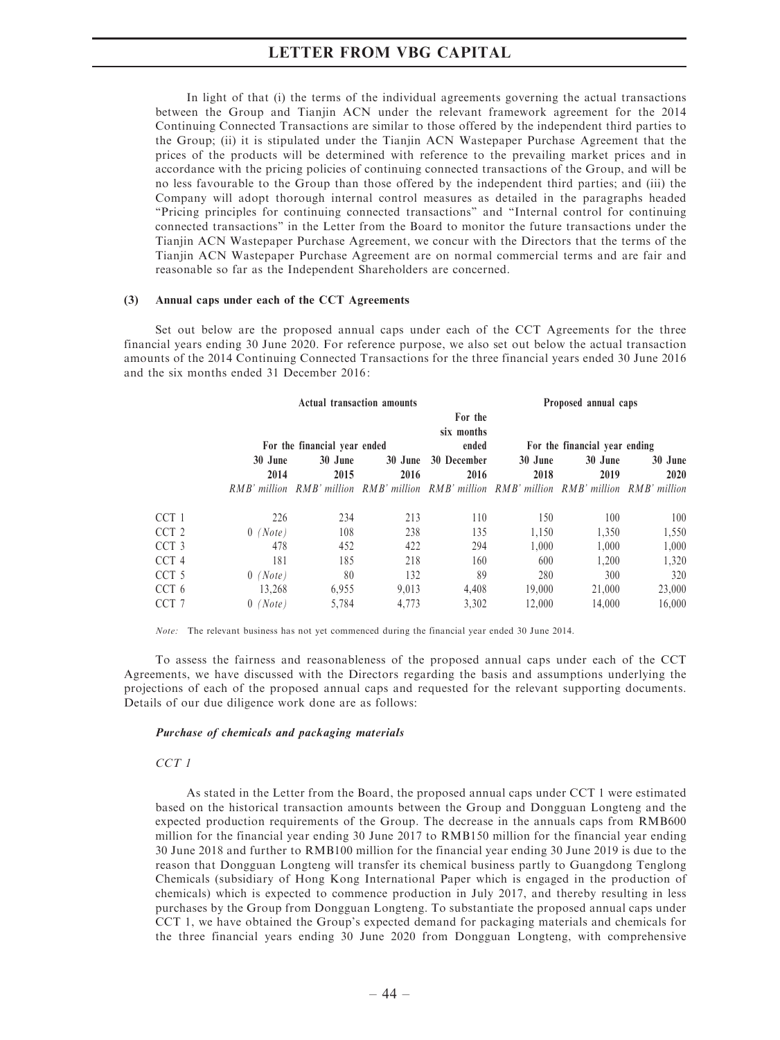In light of that (i) the terms of the individual agreements governing the actual transactions between the Group and Tianjin ACN under the relevant framework agreement for the 2014 Continuing Connected Transactions are similar to those offered by the independent third parties to the Group; (ii) it is stipulated under the Tianjin ACN Wastepaper Purchase Agreement that the prices of the products will be determined with reference to the prevailing market prices and in accordance with the pricing policies of continuing connected transactions of the Group, and will be no less favourable to the Group than those offered by the independent third parties; and (iii) the Company will adopt thorough internal control measures as detailed in the paragraphs headed "Pricing principles for continuing connected transactions" and "Internal control for continuing connected transactions" in the Letter from the Board to monitor the future transactions under the Tianjin ACN Wastepaper Purchase Agreement, we concur with the Directors that the terms of the Tianjin ACN Wastepaper Purchase Agreement are on normal commercial terms and are fair and reasonable so far as the Independent Shareholders are concerned.

**(3) Annual caps under each of the CCT Agreements**

Set out below are the proposed annual caps under each of the CCT Agreements for the three financial years ending 30 June 2020. For reference purpose, we also set out below the actual transaction amounts of the 2014 Continuing Connected Transactions for the three financial years ended 30 June 2016 and the six months ended 31 December 2016:

| | Actual transaction amounts | | | | Proposed annual caps | | |
|---|---|---|---|---|---|---|---|
| | For the financial year ended | | | For the six months ended | For the financial year ending | | |
| | 30 June 2014 | 30 June 2015 | 30 June 2016 | 30 December 2016 | 30 June 2018 | 30 June 2019 | 30 June 2020 |
| | *RMB' million* | *RMB' million* | *RMB' million* | *RMB' million* | *RMB' million* | *RMB' million* | *RMB' million* |
| CCT 1 | 226 | 234 | 213 | 110 | 150 | 100 | 100 |
| CCT 2 | 0 *(Note)* | 108 | 238 | 135 | 1,150 | 1,350 | 1,550 |
| CCT 3 | 478 | 452 | 422 | 294 | 1,000 | 1,000 | 1,000 |
| CCT 4 | 181 | 185 | 218 | 160 | 600 | 1,200 | 1,320 |
| CCT 5 | 0 *(Note)* | 80 | 132 | 89 | 280 | 300 | 320 |
| CCT 6 | 13,268 | 6,955 | 9,013 | 4,408 | 19,000 | 21,000 | 23,000 |
| CCT 7 | 0 *(Note)* | 5,784 | 4,773 | 3,302 | 12,000 | 14,000 | 16,000 |

*Note:* The relevant business has not yet commenced during the financial year ended 30 June 2014.

To assess the fairness and reasonableness of the proposed annual caps under each of the CCT Agreements, we have discussed with the Directors regarding the basis and assumptions underlying the projections of each of the proposed annual caps and requested for the relevant supporting documents. Details of our due diligence work done are as follows:

***Purchase of chemicals and packaging materials***

*CCT 1*

As stated in the Letter from the Board, the proposed annual caps under CCT 1 were estimated based on the historical transaction amounts between the Group and Dongguan Longteng and the expected production requirements of the Group. The decrease in the annuals caps from RMB600 million for the financial year ending 30 June 2017 to RMB150 million for the financial year ending 30 June 2018 and further to RMB100 million for the financial year ending 30 June 2019 is due to the reason that Dongguan Longteng will transfer its chemical business partly to Guangdong Tenglong Chemicals (subsidiary of Hong Kong International Paper which is engaged in the production of chemicals) which is expected to commence production in July 2017, and thereby resulting in less purchases by the Group from Dongguan Longteng. To substantiate the proposed annual caps under CCT 1, we have obtained the Group's expected demand for packaging materials and chemicals for the three financial years ending 30 June 2020 from Dongguan Longteng, with comprehensive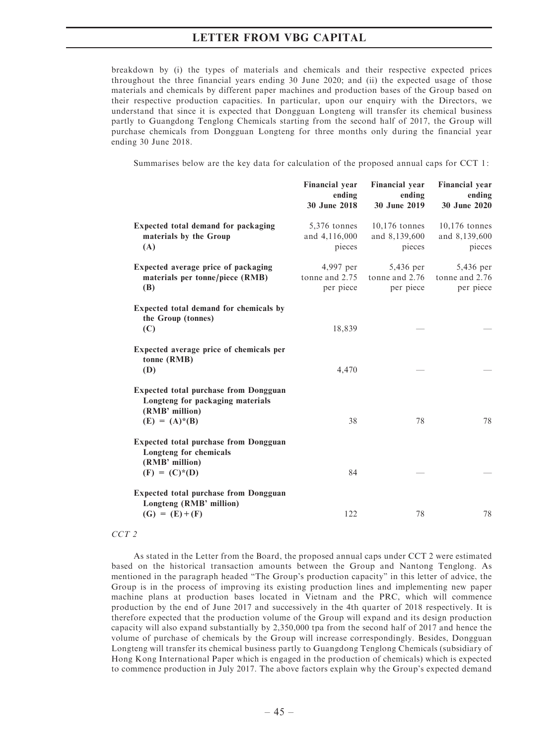breakdown by (i) the types of materials and chemicals and their respective expected prices throughout the three financial years ending 30 June 2020; and (ii) the expected usage of those materials and chemicals by different paper machines and production bases of the Group based on their respective production capacities. In particular, upon our enquiry with the Directors, we understand that since it is expected that Dongguan Longteng will transfer its chemical business partly to Guangdong Tenglong Chemicals starting from the second half of 2017, the Group will purchase chemicals from Dongguan Longteng for three months only during the financial year ending 30 June 2018.

Summarises below are the key data for calculation of the proposed annual caps for CCT 1:

| | Financial year ending 30 June 2018 | Financial year ending 30 June 2019 | Financial year ending 30 June 2020 |
|---|---|---|---|
| **Expected total demand for packaging materials by the Group (A)** | 5,376 tonnes and 4,116,000 pieces | 10,176 tonnes and 8,139,600 pieces | 10,176 tonnes and 8,139,600 pieces |
| **Expected average price of packaging materials per tonne/piece (RMB) (B)** | 4,997 per tonne and 2.75 per piece | 5,436 per tonne and 2.76 per piece | 5,436 per tonne and 2.76 per piece |
| **Expected total demand for chemicals by the Group (tonnes) (C)** | 18,839 | — | — |
| **Expected average price of chemicals per tonne (RMB) (D)** | 4,470 | — | — |
| **Expected total purchase from Dongguan Longteng for packaging materials (RMB' million) (E) = (A)*(B)** | 38 | 78 | 78 |
| **Expected total purchase from Dongguan Longteng for chemicals (RMB' million) (F) = (C)*(D)** | 84 | — | — |
| **Expected total purchase from Dongguan Longteng (RMB' million) (G) = (E)+(F)** | 122 | 78 | 78 |

*CCT 2*

As stated in the Letter from the Board, the proposed annual caps under CCT 2 were estimated based on the historical transaction amounts between the Group and Nantong Tenglong. As mentioned in the paragraph headed "The Group's production capacity" in this letter of advice, the Group is in the process of improving its existing production lines and implementing new paper machine plans at production bases located in Vietnam and the PRC, which will commence production by the end of June 2017 and successively in the 4th quarter of 2018 respectively. It is therefore expected that the production volume of the Group will expand and its design production capacity will also expand substantially by 2,350,000 tpa from the second half of 2017 and hence the volume of purchase of chemicals by the Group will increase correspondingly. Besides, Dongguan Longteng will transfer its chemical business partly to Guangdong Tenglong Chemicals (subsidiary of Hong Kong International Paper which is engaged in the production of chemicals) which is expected to commence production in July 2017. The above factors explain why the Group's expected demand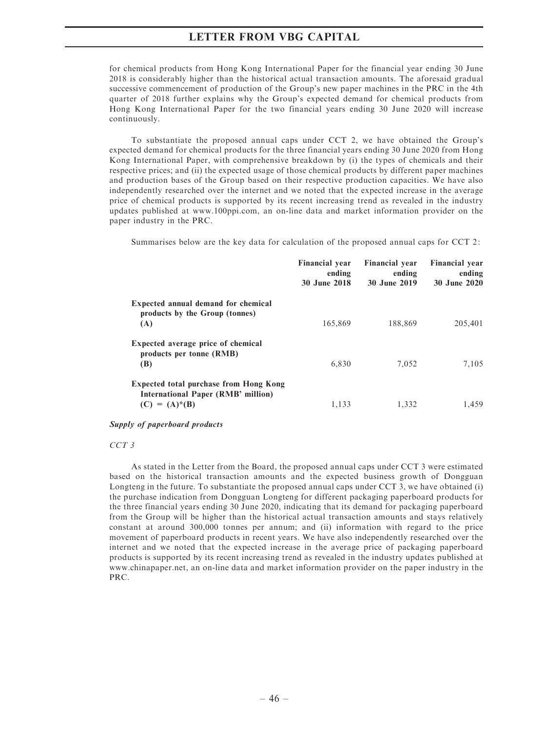for chemical products from Hong Kong International Paper for the financial year ending 30 June 2018 is considerably higher than the historical actual transaction amounts. The aforesaid gradual successive commencement of production of the Group's new paper machines in the PRC in the 4th quarter of 2018 further explains why the Group's expected demand for chemical products from Hong Kong International Paper for the two financial years ending 30 June 2020 will increase continuously.

To substantiate the proposed annual caps under CCT 2, we have obtained the Group's expected demand for chemical products for the three financial years ending 30 June 2020 from Hong Kong International Paper, with comprehensive breakdown by (i) the types of chemicals and their respective prices; and (ii) the expected usage of those chemical products by different paper machines and production bases of the Group based on their respective production capacities. We have also independently researched over the internet and we noted that the expected increase in the average price of chemical products is supported by its recent increasing trend as revealed in the industry updates published at www.100ppi.com, an on-line data and market information provider on the paper industry in the PRC.

Summarises below are the key data for calculation of the proposed annual caps for CCT 2:

| | Financial year ending 30 June 2018 | Financial year ending 30 June 2019 | Financial year ending 30 June 2020 |
|---|---|---|---|
| **Expected annual demand for chemical products by the Group (tonnes) (A)** | 165,869 | 188,869 | 205,401 |
| **Expected average price of chemical products per tonne (RMB) (B)** | 6,830 | 7,052 | 7,105 |
| **Expected total purchase from Hong Kong International Paper (RMB' million) (C) = (A)*(B)** | 1,133 | 1,332 | 1,459 |

***Supply of paperboard products***

*CCT 3*

As stated in the Letter from the Board, the proposed annual caps under CCT 3 were estimated based on the historical transaction amounts and the expected business growth of Dongguan Longteng in the future. To substantiate the proposed annual caps under CCT 3, we have obtained (i) the purchase indication from Dongguan Longteng for different packaging paperboard products for the three financial years ending 30 June 2020, indicating that its demand for packaging paperboard from the Group will be higher than the historical actual transaction amounts and stays relatively constant at around 300,000 tonnes per annum; and (ii) information with regard to the price movement of paperboard products in recent years. We have also independently researched over the internet and we noted that the expected increase in the average price of packaging paperboard products is supported by its recent increasing trend as revealed in the industry updates published at www.chinapaper.net, an on-line data and market information provider on the paper industry in the PRC.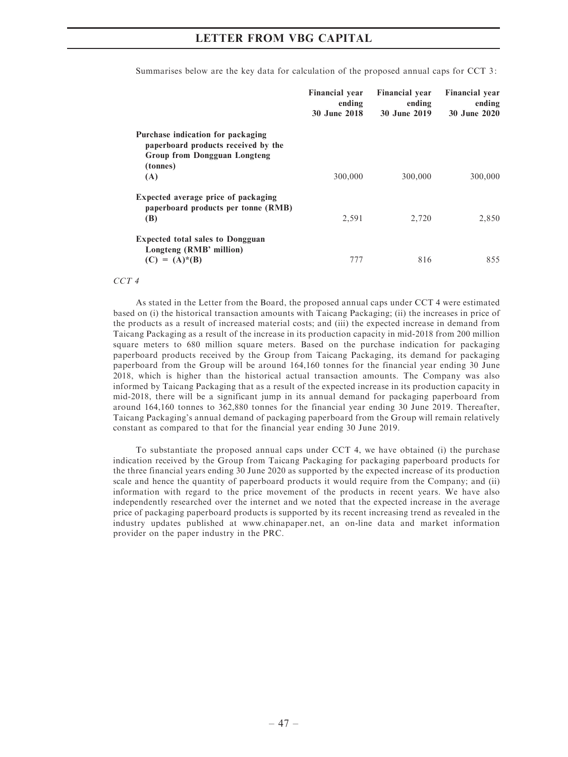Summarises below are the key data for calculation of the proposed annual caps for CCT 3:

| | Financial year ending 30 June 2018 | Financial year ending 30 June 2019 | Financial year ending 30 June 2020 |
|---|---|---|---|
| **Purchase indication for packaging paperboard products received by the Group from Dongguan Longteng (tonnes) (A)** | 300,000 | 300,000 | 300,000 |
| **Expected average price of packaging paperboard products per tonne (RMB) (B)** | 2,591 | 2,720 | 2,850 |
| **Expected total sales to Dongguan Longteng (RMB' million) (C) = (A)*(B)** | 777 | 816 | 855 |

*CCT 4*

As stated in the Letter from the Board, the proposed annual caps under CCT 4 were estimated based on (i) the historical transaction amounts with Taicang Packaging; (ii) the increases in price of the products as a result of increased material costs; and (iii) the expected increase in demand from Taicang Packaging as a result of the increase in its production capacity in mid-2018 from 200 million square meters to 680 million square meters. Based on the purchase indication for packaging paperboard products received by the Group from Taicang Packaging, its demand for packaging paperboard from the Group will be around 164,160 tonnes for the financial year ending 30 June 2018, which is higher than the historical actual transaction amounts. The Company was also informed by Taicang Packaging that as a result of the expected increase in its production capacity in mid-2018, there will be a significant jump in its annual demand for packaging paperboard from around 164,160 tonnes to 362,880 tonnes for the financial year ending 30 June 2019. Thereafter, Taicang Packaging's annual demand of packaging paperboard from the Group will remain relatively constant as compared to that for the financial year ending 30 June 2019.

To substantiate the proposed annual caps under CCT 4, we have obtained (i) the purchase indication received by the Group from Taicang Packaging for packaging paperboard products for the three financial years ending 30 June 2020 as supported by the expected increase of its production scale and hence the quantity of paperboard products it would require from the Company; and (ii) information with regard to the price movement of the products in recent years. We have also independently researched over the internet and we noted that the expected increase in the average price of packaging paperboard products is supported by its recent increasing trend as revealed in the industry updates published at www.chinapaper.net, an on-line data and market information provider on the paper industry in the PRC.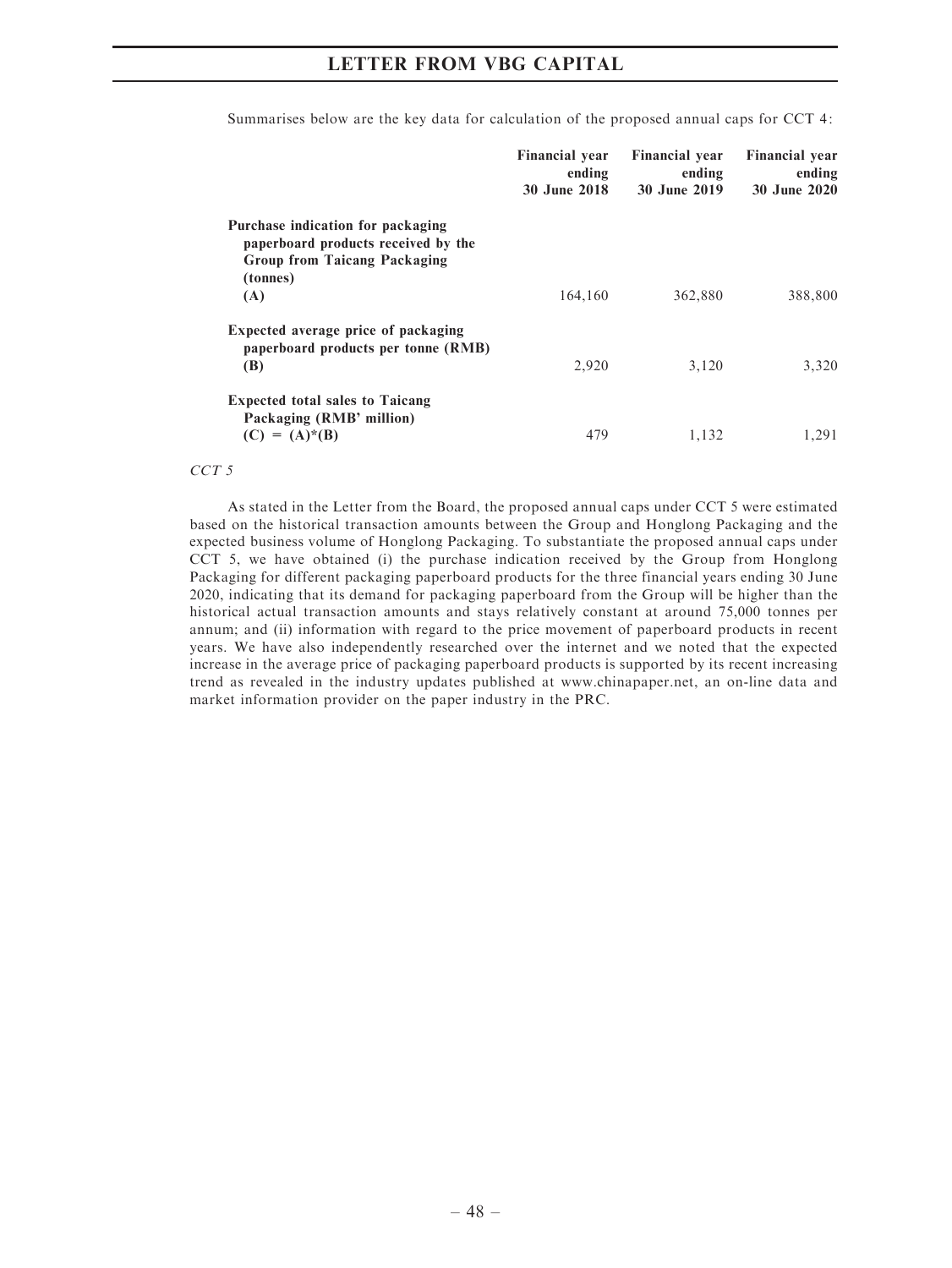Summarises below are the key data for calculation of the proposed annual caps for CCT 4:

| | Financial year ending 30 June 2018 | Financial year ending 30 June 2019 | Financial year ending 30 June 2020 |
|---|---|---|---|
| **Purchase indication for packaging paperboard products received by the Group from Taicang Packaging (tonnes) (A)** | 164,160 | 362,880 | 388,800 |
| **Expected average price of packaging paperboard products per tonne (RMB) (B)** | 2,920 | 3,120 | 3,320 |
| **Expected total sales to Taicang Packaging (RMB' million) (C) = (A)*(B)** | 479 | 1,132 | 1,291 |

*CCT 5*

As stated in the Letter from the Board, the proposed annual caps under CCT 5 were estimated based on the historical transaction amounts between the Group and Honglong Packaging and the expected business volume of Honglong Packaging. To substantiate the proposed annual caps under CCT 5, we have obtained (i) the purchase indication received by the Group from Honglong Packaging for different packaging paperboard products for the three financial years ending 30 June 2020, indicating that its demand for packaging paperboard from the Group will be higher than the historical actual transaction amounts and stays relatively constant at around 75,000 tonnes per annum; and (ii) information with regard to the price movement of paperboard products in recent years. We have also independently researched over the internet and we noted that the expected increase in the average price of packaging paperboard products is supported by its recent increasing trend as revealed in the industry updates published at www.chinapaper.net, an on-line data and market information provider on the paper industry in the PRC.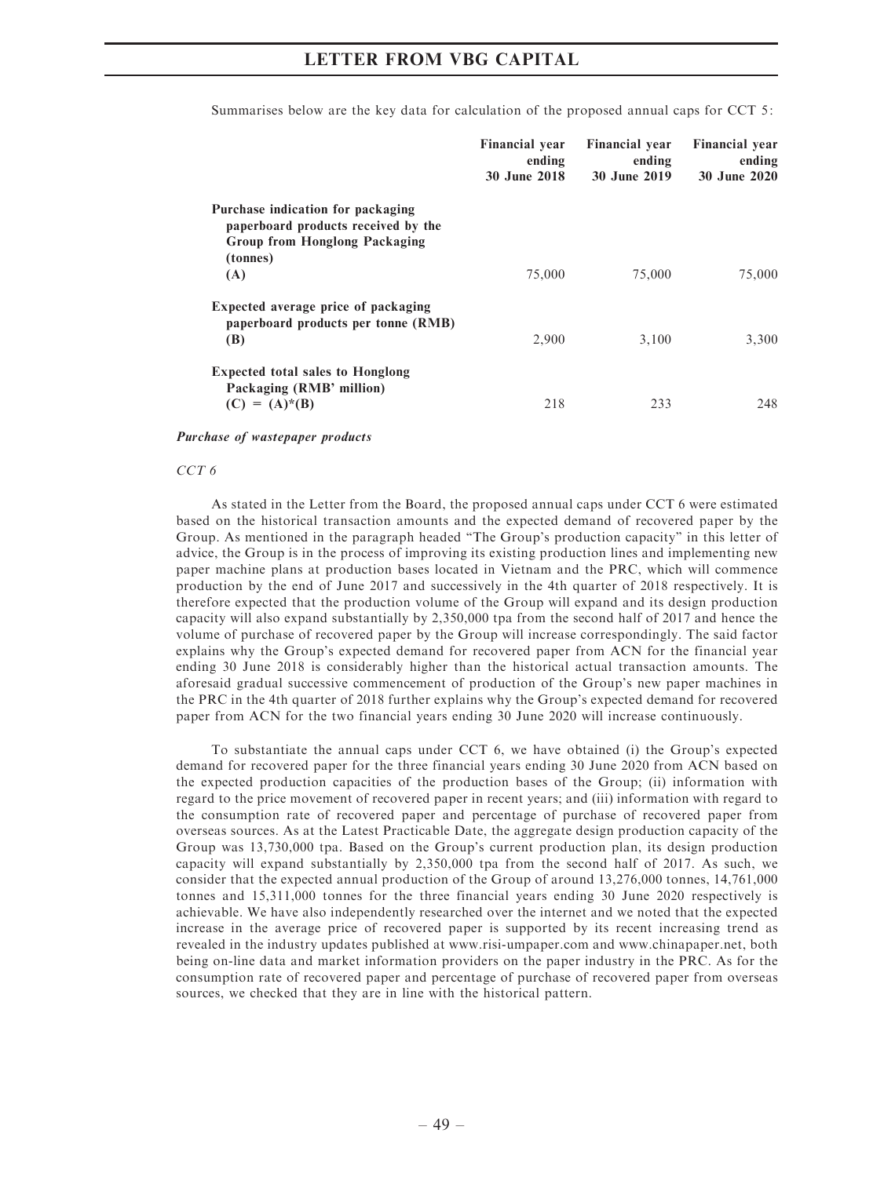Summarises below are the key data for calculation of the proposed annual caps for CCT 5:

| | Financial year ending 30 June 2018 | Financial year ending 30 June 2019 | Financial year ending 30 June 2020 |
|---|---|---|---|
| **Purchase indication for packaging paperboard products received by the Group from Honglong Packaging (tonnes) (A)** | 75,000 | 75,000 | 75,000 |
| **Expected average price of packaging paperboard products per tonne (RMB) (B)** | 2,900 | 3,100 | 3,300 |
| **Expected total sales to Honglong Packaging (RMB' million) (C) = (A)*(B)** | 218 | 233 | 248 |

***Purchase of wastepaper products***

*CCT 6*

As stated in the Letter from the Board, the proposed annual caps under CCT 6 were estimated based on the historical transaction amounts and the expected demand of recovered paper by the Group. As mentioned in the paragraph headed "The Group's production capacity" in this letter of advice, the Group is in the process of improving its existing production lines and implementing new paper machine plans at production bases located in Vietnam and the PRC, which will commence production by the end of June 2017 and successively in the 4th quarter of 2018 respectively. It is therefore expected that the production volume of the Group will expand and its design production capacity will also expand substantially by 2,350,000 tpa from the second half of 2017 and hence the volume of purchase of recovered paper by the Group will increase correspondingly. The said factor explains why the Group's expected demand for recovered paper from ACN for the financial year ending 30 June 2018 is considerably higher than the historical actual transaction amounts. The aforesaid gradual successive commencement of production of the Group's new paper machines in the PRC in the 4th quarter of 2018 further explains why the Group's expected demand for recovered paper from ACN for the two financial years ending 30 June 2020 will increase continuously.

To substantiate the annual caps under CCT 6, we have obtained (i) the Group's expected demand for recovered paper for the three financial years ending 30 June 2020 from ACN based on the expected production capacities of the production bases of the Group; (ii) information with regard to the price movement of recovered paper in recent years; and (iii) information with regard to the consumption rate of recovered paper and percentage of purchase of recovered paper from overseas sources. As at the Latest Practicable Date, the aggregate design production capacity of the Group was 13,730,000 tpa. Based on the Group's current production plan, its design production capacity will expand substantially by 2,350,000 tpa from the second half of 2017. As such, we consider that the expected annual production of the Group of around 13,276,000 tonnes, 14,761,000 tonnes and 15,311,000 tonnes for the three financial years ending 30 June 2020 respectively is achievable. We have also independently researched over the internet and we noted that the expected increase in the average price of recovered paper is supported by its recent increasing trend as revealed in the industry updates published at www.risi-umpaper.com and www.chinapaper.net, both being on-line data and market information providers on the paper industry in the PRC. As for the consumption rate of recovered paper and percentage of purchase of recovered paper from overseas sources, we checked that they are in line with the historical pattern.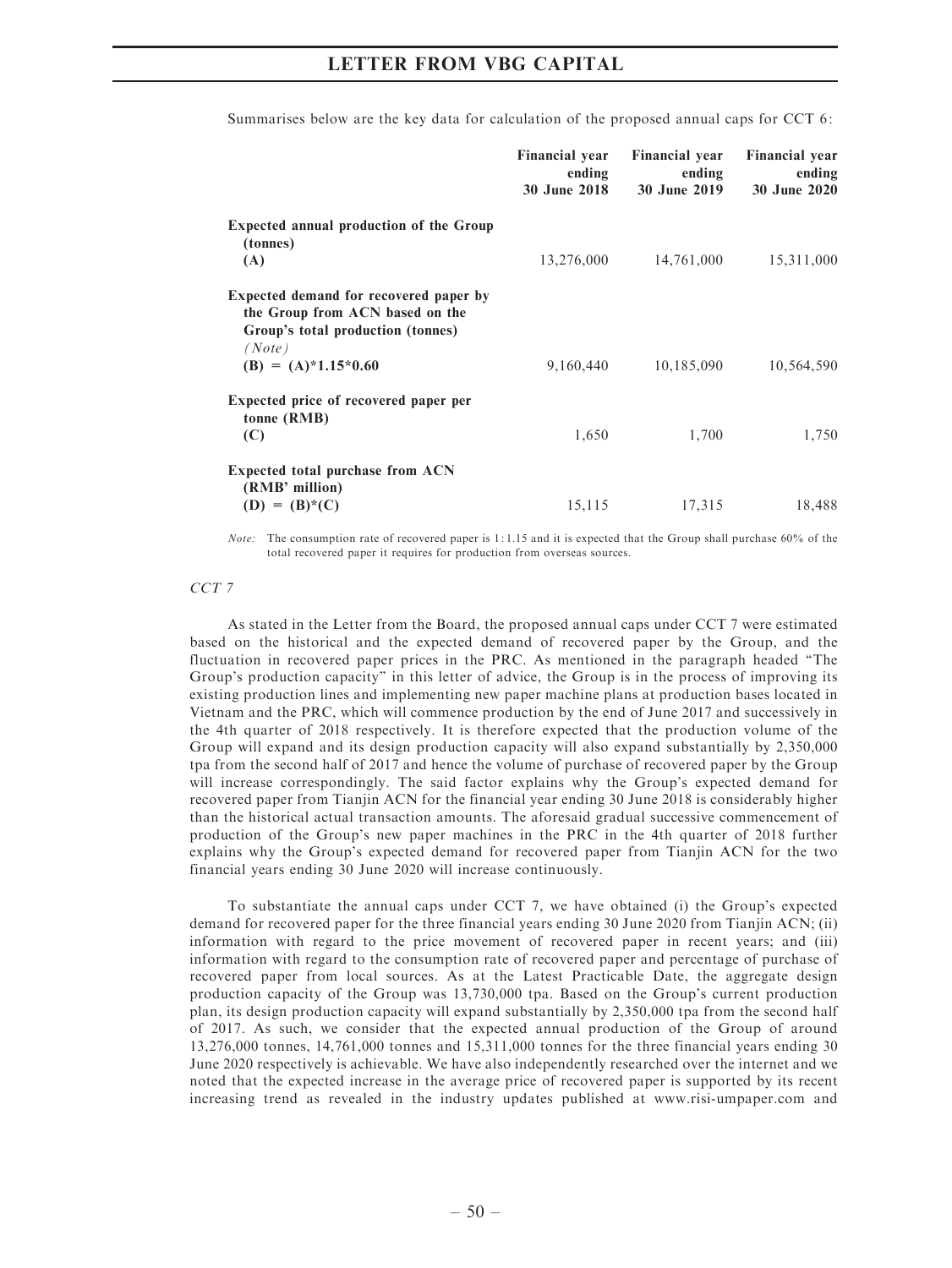Summarises below are the key data for calculation of the proposed annual caps for CCT 6:

| | Financial year ending 30 June 2018 | Financial year ending 30 June 2019 | Financial year ending 30 June 2020 |
|---|---|---|---|
| **Expected annual production of the Group (tonnes)** **(A)** | 13,276,000 | 14,761,000 | 15,311,000 |
| **Expected demand for recovered paper by the Group from ACN based on the Group's total production (tonnes)** *(Note)* **(B) = (A)*1.15*0.60** | 9,160,440 | 10,185,090 | 10,564,590 |
| **Expected price of recovered paper per tonne (RMB)** **(C)** | 1,650 | 1,700 | 1,750 |
| **Expected total purchase from ACN (RMB' million)** **(D) = (B)*(C)** | 15,115 | 17,315 | 18,488 |

*Note:* The consumption rate of recovered paper is 1:1.15 and it is expected that the Group shall purchase 60% of the total recovered paper it requires for production from overseas sources.

*CCT 7*

As stated in the Letter from the Board, the proposed annual caps under CCT 7 were estimated based on the historical and the expected demand of recovered paper by the Group, and the fluctuation in recovered paper prices in the PRC. As mentioned in the paragraph headed "The Group's production capacity" in this letter of advice, the Group is in the process of improving its existing production lines and implementing new paper machine plans at production bases located in Vietnam and the PRC, which will commence production by the end of June 2017 and successively in the 4th quarter of 2018 respectively. It is therefore expected that the production volume of the Group will expand and its design production capacity will also expand substantially by 2,350,000 tpa from the second half of 2017 and hence the volume of purchase of recovered paper by the Group will increase correspondingly. The said factor explains why the Group's expected demand for recovered paper from Tianjin ACN for the financial year ending 30 June 2018 is considerably higher than the historical actual transaction amounts. The aforesaid gradual successive commencement of production of the Group's new paper machines in the PRC in the 4th quarter of 2018 further explains why the Group's expected demand for recovered paper from Tianjin ACN for the two financial years ending 30 June 2020 will increase continuously.

To substantiate the annual caps under CCT 7, we have obtained (i) the Group's expected demand for recovered paper for the three financial years ending 30 June 2020 from Tianjin ACN; (ii) information with regard to the price movement of recovered paper in recent years; and (iii) information with regard to the consumption rate of recovered paper and percentage of purchase of recovered paper from local sources. As at the Latest Practicable Date, the aggregate design production capacity of the Group was 13,730,000 tpa. Based on the Group's current production plan, its design production capacity will expand substantially by 2,350,000 tpa from the second half of 2017. As such, we consider that the expected annual production of the Group of around 13,276,000 tonnes, 14,761,000 tonnes and 15,311,000 tonnes for the three financial years ending 30 June 2020 respectively is achievable. We have also independently researched over the internet and we noted that the expected increase in the average price of recovered paper is supported by its recent increasing trend as revealed in the industry updates published at www.risi-umpaper.com and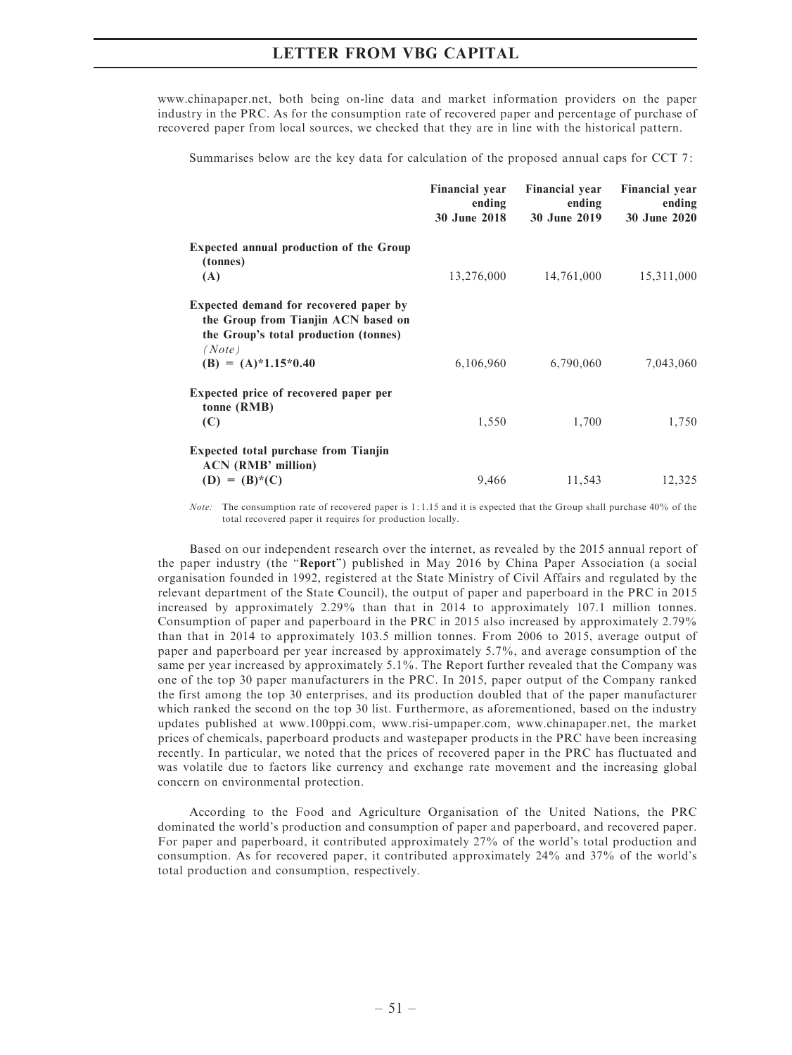www.chinapaper.net, both being on-line data and market information providers on the paper industry in the PRC. As for the consumption rate of recovered paper and percentage of purchase of recovered paper from local sources, we checked that they are in line with the historical pattern.

Summarises below are the key data for calculation of the proposed annual caps for CCT 7:

| | Financial year ending 30 June 2018 | Financial year ending 30 June 2019 | Financial year ending 30 June 2020 |
|---|---|---|---|
| **Expected annual production of the Group (tonnes)** **(A)** | 13,276,000 | 14,761,000 | 15,311,000 |
| **Expected demand for recovered paper by the Group from Tianjin ACN based on the Group's total production (tonnes)** *(Note)* **(B) = (A)*1.15*0.40** | 6,106,960 | 6,790,060 | 7,043,060 |
| **Expected price of recovered paper per tonne (RMB)** **(C)** | 1,550 | 1,700 | 1,750 |
| **Expected total purchase from Tianjin ACN (RMB' million)** **(D) = (B)*(C)** | 9,466 | 11,543 | 12,325 |

*Note:* The consumption rate of recovered paper is 1:1.15 and it is expected that the Group shall purchase 40% of the total recovered paper it requires for production locally.

Based on our independent research over the internet, as revealed by the 2015 annual report of the paper industry (the "**Report**") published in May 2016 by China Paper Association (a social organisation founded in 1992, registered at the State Ministry of Civil Affairs and regulated by the relevant department of the State Council), the output of paper and paperboard in the PRC in 2015 increased by approximately 2.29% than that in 2014 to approximately 107.1 million tonnes. Consumption of paper and paperboard in the PRC in 2015 also increased by approximately 2.79% than that in 2014 to approximately 103.5 million tonnes. From 2006 to 2015, average output of paper and paperboard per year increased by approximately 5.7%, and average consumption of the same per year increased by approximately 5.1%. The Report further revealed that the Company was one of the top 30 paper manufacturers in the PRC. In 2015, paper output of the Company ranked the first among the top 30 enterprises, and its production doubled that of the paper manufacturer which ranked the second on the top 30 list. Furthermore, as aforementioned, based on the industry updates published at www.100ppi.com, www.risi-umpaper.com, www.chinapaper.net, the market prices of chemicals, paperboard products and wastepaper products in the PRC have been increasing recently. In particular, we noted that the prices of recovered paper in the PRC has fluctuated and was volatile due to factors like currency and exchange rate movement and the increasing global concern on environmental protection.

According to the Food and Agriculture Organisation of the United Nations, the PRC dominated the world's production and consumption of paper and paperboard, and recovered paper. For paper and paperboard, it contributed approximately 27% of the world's total production and consumption. As for recovered paper, it contributed approximately 24% and 37% of the world's total production and consumption, respectively.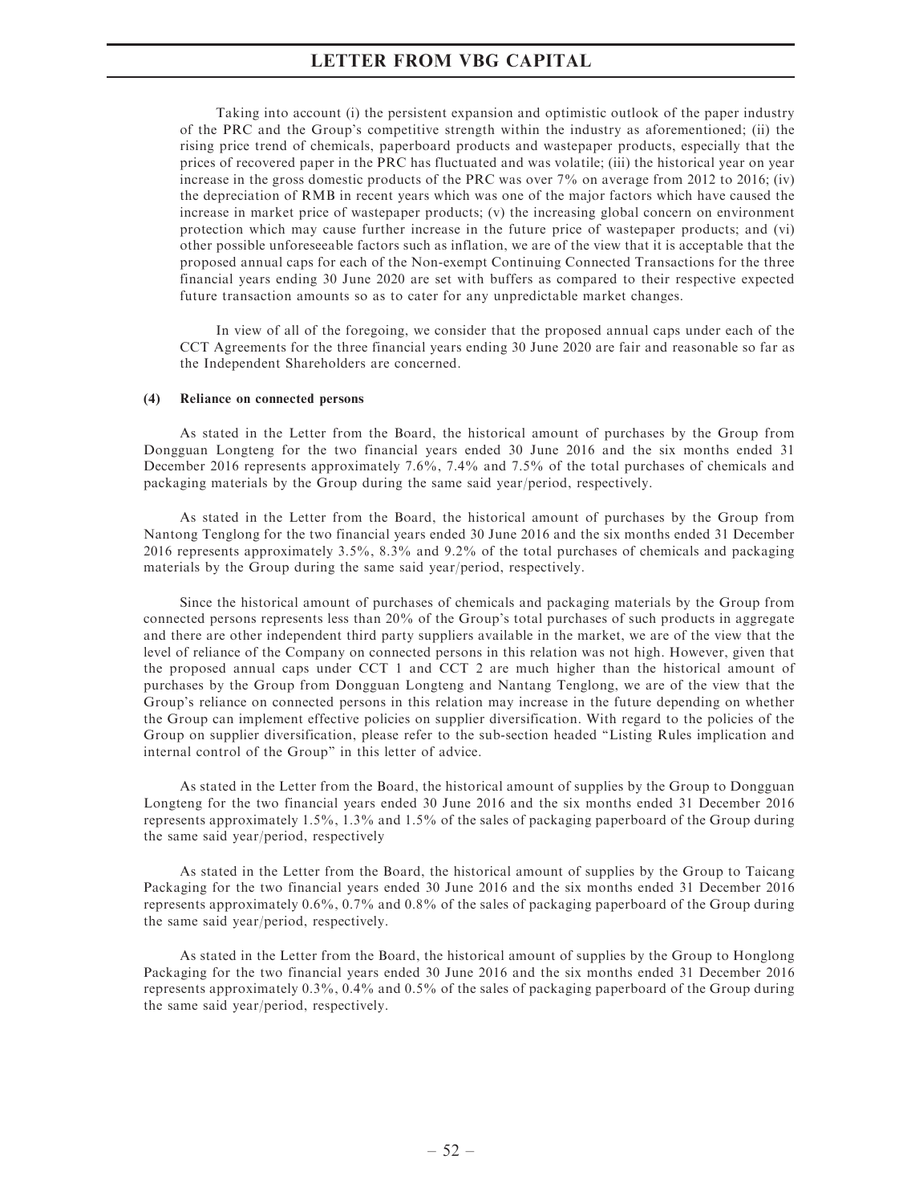Taking into account (i) the persistent expansion and optimistic outlook of the paper industry of the PRC and the Group's competitive strength within the industry as aforementioned; (ii) the rising price trend of chemicals, paperboard products and wastepaper products, especially that the prices of recovered paper in the PRC has fluctuated and was volatile; (iii) the historical year on year increase in the gross domestic products of the PRC was over 7% on average from 2012 to 2016; (iv) the depreciation of RMB in recent years which was one of the major factors which have caused the increase in market price of wastepaper products; (v) the increasing global concern on environment protection which may cause further increase in the future price of wastepaper products; and (vi) other possible unforeseeable factors such as inflation, we are of the view that it is acceptable that the proposed annual caps for each of the Non-exempt Continuing Connected Transactions for the three financial years ending 30 June 2020 are set with buffers as compared to their respective expected future transaction amounts so as to cater for any unpredictable market changes.

In view of all of the foregoing, we consider that the proposed annual caps under each of the CCT Agreements for the three financial years ending 30 June 2020 are fair and reasonable so far as the Independent Shareholders are concerned.

**(4) Reliance on connected persons**

As stated in the Letter from the Board, the historical amount of purchases by the Group from Dongguan Longteng for the two financial years ended 30 June 2016 and the six months ended 31 December 2016 represents approximately 7.6%, 7.4% and 7.5% of the total purchases of chemicals and packaging materials by the Group during the same said year/period, respectively.

As stated in the Letter from the Board, the historical amount of purchases by the Group from Nantong Tenglong for the two financial years ended 30 June 2016 and the six months ended 31 December 2016 represents approximately 3.5%, 8.3% and 9.2% of the total purchases of chemicals and packaging materials by the Group during the same said year/period, respectively.

Since the historical amount of purchases of chemicals and packaging materials by the Group from connected persons represents less than 20% of the Group's total purchases of such products in aggregate and there are other independent third party suppliers available in the market, we are of the view that the level of reliance of the Company on connected persons in this relation was not high. However, given that the proposed annual caps under CCT 1 and CCT 2 are much higher than the historical amount of purchases by the Group from Dongguan Longteng and Nantang Tenglong, we are of the view that the Group's reliance on connected persons in this relation may increase in the future depending on whether the Group can implement effective policies on supplier diversification. With regard to the policies of the Group on supplier diversification, please refer to the sub-section headed "Listing Rules implication and internal control of the Group" in this letter of advice.

As stated in the Letter from the Board, the historical amount of supplies by the Group to Dongguan Longteng for the two financial years ended 30 June 2016 and the six months ended 31 December 2016 represents approximately 1.5%, 1.3% and 1.5% of the sales of packaging paperboard of the Group during the same said year/period, respectively

As stated in the Letter from the Board, the historical amount of supplies by the Group to Taicang Packaging for the two financial years ended 30 June 2016 and the six months ended 31 December 2016 represents approximately 0.6%, 0.7% and 0.8% of the sales of packaging paperboard of the Group during the same said year/period, respectively.

As stated in the Letter from the Board, the historical amount of supplies by the Group to Honglong Packaging for the two financial years ended 30 June 2016 and the six months ended 31 December 2016 represents approximately 0.3%, 0.4% and 0.5% of the sales of packaging paperboard of the Group during the same said year/period, respectively.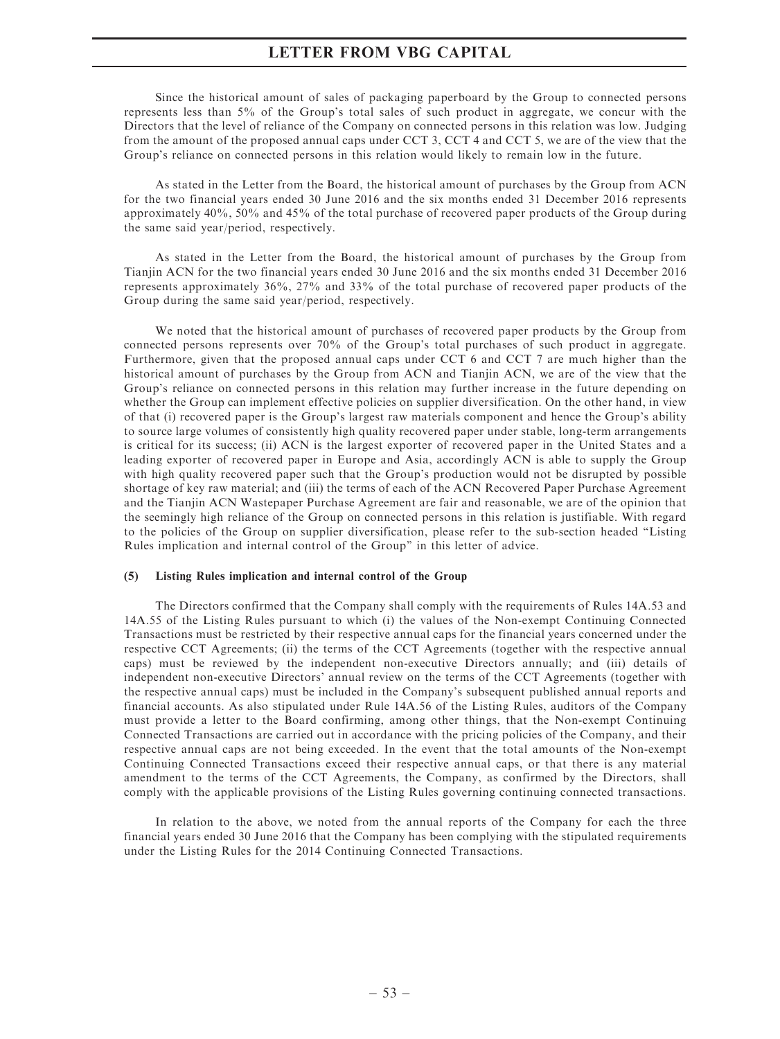Since the historical amount of sales of packaging paperboard by the Group to connected persons represents less than 5% of the Group's total sales of such product in aggregate, we concur with the Directors that the level of reliance of the Company on connected persons in this relation was low. Judging from the amount of the proposed annual caps under CCT 3, CCT 4 and CCT 5, we are of the view that the Group's reliance on connected persons in this relation would likely to remain low in the future.

As stated in the Letter from the Board, the historical amount of purchases by the Group from ACN for the two financial years ended 30 June 2016 and the six months ended 31 December 2016 represents approximately 40%, 50% and 45% of the total purchase of recovered paper products of the Group during the same said year/period, respectively.

As stated in the Letter from the Board, the historical amount of purchases by the Group from Tianjin ACN for the two financial years ended 30 June 2016 and the six months ended 31 December 2016 represents approximately 36%, 27% and 33% of the total purchase of recovered paper products of the Group during the same said year/period, respectively.

We noted that the historical amount of purchases of recovered paper products by the Group from connected persons represents over 70% of the Group's total purchases of such product in aggregate. Furthermore, given that the proposed annual caps under CCT 6 and CCT 7 are much higher than the historical amount of purchases by the Group from ACN and Tianjin ACN, we are of the view that the Group's reliance on connected persons in this relation may further increase in the future depending on whether the Group can implement effective policies on supplier diversification. On the other hand, in view of that (i) recovered paper is the Group's largest raw materials component and hence the Group's ability to source large volumes of consistently high quality recovered paper under stable, long-term arrangements is critical for its success; (ii) ACN is the largest exporter of recovered paper in the United States and a leading exporter of recovered paper in Europe and Asia, accordingly ACN is able to supply the Group with high quality recovered paper such that the Group's production would not be disrupted by possible shortage of key raw material; and (iii) the terms of each of the ACN Recovered Paper Purchase Agreement and the Tianjin ACN Wastepaper Purchase Agreement are fair and reasonable, we are of the opinion that the seemingly high reliance of the Group on connected persons in this relation is justifiable. With regard to the policies of the Group on supplier diversification, please refer to the sub-section headed "Listing Rules implication and internal control of the Group" in this letter of advice.

#### (5) Listing Rules implication and internal control of the Group

The Directors confirmed that the Company shall comply with the requirements of Rules 14A.53 and 14A.55 of the Listing Rules pursuant to which (i) the values of the Non-exempt Continuing Connected Transactions must be restricted by their respective annual caps for the financial years concerned under the respective CCT Agreements; (ii) the terms of the CCT Agreements (together with the respective annual caps) must be reviewed by the independent non-executive Directors annually; and (iii) details of independent non-executive Directors' annual review on the terms of the CCT Agreements (together with the respective annual caps) must be included in the Company's subsequent published annual reports and financial accounts. As also stipulated under Rule 14A.56 of the Listing Rules, auditors of the Company must provide a letter to the Board confirming, among other things, that the Non-exempt Continuing Connected Transactions are carried out in accordance with the pricing policies of the Company, and their respective annual caps are not being exceeded. In the event that the total amounts of the Non-exempt Continuing Connected Transactions exceed their respective annual caps, or that there is any material amendment to the terms of the CCT Agreements, the Company, as confirmed by the Directors, shall comply with the applicable provisions of the Listing Rules governing continuing connected transactions.

In relation to the above, we noted from the annual reports of the Company for each the three financial years ended 30 June 2016 that the Company has been complying with the stipulated requirements under the Listing Rules for the 2014 Continuing Connected Transactions.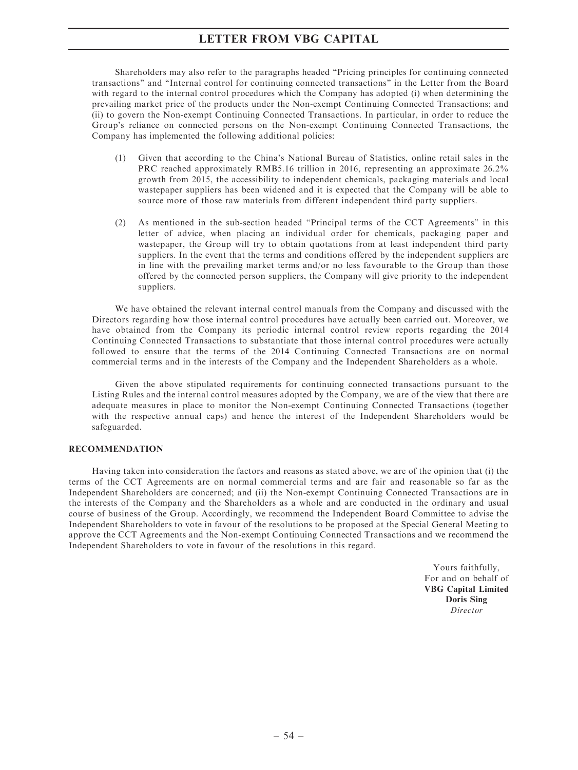Shareholders may also refer to the paragraphs headed "Pricing principles for continuing connected transactions" and "Internal control for continuing connected transactions" in the Letter from the Board with regard to the internal control procedures which the Company has adopted (i) when determining the prevailing market price of the products under the Non-exempt Continuing Connected Transactions; and (ii) to govern the Non-exempt Continuing Connected Transactions. In particular, in order to reduce the Group's reliance on connected persons on the Non-exempt Continuing Connected Transactions, the Company has implemented the following additional policies:

(1) Given that according to the China's National Bureau of Statistics, online retail sales in the PRC reached approximately RMB5.16 trillion in 2016, representing an approximate 26.2% growth from 2015, the accessibility to independent chemicals, packaging materials and local wastepaper suppliers has been widened and it is expected that the Company will be able to source more of those raw materials from different independent third party suppliers.

(2) As mentioned in the sub-section headed "Principal terms of the CCT Agreements" in this letter of advice, when placing an individual order for chemicals, packaging paper and wastepaper, the Group will try to obtain quotations from at least independent third party suppliers. In the event that the terms and conditions offered by the independent suppliers are in line with the prevailing market terms and/or no less favourable to the Group than those offered by the connected person suppliers, the Company will give priority to the independent suppliers.

We have obtained the relevant internal control manuals from the Company and discussed with the Directors regarding how those internal control procedures have actually been carried out. Moreover, we have obtained from the Company its periodic internal control review reports regarding the 2014 Continuing Connected Transactions to substantiate that those internal control procedures were actually followed to ensure that the terms of the 2014 Continuing Connected Transactions are on normal commercial terms and in the interests of the Company and the Independent Shareholders as a whole.

Given the above stipulated requirements for continuing connected transactions pursuant to the Listing Rules and the internal control measures adopted by the Company, we are of the view that there are adequate measures in place to monitor the Non-exempt Continuing Connected Transactions (together with the respective annual caps) and hence the interest of the Independent Shareholders would be safeguarded.

**RECOMMENDATION**

Having taken into consideration the factors and reasons as stated above, we are of the opinion that (i) the terms of the CCT Agreements are on normal commercial terms and are fair and reasonable so far as the Independent Shareholders are concerned; and (ii) the Non-exempt Continuing Connected Transactions are in the interests of the Company and the Shareholders as a whole and are conducted in the ordinary and usual course of business of the Group. Accordingly, we recommend the Independent Board Committee to advise the Independent Shareholders to vote in favour of the resolutions to be proposed at the Special General Meeting to approve the CCT Agreements and the Non-exempt Continuing Connected Transactions and we recommend the Independent Shareholders to vote in favour of the resolutions in this regard.

Yours faithfully,
For and on behalf of
**VBG Capital Limited**
**Doris Sing**
*Director*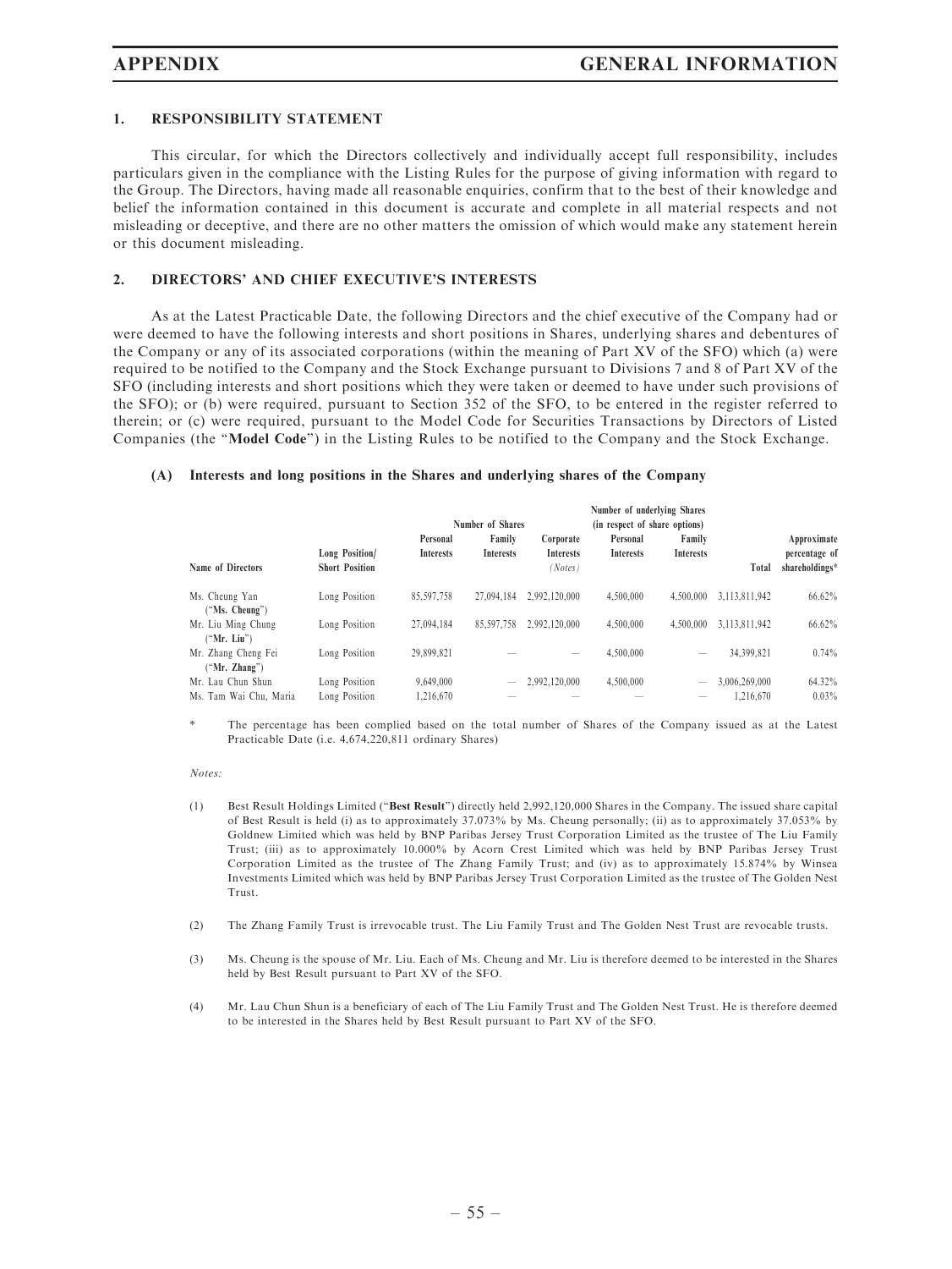## 1. RESPONSIBILITY STATEMENT

This circular, for which the Directors collectively and individually accept full responsibility, includes particulars given in the compliance with the Listing Rules for the purpose of giving information with regard to the Group. The Directors, having made all reasonable enquiries, confirm that to the best of their knowledge and belief the information contained in this document is accurate and complete in all material respects and not misleading or deceptive, and there are no other matters the omission of which would make any statement herein or this document misleading.

## 2. DIRECTORS' AND CHIEF EXECUTIVE'S INTERESTS

As at the Latest Practicable Date, the following Directors and the chief executive of the Company had or were deemed to have the following interests and short positions in Shares, underlying shares and debentures of the Company or any of its associated corporations (within the meaning of Part XV of the SFO) which (a) were required to be notified to the Company and the Stock Exchange pursuant to Divisions 7 and 8 of Part XV of the SFO (including interests and short positions which they were taken or deemed to have under such provisions of the SFO); or (b) were required, pursuant to Section 352 of the SFO, to be entered in the register referred to therein; or (c) were required, pursuant to the Model Code for Securities Transactions by Directors of Listed Companies (the "**Model Code**") in the Listing Rules to be notified to the Company and the Stock Exchange.

### (A) Interests and long positions in the Shares and underlying shares of the Company

| Name of Directors | Long Position/ Short Position | Number of Shares | | | Number of underlying Shares (in respect of share options) | | Total | Approximate percentage of shareholdings* |
|---|---|---|---|---|---|---|---|---|
| | | Personal Interests | Family Interests | Corporate Interests (Notes) | Personal Interests | Family Interests | | |
| Ms. Cheung Yan ("**Ms. Cheung**") | Long Position | 85,597,758 | 27,094,184 | 2,992,120,000 | 4,500,000 | 4,500,000 | 3,113,811,942 | 66.62% |
| Mr. Liu Ming Chung ("**Mr. Liu**") | Long Position | 27,094,184 | 85,597,758 | 2,992,120,000 | 4,500,000 | 4,500,000 | 3,113,811,942 | 66.62% |
| Mr. Zhang Cheng Fei ("**Mr. Zhang**") | Long Position | 29,899,821 | — | — | 4,500,000 | — | 34,399,821 | 0.74% |
| Mr. Lau Chun Shun | Long Position | 9,649,000 | — | 2,992,120,000 | 4,500,000 | — | 3,006,269,000 | 64.32% |
| Ms. Tam Wai Chu, Maria | Long Position | 1,216,670 | — | — | — | — | 1,216,670 | 0.03% |

\* The percentage has been complied based on the total number of Shares of the Company issued as at the Latest Practicable Date (i.e. 4,674,220,811 ordinary Shares)

*Notes:*

(1) Best Result Holdings Limited ("**Best Result**") directly held 2,992,120,000 Shares in the Company. The issued share capital of Best Result is held (i) as to approximately 37.073% by Ms. Cheung personally; (ii) as to approximately 37.053% by Goldnew Limited which was held by BNP Paribas Jersey Trust Corporation Limited as the trustee of The Liu Family Trust; (iii) as to approximately 10.000% by Acorn Crest Limited which was held by BNP Paribas Jersey Trust Corporation Limited as the trustee of The Zhang Family Trust; and (iv) as to approximately 15.874% by Winsea Investments Limited which was held by BNP Paribas Jersey Trust Corporation Limited as the trustee of The Golden Nest Trust.

(2) The Zhang Family Trust is irrevocable trust. The Liu Family Trust and The Golden Nest Trust are revocable trusts.

(3) Ms. Cheung is the spouse of Mr. Liu. Each of Ms. Cheung and Mr. Liu is therefore deemed to be interested in the Shares held by Best Result pursuant to Part XV of the SFO.

(4) Mr. Lau Chun Shun is a beneficiary of each of The Liu Family Trust and The Golden Nest Trust. He is therefore deemed to be interested in the Shares held by Best Result pursuant to Part XV of the SFO.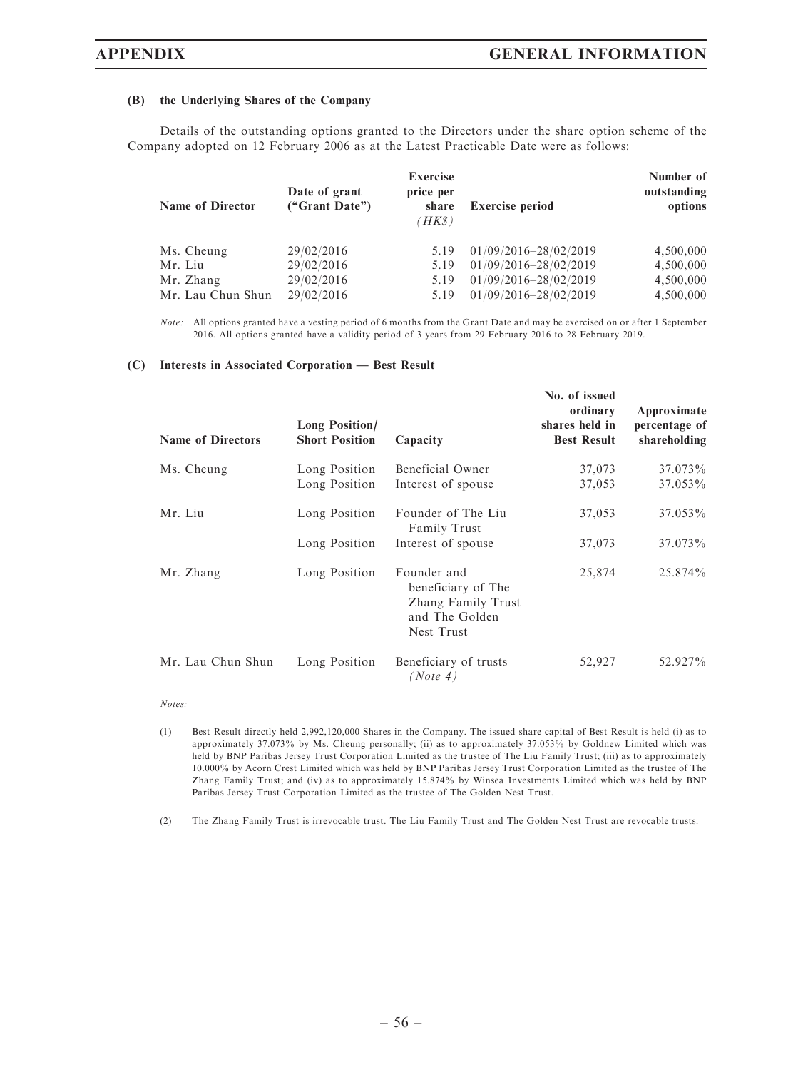**(B) the Underlying Shares of the Company**

Details of the outstanding options granted to the Directors under the share option scheme of the Company adopted on 12 February 2006 as at the Latest Practicable Date were as follows:

| Name of Director | Date of grant ("Grant Date") | Exercise price per share *(HK$)* | Exercise period | Number of outstanding options |
|---|---|---|---|---|
| Ms. Cheung | 29/02/2016 | 5.19 | 01/09/2016–28/02/2019 | 4,500,000 |
| Mr. Liu | 29/02/2016 | 5.19 | 01/09/2016–28/02/2019 | 4,500,000 |
| Mr. Zhang | 29/02/2016 | 5.19 | 01/09/2016–28/02/2019 | 4,500,000 |
| Mr. Lau Chun Shun | 29/02/2016 | 5.19 | 01/09/2016–28/02/2019 | 4,500,000 |

*Note:* All options granted have a vesting period of 6 months from the Grant Date and may be exercised on or after 1 September 2016. All options granted have a validity period of 3 years from 29 February 2016 to 28 February 2019.

**(C) Interests in Associated Corporation — Best Result**

| Name of Directors | Long Position/ Short Position | Capacity | No. of issued ordinary shares held in Best Result | Approximate percentage of shareholding |
|---|---|---|---|---|
| Ms. Cheung | Long Position | Beneficial Owner | 37,073 | 37.073% |
| | Long Position | Interest of spouse | 37,053 | 37.053% |
| Mr. Liu | Long Position | Founder of The Liu Family Trust | 37,053 | 37.053% |
| | Long Position | Interest of spouse | 37,073 | 37.073% |
| Mr. Zhang | Long Position | Founder and beneficiary of The Zhang Family Trust and The Golden Nest Trust | 25,874 | 25.874% |
| Mr. Lau Chun Shun | Long Position | Beneficiary of trusts *(Note 4)* | 52,927 | 52.927% |

*Notes:*

(1) Best Result directly held 2,992,120,000 Shares in the Company. The issued share capital of Best Result is held (i) as to approximately 37.073% by Ms. Cheung personally; (ii) as to approximately 37.053% by Goldnew Limited which was held by BNP Paribas Jersey Trust Corporation Limited as the trustee of The Liu Family Trust; (iii) as to approximately 10.000% by Acorn Crest Limited which was held by BNP Paribas Jersey Trust Corporation Limited as the trustee of The Zhang Family Trust; and (iv) as to approximately 15.874% by Winsea Investments Limited which was held by BNP Paribas Jersey Trust Corporation Limited as the trustee of The Golden Nest Trust.

(2) The Zhang Family Trust is irrevocable trust. The Liu Family Trust and The Golden Nest Trust are revocable trusts.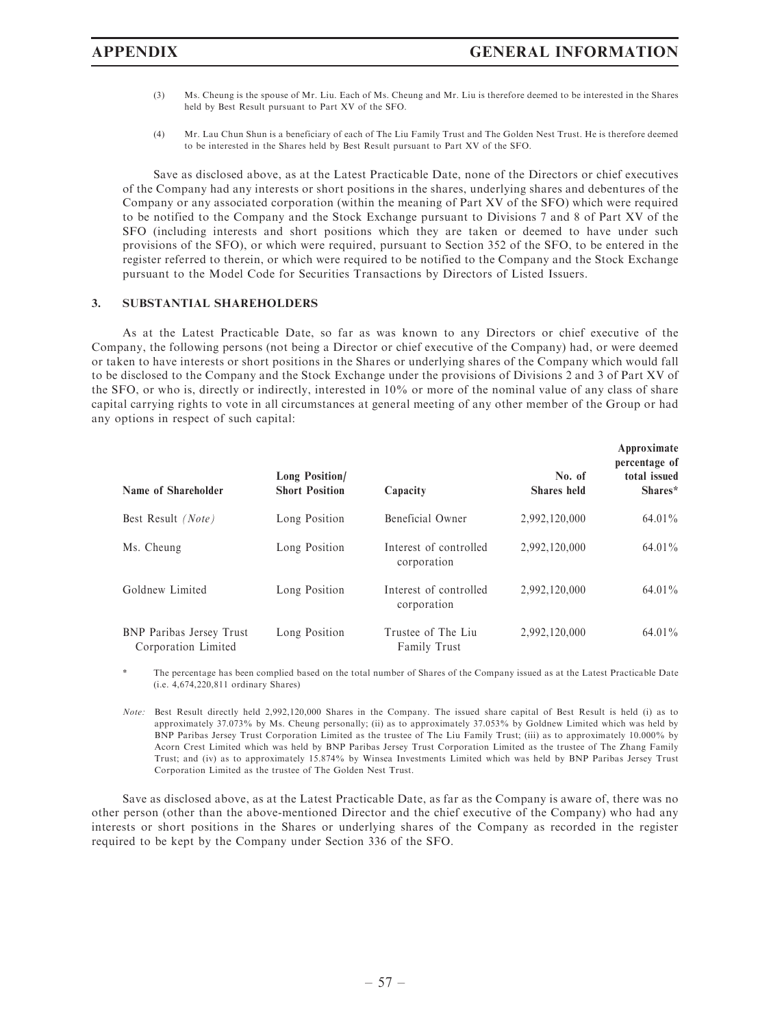(3) Ms. Cheung is the spouse of Mr. Liu. Each of Ms. Cheung and Mr. Liu is therefore deemed to be interested in the Shares held by Best Result pursuant to Part XV of the SFO.

(4) Mr. Lau Chun Shun is a beneficiary of each of The Liu Family Trust and The Golden Nest Trust. He is therefore deemed to be interested in the Shares held by Best Result pursuant to Part XV of the SFO.

Save as disclosed above, as at the Latest Practicable Date, none of the Directors or chief executives of the Company had any interests or short positions in the shares, underlying shares and debentures of the Company or any associated corporation (within the meaning of Part XV of the SFO) which were required to be notified to the Company and the Stock Exchange pursuant to Divisions 7 and 8 of Part XV of the SFO (including interests and short positions which they are taken or deemed to have under such provisions of the SFO), or which were required, pursuant to Section 352 of the SFO, to be entered in the register referred to therein, or which were required to be notified to the Company and the Stock Exchange pursuant to the Model Code for Securities Transactions by Directors of Listed Issuers.

## 3. SUBSTANTIAL SHAREHOLDERS

As at the Latest Practicable Date, so far as was known to any Directors or chief executive of the Company, the following persons (not being a Director or chief executive of the Company) had, or were deemed or taken to have interests or short positions in the Shares or underlying shares of the Company which would fall to be disclosed to the Company and the Stock Exchange under the provisions of Divisions 2 and 3 of Part XV of the SFO, or who is, directly or indirectly, interested in 10% or more of the nominal value of any class of share capital carrying rights to vote in all circumstances at general meeting of any other member of the Group or had any options in respect of such capital:

| Name of Shareholder | Long Position/ Short Position | Capacity | No. of Shares held | Approximate percentage of total issued Shares* |
|---|---|---|---|---|
| Best Result *(Note)* | Long Position | Beneficial Owner | 2,992,120,000 | 64.01% |
| Ms. Cheung | Long Position | Interest of controlled corporation | 2,992,120,000 | 64.01% |
| Goldnew Limited | Long Position | Interest of controlled corporation | 2,992,120,000 | 64.01% |
| BNP Paribas Jersey Trust Corporation Limited | Long Position | Trustee of The Liu Family Trust | 2,992,120,000 | 64.01% |

\* The percentage has been complied based on the total number of Shares of the Company issued as at the Latest Practicable Date (i.e. 4,674,220,811 ordinary Shares)

*Note:* Best Result directly held 2,992,120,000 Shares in the Company. The issued share capital of Best Result is held (i) as to approximately 37.073% by Ms. Cheung personally; (ii) as to approximately 37.053% by Goldnew Limited which was held by BNP Paribas Jersey Trust Corporation Limited as the trustee of The Liu Family Trust; (iii) as to approximately 10.000% by Acorn Crest Limited which was held by BNP Paribas Jersey Trust Corporation Limited as the trustee of The Zhang Family Trust; and (iv) as to approximately 15.874% by Winsea Investments Limited which was held by BNP Paribas Jersey Trust Corporation Limited as the trustee of The Golden Nest Trust.

Save as disclosed above, as at the Latest Practicable Date, as far as the Company is aware of, there was no other person (other than the above-mentioned Director and the chief executive of the Company) who had any interests or short positions in the Shares or underlying shares of the Company as recorded in the register required to be kept by the Company under Section 336 of the SFO.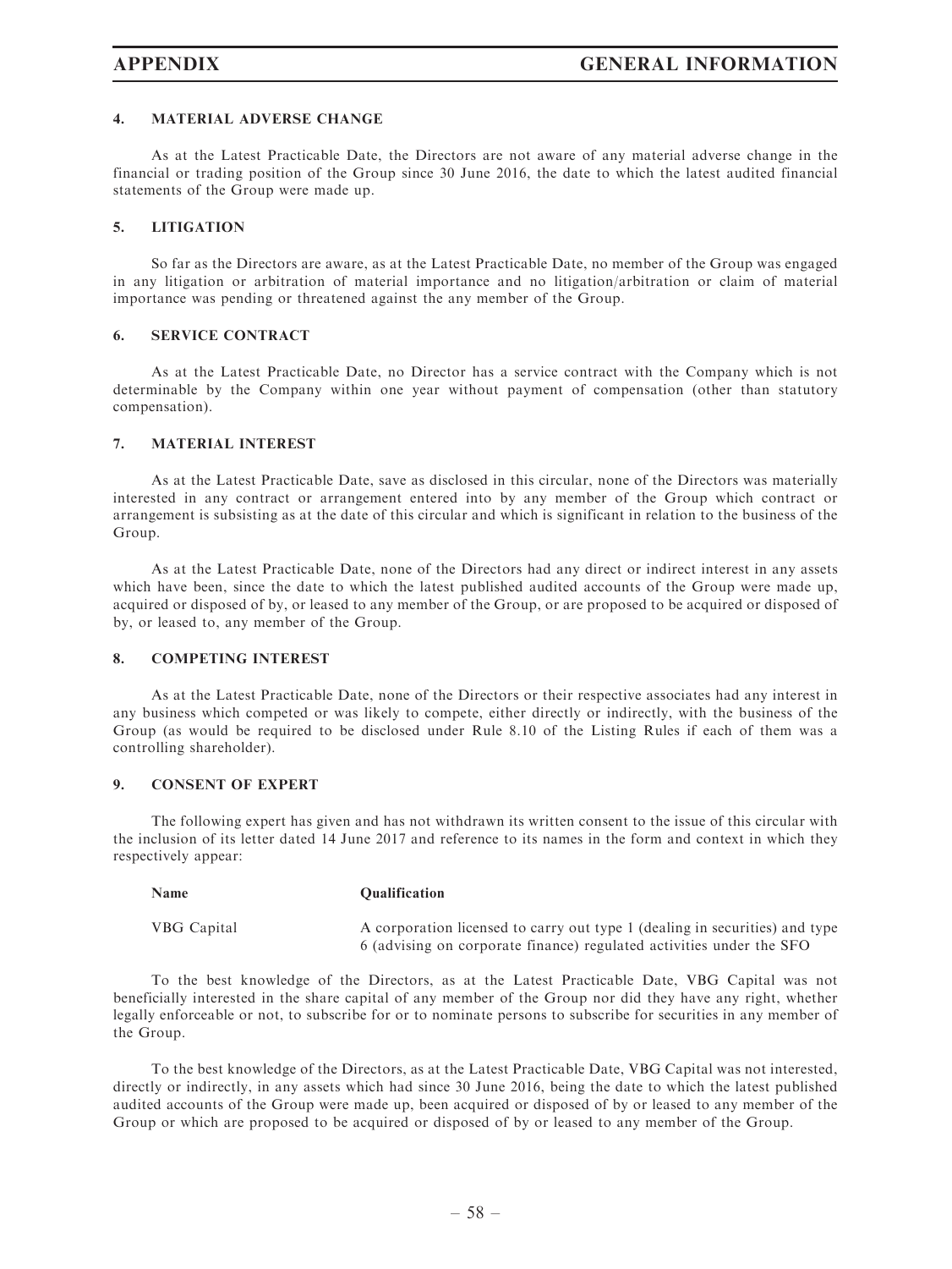### 4. MATERIAL ADVERSE CHANGE

As at the Latest Practicable Date, the Directors are not aware of any material adverse change in the financial or trading position of the Group since 30 June 2016, the date to which the latest audited financial statements of the Group were made up.

### 5. LITIGATION

So far as the Directors are aware, as at the Latest Practicable Date, no member of the Group was engaged in any litigation or arbitration of material importance and no litigation/arbitration or claim of material importance was pending or threatened against the any member of the Group.

### 6. SERVICE CONTRACT

As at the Latest Practicable Date, no Director has a service contract with the Company which is not determinable by the Company within one year without payment of compensation (other than statutory compensation).

### 7. MATERIAL INTEREST

As at the Latest Practicable Date, save as disclosed in this circular, none of the Directors was materially interested in any contract or arrangement entered into by any member of the Group which contract or arrangement is subsisting as at the date of this circular and which is significant in relation to the business of the Group.

As at the Latest Practicable Date, none of the Directors had any direct or indirect interest in any assets which have been, since the date to which the latest published audited accounts of the Group were made up, acquired or disposed of by, or leased to any member of the Group, or are proposed to be acquired or disposed of by, or leased to, any member of the Group.

### 8. COMPETING INTEREST

As at the Latest Practicable Date, none of the Directors or their respective associates had any interest in any business which competed or was likely to compete, either directly or indirectly, with the business of the Group (as would be required to be disclosed under Rule 8.10 of the Listing Rules if each of them was a controlling shareholder).

### 9. CONSENT OF EXPERT

The following expert has given and has not withdrawn its written consent to the issue of this circular with the inclusion of its letter dated 14 June 2017 and reference to its names in the form and context in which they respectively appear:

| Name | Qualification |
|---|---|
| VBG Capital | A corporation licensed to carry out type 1 (dealing in securities) and type 6 (advising on corporate finance) regulated activities under the SFO |

To the best knowledge of the Directors, as at the Latest Practicable Date, VBG Capital was not beneficially interested in the share capital of any member of the Group nor did they have any right, whether legally enforceable or not, to subscribe for or to nominate persons to subscribe for securities in any member of the Group.

To the best knowledge of the Directors, as at the Latest Practicable Date, VBG Capital was not interested, directly or indirectly, in any assets which had since 30 June 2016, being the date to which the latest published audited accounts of the Group were made up, been acquired or disposed of by or leased to any member of the Group or which are proposed to be acquired or disposed of by or leased to any member of the Group.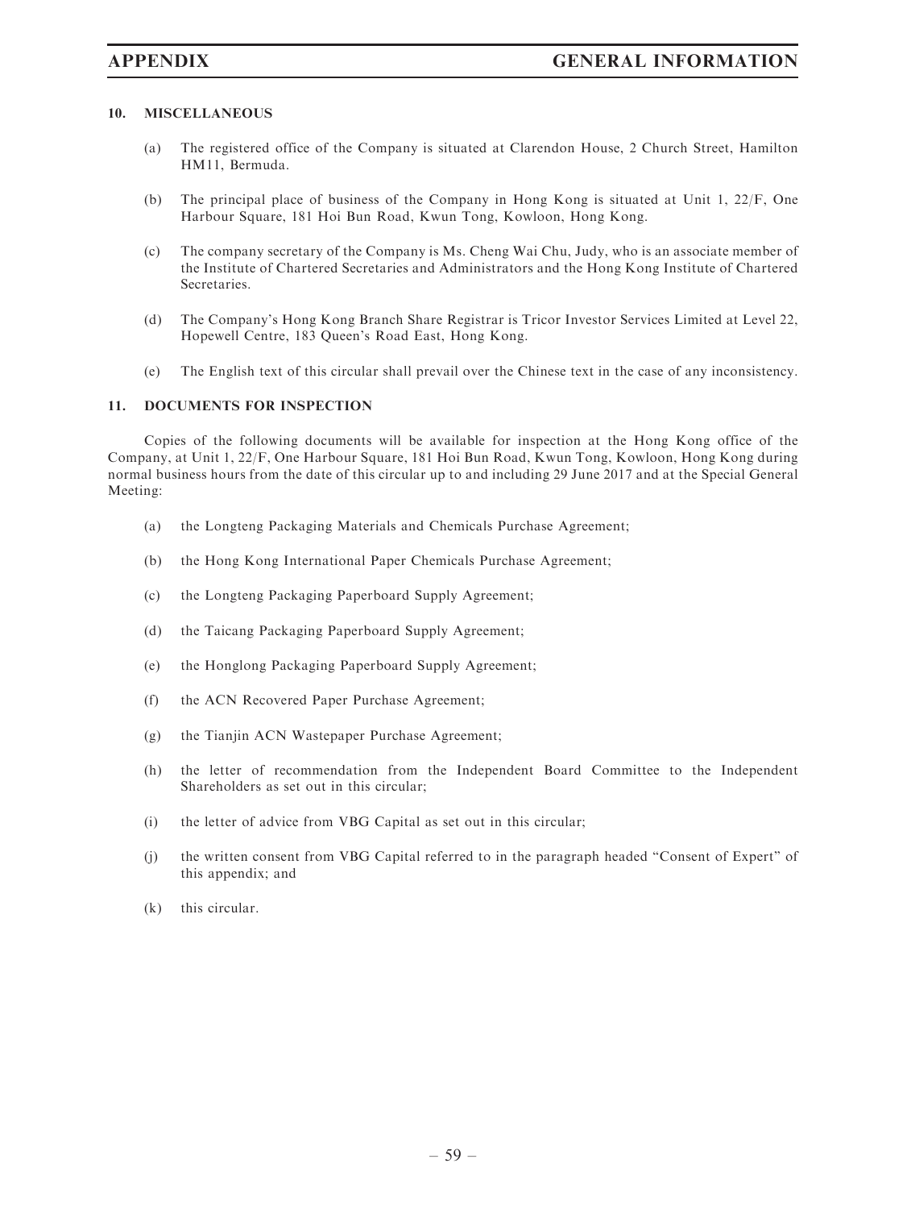## 10. MISCELLANEOUS

(a) The registered office of the Company is situated at Clarendon House, 2 Church Street, Hamilton HM11, Bermuda.

(b) The principal place of business of the Company in Hong Kong is situated at Unit 1, 22/F, One Harbour Square, 181 Hoi Bun Road, Kwun Tong, Kowloon, Hong Kong.

(c) The company secretary of the Company is Ms. Cheng Wai Chu, Judy, who is an associate member of the Institute of Chartered Secretaries and Administrators and the Hong Kong Institute of Chartered Secretaries.

(d) The Company's Hong Kong Branch Share Registrar is Tricor Investor Services Limited at Level 22, Hopewell Centre, 183 Queen's Road East, Hong Kong.

(e) The English text of this circular shall prevail over the Chinese text in the case of any inconsistency.

## 11. DOCUMENTS FOR INSPECTION

Copies of the following documents will be available for inspection at the Hong Kong office of the Company, at Unit 1, 22/F, One Harbour Square, 181 Hoi Bun Road, Kwun Tong, Kowloon, Hong Kong during normal business hours from the date of this circular up to and including 29 June 2017 and at the Special General Meeting:

(a) the Longteng Packaging Materials and Chemicals Purchase Agreement;

(b) the Hong Kong International Paper Chemicals Purchase Agreement;

(c) the Longteng Packaging Paperboard Supply Agreement;

(d) the Taicang Packaging Paperboard Supply Agreement;

(e) the Honglong Packaging Paperboard Supply Agreement;

(f) the ACN Recovered Paper Purchase Agreement;

(g) the Tianjin ACN Wastepaper Purchase Agreement;

(h) the letter of recommendation from the Independent Board Committee to the Independent Shareholders as set out in this circular;

(i) the letter of advice from VBG Capital as set out in this circular;

(j) the written consent from VBG Capital referred to in the paragraph headed "Consent of Expert" of this appendix; and

(k) this circular.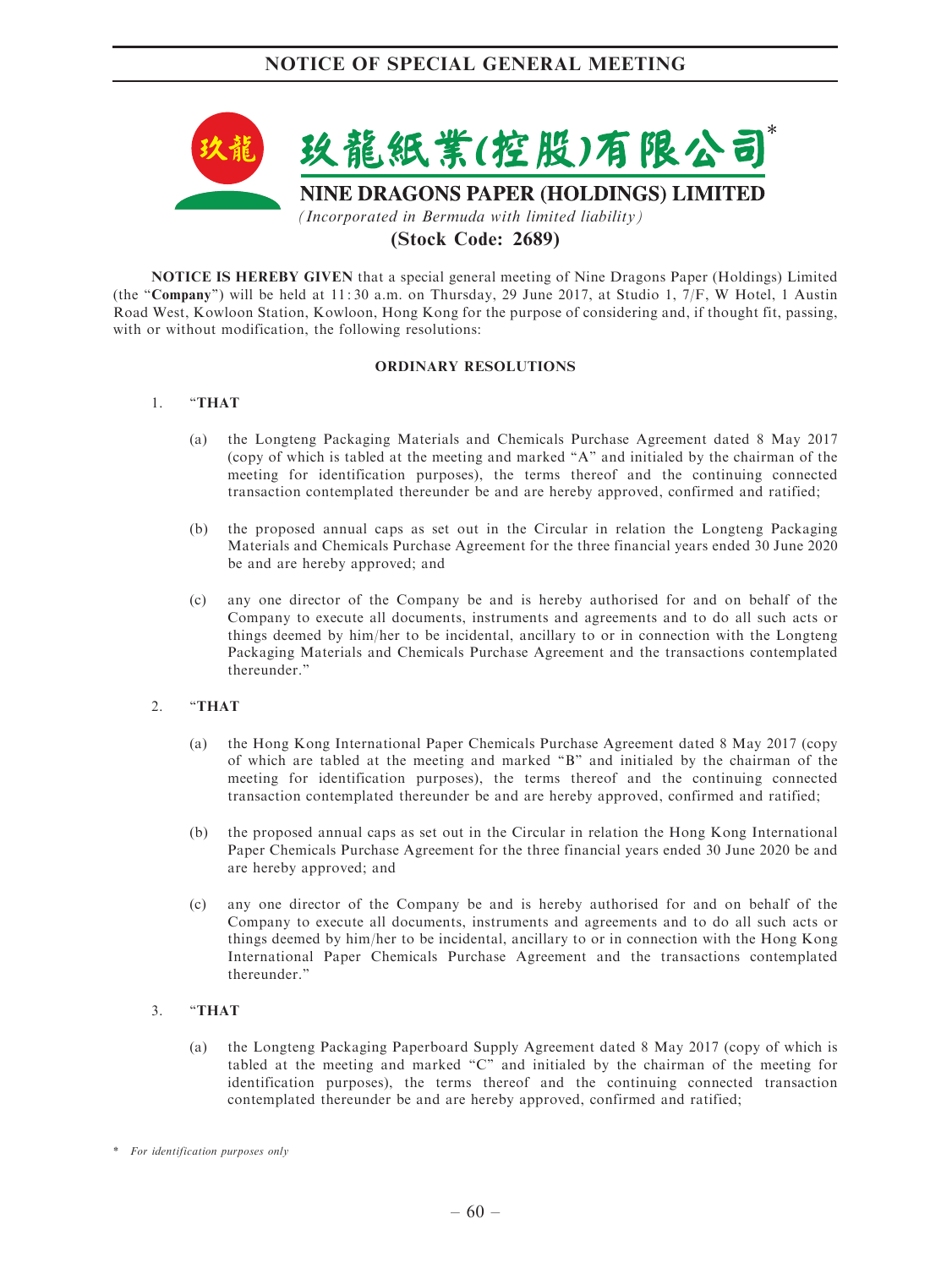# 玖龍紙業(控股)有限公司*

## NINE DRAGONS PAPER (HOLDINGS) LIMITED

*(Incorporated in Bermuda with limited liability)*

**(Stock Code: 2689)**

**NOTICE IS HEREBY GIVEN** that a special general meeting of Nine Dragons Paper (Holdings) Limited (the "**Company**") will be held at 11:30 a.m. on Thursday, 29 June 2017, at Studio 1, 7/F, W Hotel, 1 Austin Road West, Kowloon Station, Kowloon, Hong Kong for the purpose of considering and, if thought fit, passing, with or without modification, the following resolutions:

### ORDINARY RESOLUTIONS

1. "**THAT**

   (a) the Longteng Packaging Materials and Chemicals Purchase Agreement dated 8 May 2017 (copy of which is tabled at the meeting and marked "A" and initialed by the chairman of the meeting for identification purposes), the terms thereof and the continuing connected transaction contemplated thereunder be and are hereby approved, confirmed and ratified;

   (b) the proposed annual caps as set out in the Circular in relation the Longteng Packaging Materials and Chemicals Purchase Agreement for the three financial years ended 30 June 2020 be and are hereby approved; and

   (c) any one director of the Company be and is hereby authorised for and on behalf of the Company to execute all documents, instruments and agreements and to do all such acts or things deemed by him/her to be incidental, ancillary to or in connection with the Longteng Packaging Materials and Chemicals Purchase Agreement and the transactions contemplated thereunder."

2. "**THAT**

   (a) the Hong Kong International Paper Chemicals Purchase Agreement dated 8 May 2017 (copy of which are tabled at the meeting and marked "B" and initialed by the chairman of the meeting for identification purposes), the terms thereof and the continuing connected transaction contemplated thereunder be and are hereby approved, confirmed and ratified;

   (b) the proposed annual caps as set out in the Circular in relation the Hong Kong International Paper Chemicals Purchase Agreement for the three financial years ended 30 June 2020 be and are hereby approved; and

   (c) any one director of the Company be and is hereby authorised for and on behalf of the Company to execute all documents, instruments and agreements and to do all such acts or things deemed by him/her to be incidental, ancillary to or in connection with the Hong Kong International Paper Chemicals Purchase Agreement and the transactions contemplated thereunder."

3. "**THAT**

   (a) the Longteng Packaging Paperboard Supply Agreement dated 8 May 2017 (copy of which is tabled at the meeting and marked "C" and initialed by the chairman of the meeting for identification purposes), the terms thereof and the continuing connected transaction contemplated thereunder be and are hereby approved, confirmed and ratified;

\* *For identification purposes only*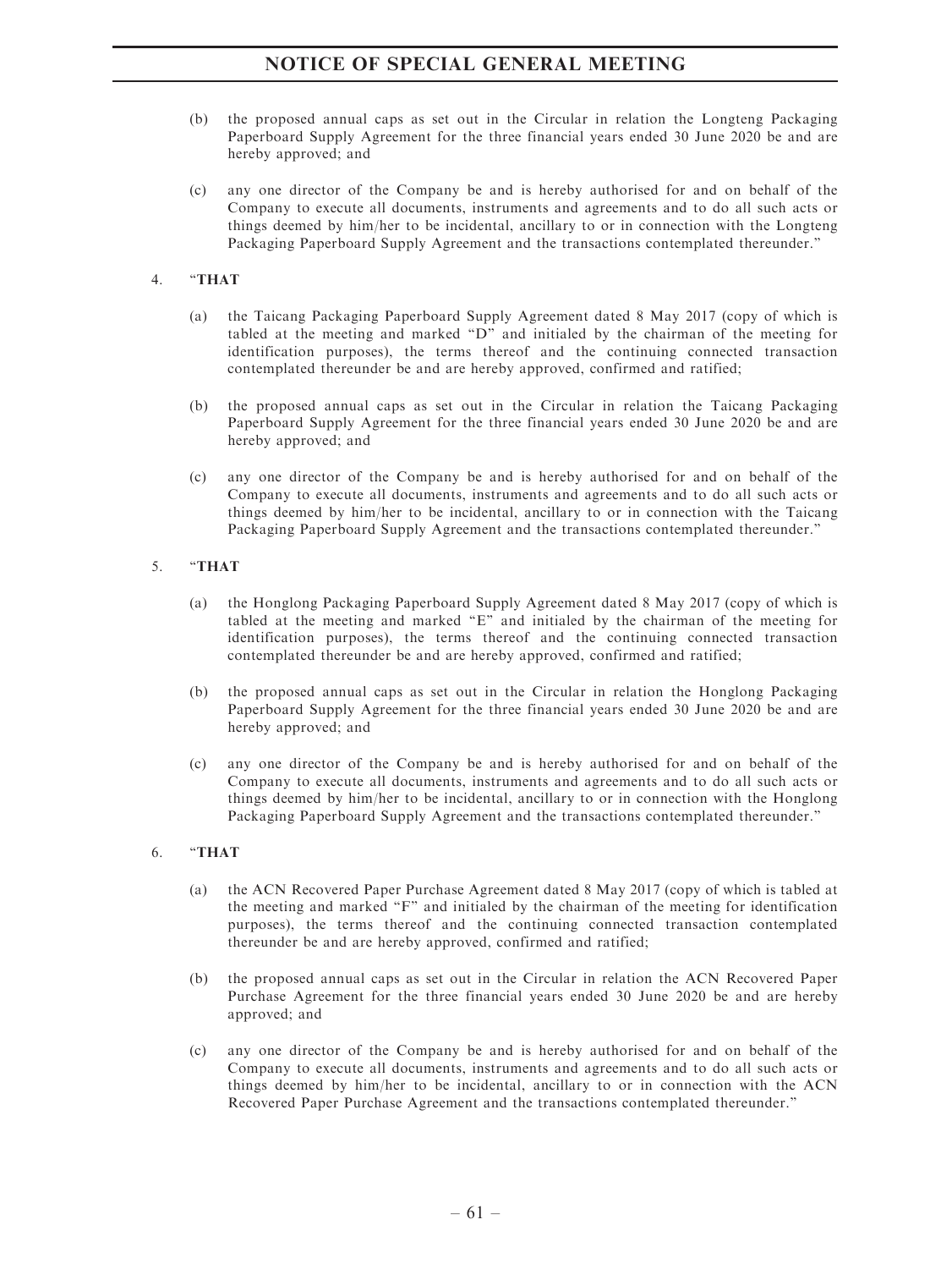(b) the proposed annual caps as set out in the Circular in relation the Longteng Packaging Paperboard Supply Agreement for the three financial years ended 30 June 2020 be and are hereby approved; and

(c) any one director of the Company be and is hereby authorised for and on behalf of the Company to execute all documents, instruments and agreements and to do all such acts or things deemed by him/her to be incidental, ancillary to or in connection with the Longteng Packaging Paperboard Supply Agreement and the transactions contemplated thereunder."

4. "**THAT**

(a) the Taicang Packaging Paperboard Supply Agreement dated 8 May 2017 (copy of which is tabled at the meeting and marked "D" and initialed by the chairman of the meeting for identification purposes), the terms thereof and the continuing connected transaction contemplated thereunder be and are hereby approved, confirmed and ratified;

(b) the proposed annual caps as set out in the Circular in relation the Taicang Packaging Paperboard Supply Agreement for the three financial years ended 30 June 2020 be and are hereby approved; and

(c) any one director of the Company be and is hereby authorised for and on behalf of the Company to execute all documents, instruments and agreements and to do all such acts or things deemed by him/her to be incidental, ancillary to or in connection with the Taicang Packaging Paperboard Supply Agreement and the transactions contemplated thereunder."

5. "**THAT**

(a) the Honglong Packaging Paperboard Supply Agreement dated 8 May 2017 (copy of which is tabled at the meeting and marked "E" and initialed by the chairman of the meeting for identification purposes), the terms thereof and the continuing connected transaction contemplated thereunder be and are hereby approved, confirmed and ratified;

(b) the proposed annual caps as set out in the Circular in relation the Honglong Packaging Paperboard Supply Agreement for the three financial years ended 30 June 2020 be and are hereby approved; and

(c) any one director of the Company be and is hereby authorised for and on behalf of the Company to execute all documents, instruments and agreements and to do all such acts or things deemed by him/her to be incidental, ancillary to or in connection with the Honglong Packaging Paperboard Supply Agreement and the transactions contemplated thereunder."

6. "**THAT**

(a) the ACN Recovered Paper Purchase Agreement dated 8 May 2017 (copy of which is tabled at the meeting and marked "F" and initialed by the chairman of the meeting for identification purposes), the terms thereof and the continuing connected transaction contemplated thereunder be and are hereby approved, confirmed and ratified;

(b) the proposed annual caps as set out in the Circular in relation the ACN Recovered Paper Purchase Agreement for the three financial years ended 30 June 2020 be and are hereby approved; and

(c) any one director of the Company be and is hereby authorised for and on behalf of the Company to execute all documents, instruments and agreements and to do all such acts or things deemed by him/her to be incidental, ancillary to or in connection with the ACN Recovered Paper Purchase Agreement and the transactions contemplated thereunder."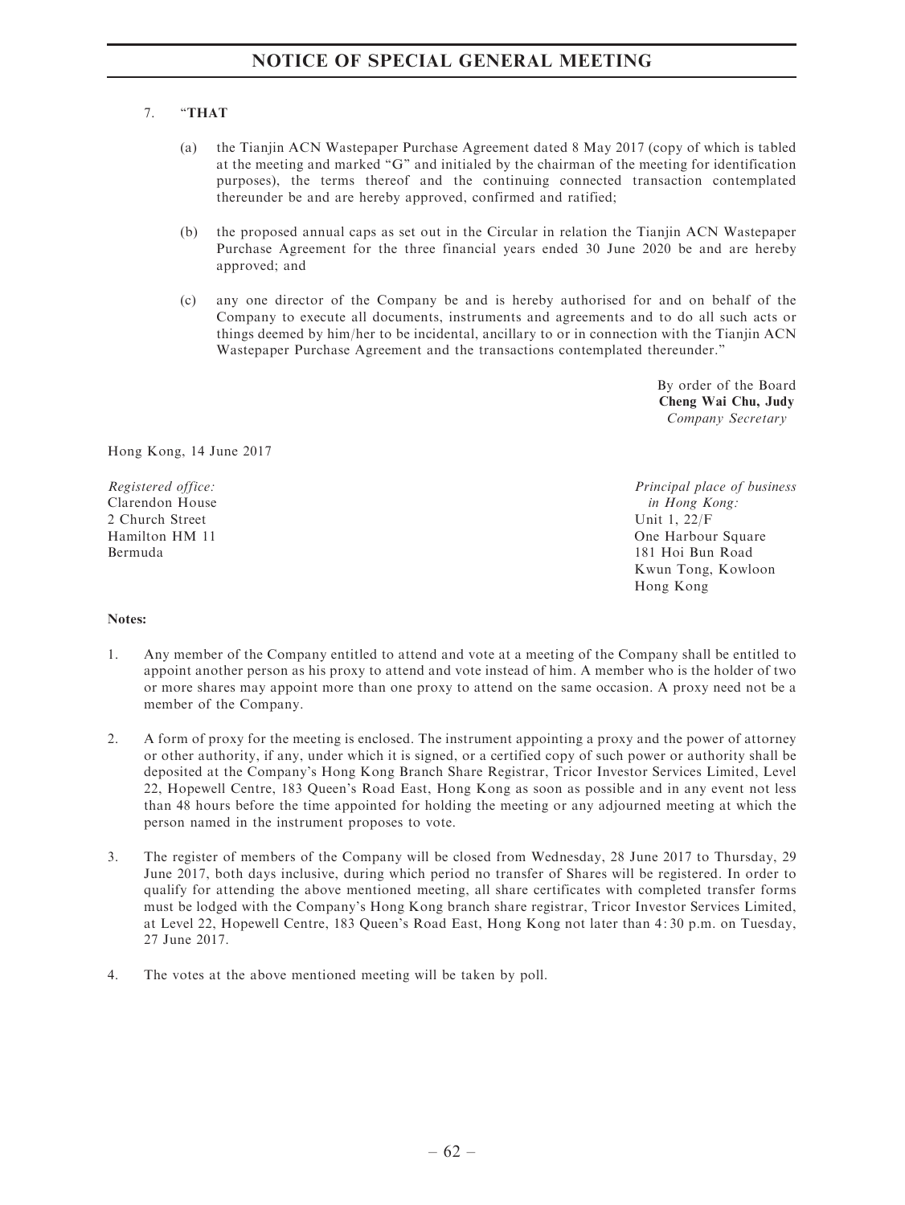7. "**THAT**

   (a) the Tianjin ACN Wastepaper Purchase Agreement dated 8 May 2017 (copy of which is tabled at the meeting and marked "G" and initialed by the chairman of the meeting for identification purposes), the terms thereof and the continuing connected transaction contemplated thereunder be and are hereby approved, confirmed and ratified;

   (b) the proposed annual caps as set out in the Circular in relation the Tianjin ACN Wastepaper Purchase Agreement for the three financial years ended 30 June 2020 be and are hereby approved; and

   (c) any one director of the Company be and is hereby authorised for and on behalf of the Company to execute all documents, instruments and agreements and to do all such acts or things deemed by him/her to be incidental, ancillary to or in connection with the Tianjin ACN Wastepaper Purchase Agreement and the transactions contemplated thereunder."

By order of the Board
**Cheng Wai Chu, Judy**
*Company Secretary*

Hong Kong, 14 June 2017

*Registered office:*
Clarendon House
2 Church Street
Hamilton HM 11
Bermuda

*Principal place of business in Hong Kong:*
Unit 1, 22/F
One Harbour Square
181 Hoi Bun Road
Kwun Tong, Kowloon
Hong Kong

**Notes:**

1. Any member of the Company entitled to attend and vote at a meeting of the Company shall be entitled to appoint another person as his proxy to attend and vote instead of him. A member who is the holder of two or more shares may appoint more than one proxy to attend on the same occasion. A proxy need not be a member of the Company.

2. A form of proxy for the meeting is enclosed. The instrument appointing a proxy and the power of attorney or other authority, if any, under which it is signed, or a certified copy of such power or authority shall be deposited at the Company's Hong Kong Branch Share Registrar, Tricor Investor Services Limited, Level 22, Hopewell Centre, 183 Queen's Road East, Hong Kong as soon as possible and in any event not less than 48 hours before the time appointed for holding the meeting or any adjourned meeting at which the person named in the instrument proposes to vote.

3. The register of members of the Company will be closed from Wednesday, 28 June 2017 to Thursday, 29 June 2017, both days inclusive, during which period no transfer of Shares will be registered. In order to qualify for attending the above mentioned meeting, all share certificates with completed transfer forms must be lodged with the Company's Hong Kong branch share registrar, Tricor Investor Services Limited, at Level 22, Hopewell Centre, 183 Queen's Road East, Hong Kong not later than 4:30 p.m. on Tuesday, 27 June 2017.

4. The votes at the above mentioned meeting will be taken by poll.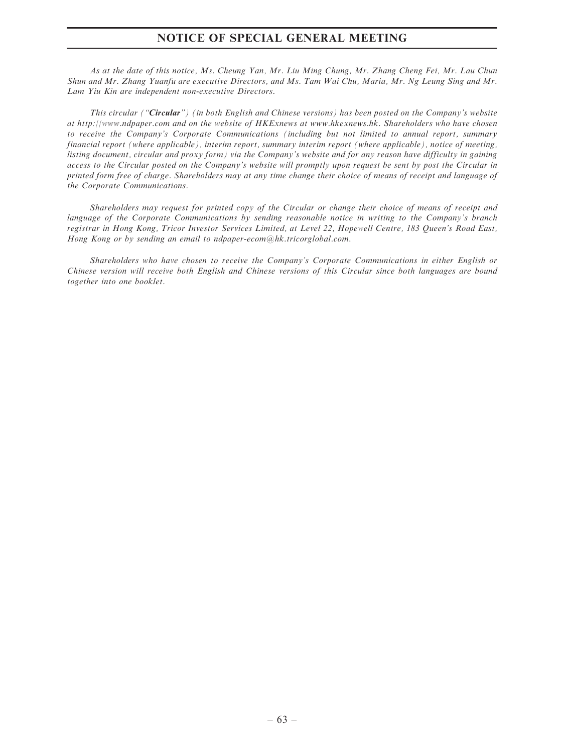*As at the date of this notice, Ms. Cheung Yan, Mr. Liu Ming Chung, Mr. Zhang Cheng Fei, Mr. Lau Chun Shun and Mr. Zhang Yuanfu are executive Directors, and Ms. Tam Wai Chu, Maria, Mr. Ng Leung Sing and Mr. Lam Yiu Kin are independent non-executive Directors.*

*This circular ("**Circular**") (in both English and Chinese versions) has been posted on the Company's website at http://www.ndpaper.com and on the website of HKExnews at www.hkexnews.hk. Shareholders who have chosen to receive the Company's Corporate Communications (including but not limited to annual report, summary financial report (where applicable), interim report, summary interim report (where applicable), notice of meeting, listing document, circular and proxy form) via the Company's website and for any reason have difficulty in gaining access to the Circular posted on the Company's website will promptly upon request be sent by post the Circular in printed form free of charge. Shareholders may at any time change their choice of means of receipt and language of the Corporate Communications.*

*Shareholders may request for printed copy of the Circular or change their choice of means of receipt and language of the Corporate Communications by sending reasonable notice in writing to the Company's branch registrar in Hong Kong, Tricor Investor Services Limited, at Level 22, Hopewell Centre, 183 Queen's Road East, Hong Kong or by sending an email to ndpaper-ecom@hk.tricorglobal.com.*

*Shareholders who have chosen to receive the Company's Corporate Communications in either English or Chinese version will receive both English and Chinese versions of this Circular since both languages are bound together into one booklet.*